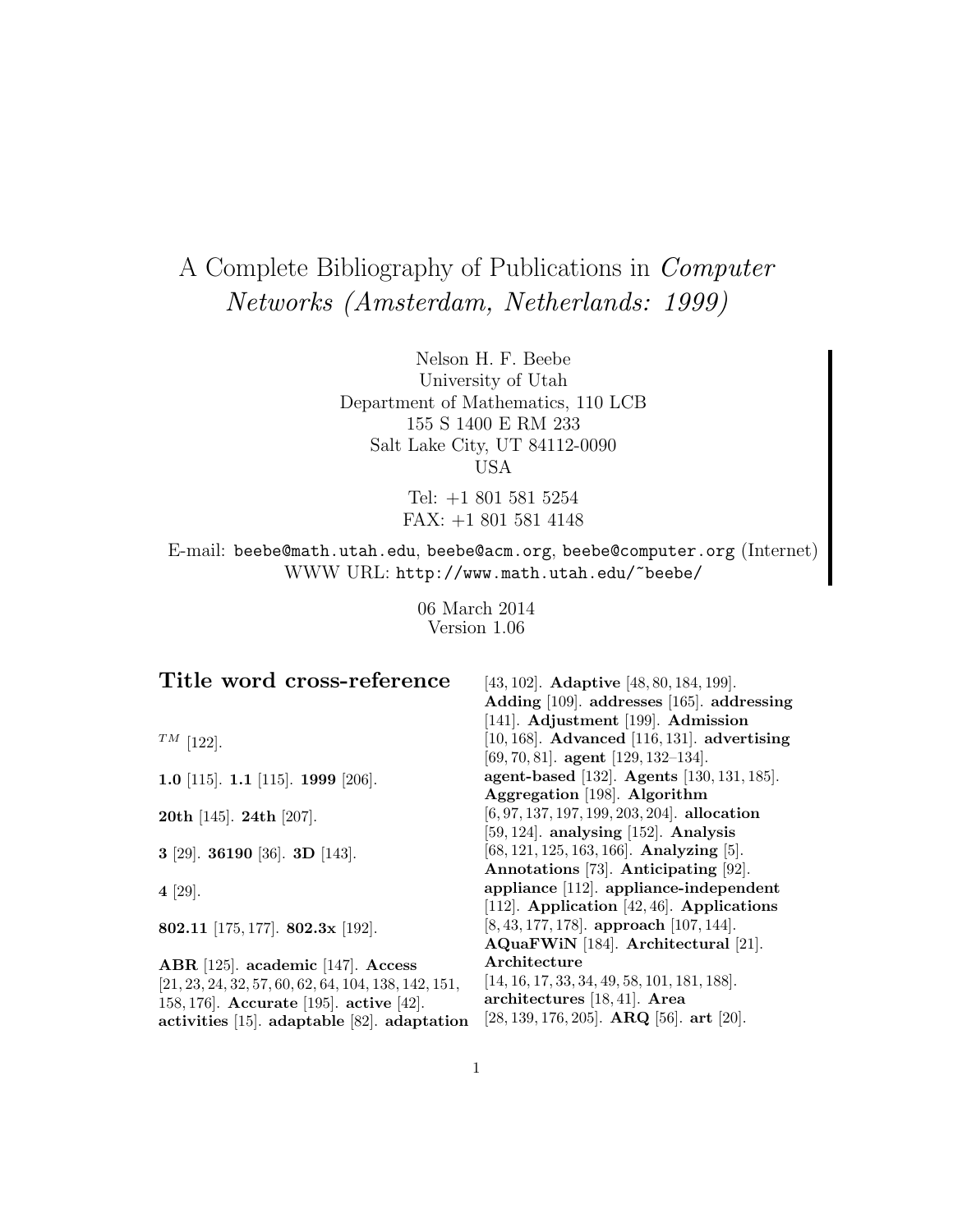# A Complete Bibliography of Publications in *Computer Networks (Amsterdam, Netherlands: 1999)*

Nelson H. F. Beebe
University of Utah
Department of Mathematics, 110 LCB
155 S 1400 E RM 233
Salt Lake City, UT 84112-0090
USA

Tel: +1 801 581 5254
FAX: +1 801 581 4148

E-mail: beebe@math.utah.edu, beebe@acm.org, beebe@computer.org (Internet)
WWW URL: http://www.math.utah.edu/~beebe/

06 March 2014
Version 1.06

## Title word cross-reference

$^{TM}$ [122].

**1.0** [115]. **1.1** [115]. **1999** [206].

**20th** [145]. **24th** [207].

**3** [29]. **36190** [36]. **3D** [143].

**4** [29].

**802.11** [175, 177]. **802.3x** [192].

**ABR** [125]. **academic** [147]. **Access** [21, 23, 24, 32, 57, 60, 62, 64, 104, 138, 142, 151, 158, 176]. **Accurate** [195]. **active** [42]. **activities** [15]. **adaptable** [82]. **adaptation** [43, 102]. **Adaptive** [48, 80, 184, 199]. **Adding** [109]. **addresses** [165]. **addressing** [141]. **Adjustment** [199]. **Admission** [10, 168]. **Advanced** [116, 131]. **advertising** [69, 70, 81]. **agent** [129, 132–134]. **agent-based** [132]. **Agents** [130, 131, 185]. **Aggregation** [198]. **Algorithm** [6, 97, 137, 197, 199, 203, 204]. **allocation** [59, 124]. **analysing** [152]. **Analysis** [68, 121, 125, 163, 166]. **Analyzing** [5]. **Annotations** [73]. **Anticipating** [92]. **appliance** [112]. **appliance-independent** [112]. **Application** [42, 46]. **Applications** [8, 43, 177, 178]. **approach** [107, 144]. **AQuaFWiN** [184]. **Architectural** [21]. **Architecture** [14, 16, 17, 33, 34, 49, 58, 101, 181, 188]. **architectures** [18, 41]. **Area** [28, 139, 176, 205]. **ARQ** [56]. **art** [20].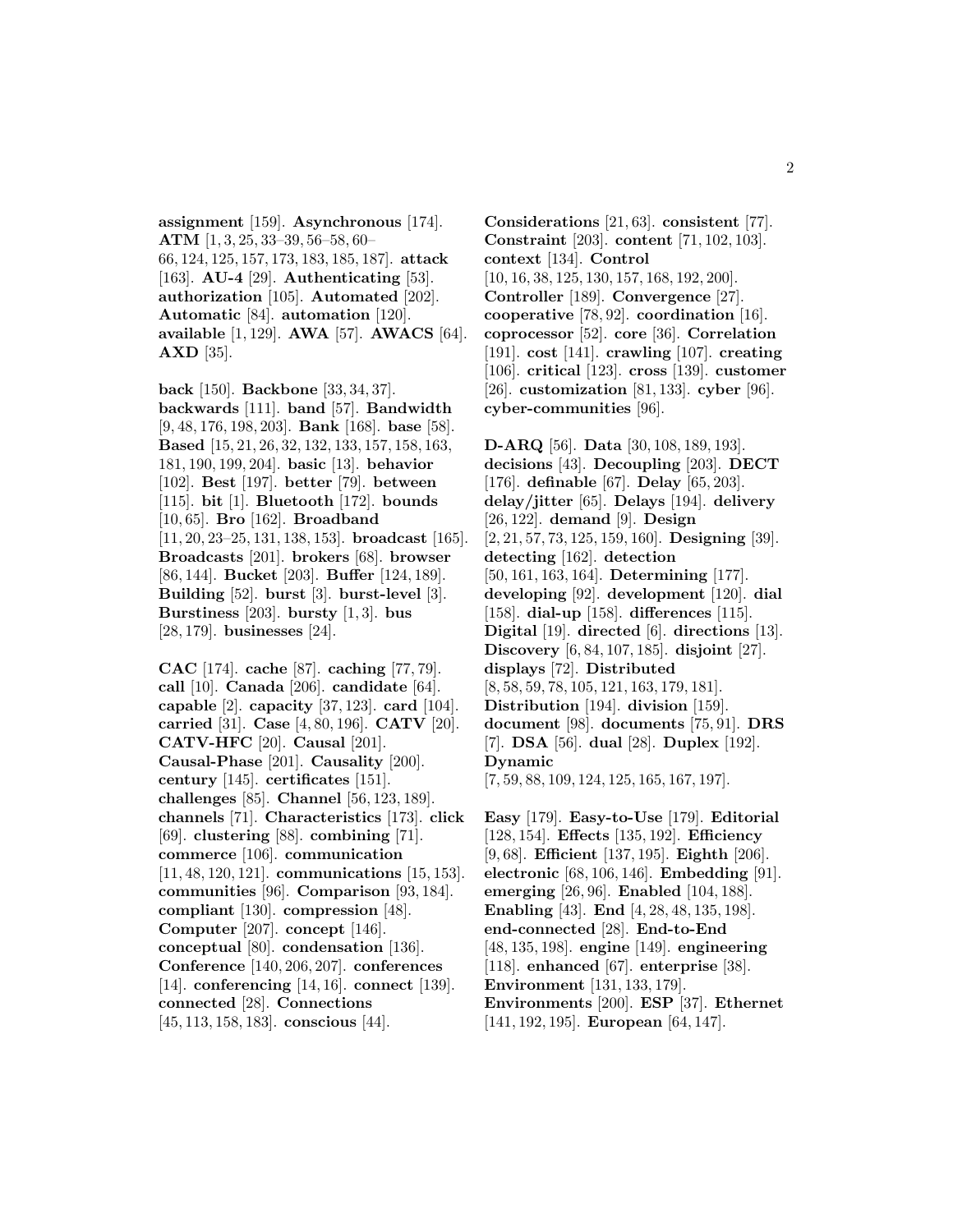**assignment** [159]. **Asynchronous** [174]. **ATM** [1, 3, 25, 33–39, 56–58, 60–66, 124, 125, 157, 173, 183, 185, 187]. **attack** [163]. **AU-4** [29]. **Authenticating** [53]. **authorization** [105]. **Automated** [202]. **Automatic** [84]. **automation** [120]. **available** [1, 129]. **AWA** [57]. **AWACS** [64]. **AXD** [35].

**back** [150]. **Backbone** [33, 34, 37]. **backwards** [111]. **band** [57]. **Bandwidth** [9, 48, 176, 198, 203]. **Bank** [168]. **base** [58]. **Based** [15, 21, 26, 32, 132, 133, 157, 158, 163, 181, 190, 199, 204]. **basic** [13]. **behavior** [102]. **Best** [197]. **better** [79]. **between** [115]. **bit** [1]. **Bluetooth** [172]. **bounds** [10, 65]. **Bro** [162]. **Broadband** [11, 20, 23–25, 131, 138, 153]. **broadcast** [165]. **Broadcasts** [201]. **brokers** [68]. **browser** [86, 144]. **Bucket** [203]. **Buffer** [124, 189]. **Building** [52]. **burst** [3]. **burst-level** [3]. **Burstiness** [203]. **bursty** [1, 3]. **bus** [28, 179]. **businesses** [24].

**CAC** [174]. **cache** [87]. **caching** [77, 79]. **call** [10]. **Canada** [206]. **candidate** [64]. **capable** [2]. **capacity** [37, 123]. **card** [104]. **carried** [31]. **Case** [4, 80, 196]. **CATV** [20]. **CATV-HFC** [20]. **Causal** [201]. **Causal-Phase** [201]. **Causality** [200]. **century** [145]. **certificates** [151]. **challenges** [85]. **Channel** [56, 123, 189]. **channels** [71]. **Characteristics** [173]. **click** [69]. **clustering** [88]. **combining** [71]. **commerce** [106]. **communication** [11, 48, 120, 121]. **communications** [15, 153]. **communities** [96]. **Comparison** [93, 184]. **compliant** [130]. **compression** [48]. **Computer** [207]. **concept** [146]. **conceptual** [80]. **condensation** [136]. **Conference** [140, 206, 207]. **conferences** [14]. **conferencing** [14, 16]. **connect** [139]. **connected** [28]. **Connections** [45, 113, 158, 183]. **conscious** [44].

**Considerations** [21, 63]. **consistent** [77]. **Constraint** [203]. **content** [71, 102, 103]. **context** [134]. **Control** [10, 16, 38, 125, 130, 157, 168, 192, 200]. **Controller** [189]. **Convergence** [27]. **cooperative** [78, 92]. **coordination** [16]. **coprocessor** [52]. **core** [36]. **Correlation** [191]. **cost** [141]. **crawling** [107]. **creating** [106]. **critical** [123]. **cross** [139]. **customer** [26]. **customization** [81, 133]. **cyber** [96]. **cyber-communities** [96].

**D-ARQ** [56]. **Data** [30, 108, 189, 193]. **decisions** [43]. **Decoupling** [203]. **DECT** [176]. **definable** [67]. **Delay** [65, 203]. **delay/jitter** [65]. **Delays** [194]. **delivery** [26, 122]. **demand** [9]. **Design** [2, 21, 57, 73, 125, 159, 160]. **Designing** [39]. **detecting** [162]. **detection** [50, 161, 163, 164]. **Determining** [177]. **developing** [92]. **development** [120]. **dial** [158]. **dial-up** [158]. **differences** [115]. **Digital** [19]. **directed** [6]. **directions** [13]. **Discovery** [6, 84, 107, 185]. **disjoint** [27]. **displays** [72]. **Distributed** [8, 58, 59, 78, 105, 121, 163, 179, 181]. **Distribution** [194]. **division** [159]. **document** [98]. **documents** [75, 91]. **DRS** [7]. **DSA** [56]. **dual** [28]. **Duplex** [192]. **Dynamic** [7, 59, 88, 109, 124, 125, 165, 167, 197].

**Easy** [179]. **Easy-to-Use** [179]. **Editorial** [128, 154]. **Effects** [135, 192]. **Efficiency** [9, 68]. **Efficient** [137, 195]. **Eighth** [206]. **electronic** [68, 106, 146]. **Embedding** [91]. **emerging** [26, 96]. **Enabled** [104, 188]. **Enabling** [43]. **End** [4, 28, 48, 135, 198]. **end-connected** [28]. **End-to-End** [48, 135, 198]. **engine** [149]. **engineering** [118]. **enhanced** [67]. **enterprise** [38]. **Environment** [131, 133, 179]. **Environments** [200]. **ESP** [37]. **Ethernet** [141, 192, 195]. **European** [64, 147].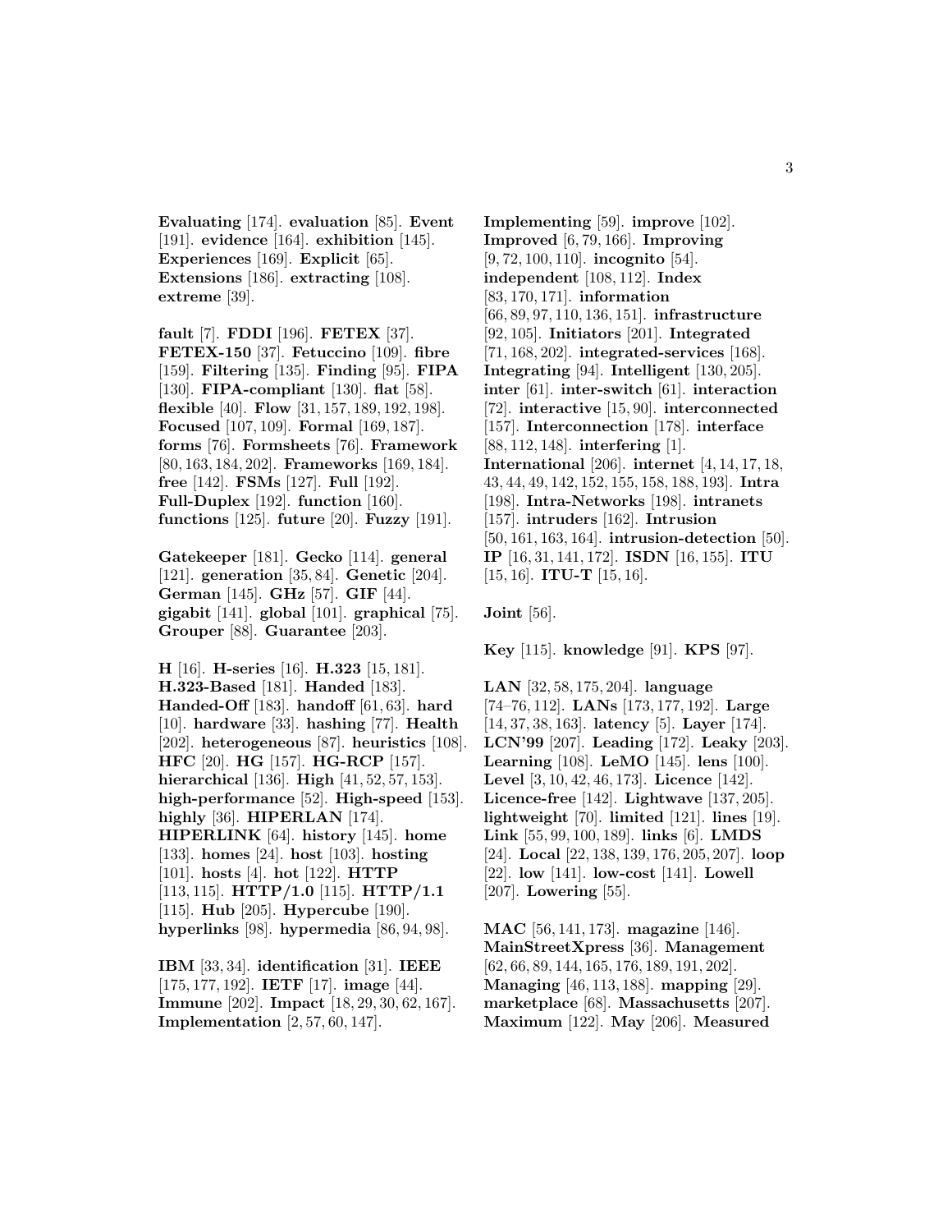**Evaluating** [174]. **evaluation** [85]. **Event** [191]. **evidence** [164]. **exhibition** [145]. **Experiences** [169]. **Explicit** [65]. **Extensions** [186]. **extracting** [108]. **extreme** [39].

**fault** [7]. **FDDI** [196]. **FETEX** [37]. **FETEX-150** [37]. **Fetuccino** [109]. **fibre** [159]. **Filtering** [135]. **Finding** [95]. **FIPA** [130]. **FIPA-compliant** [130]. **flat** [58]. **flexible** [40]. **Flow** [31, 157, 189, 192, 198]. **Focused** [107, 109]. **Formal** [169, 187]. **forms** [76]. **Formsheets** [76]. **Framework** [80, 163, 184, 202]. **Frameworks** [169, 184]. **free** [142]. **FSMs** [127]. **Full** [192]. **Full-Duplex** [192]. **function** [160]. **functions** [125]. **future** [20]. **Fuzzy** [191].

**Gatekeeper** [181]. **Gecko** [114]. **general** [121]. **generation** [35, 84]. **Genetic** [204]. **German** [145]. **GHz** [57]. **GIF** [44]. **gigabit** [141]. **global** [101]. **graphical** [75]. **Grouper** [88]. **Guarantee** [203].

**H** [16]. **H-series** [16]. **H.323** [15, 181]. **H.323-Based** [181]. **Handed** [183]. **Handed-Off** [183]. **handoff** [61, 63]. **hard** [10]. **hardware** [33]. **hashing** [77]. **Health** [202]. **heterogeneous** [87]. **heuristics** [108]. **HFC** [20]. **HG** [157]. **HG-RCP** [157]. **hierarchical** [136]. **High** [41, 52, 57, 153]. **high-performance** [52]. **High-speed** [153]. **highly** [36]. **HIPERLAN** [174]. **HIPERLINK** [64]. **history** [145]. **home** [133]. **homes** [24]. **host** [103]. **hosting** [101]. **hosts** [4]. **hot** [122]. **HTTP** [113, 115]. **HTTP/1.0** [115]. **HTTP/1.1** [115]. **Hub** [205]. **Hypercube** [190]. **hyperlinks** [98]. **hypermedia** [86, 94, 98].

**IBM** [33, 34]. **identification** [31]. **IEEE** [175, 177, 192]. **IETF** [17]. **image** [44]. **Immune** [202]. **Impact** [18, 29, 30, 62, 167]. **Implementation** [2, 57, 60, 147]. **Implementing** [59]. **improve** [102]. **Improved** [6, 79, 166]. **Improving** [9, 72, 100, 110]. **incognito** [54]. **independent** [108, 112]. **Index** [83, 170, 171]. **information** [66, 89, 97, 110, 136, 151]. **infrastructure** [92, 105]. **Initiators** [201]. **Integrated** [71, 168, 202]. **integrated-services** [168]. **Integrating** [94]. **Intelligent** [130, 205]. **inter** [61]. **inter-switch** [61]. **interaction** [72]. **interactive** [15, 90]. **interconnected** [157]. **Interconnection** [178]. **interface** [88, 112, 148]. **interfering** [1]. **International** [206]. **internet** [4, 14, 17, 18, 43, 44, 49, 142, 152, 155, 158, 188, 193]. **Intra** [198]. **Intra-Networks** [198]. **intranets** [157]. **intruders** [162]. **Intrusion** [50, 161, 163, 164]. **intrusion-detection** [50]. **IP** [16, 31, 141, 172]. **ISDN** [16, 155]. **ITU** [15, 16]. **ITU-T** [15, 16].

**Joint** [56].

**Key** [115]. **knowledge** [91]. **KPS** [97].

**LAN** [32, 58, 175, 204]. **language** [74–76, 112]. **LANs** [173, 177, 192]. **Large** [14, 37, 38, 163]. **latency** [5]. **Layer** [174]. **LCN'99** [207]. **Leading** [172]. **Leaky** [203]. **Learning** [108]. **LeMO** [145]. **lens** [100]. **Level** [3, 10, 42, 46, 173]. **Licence** [142]. **Licence-free** [142]. **Lightwave** [137, 205]. **lightweight** [70]. **limited** [121]. **lines** [19]. **Link** [55, 99, 100, 189]. **links** [6]. **LMDS** [24]. **Local** [22, 138, 139, 176, 205, 207]. **loop** [22]. **low** [141]. **low-cost** [141]. **Lowell** [207]. **Lowering** [55].

**MAC** [56, 141, 173]. **magazine** [146]. **MainStreetXpress** [36]. **Management** [62, 66, 89, 144, 165, 176, 189, 191, 202]. **Managing** [46, 113, 188]. **mapping** [29]. **marketplace** [68]. **Massachusetts** [207]. **Maximum** [122]. **May** [206]. **Measured**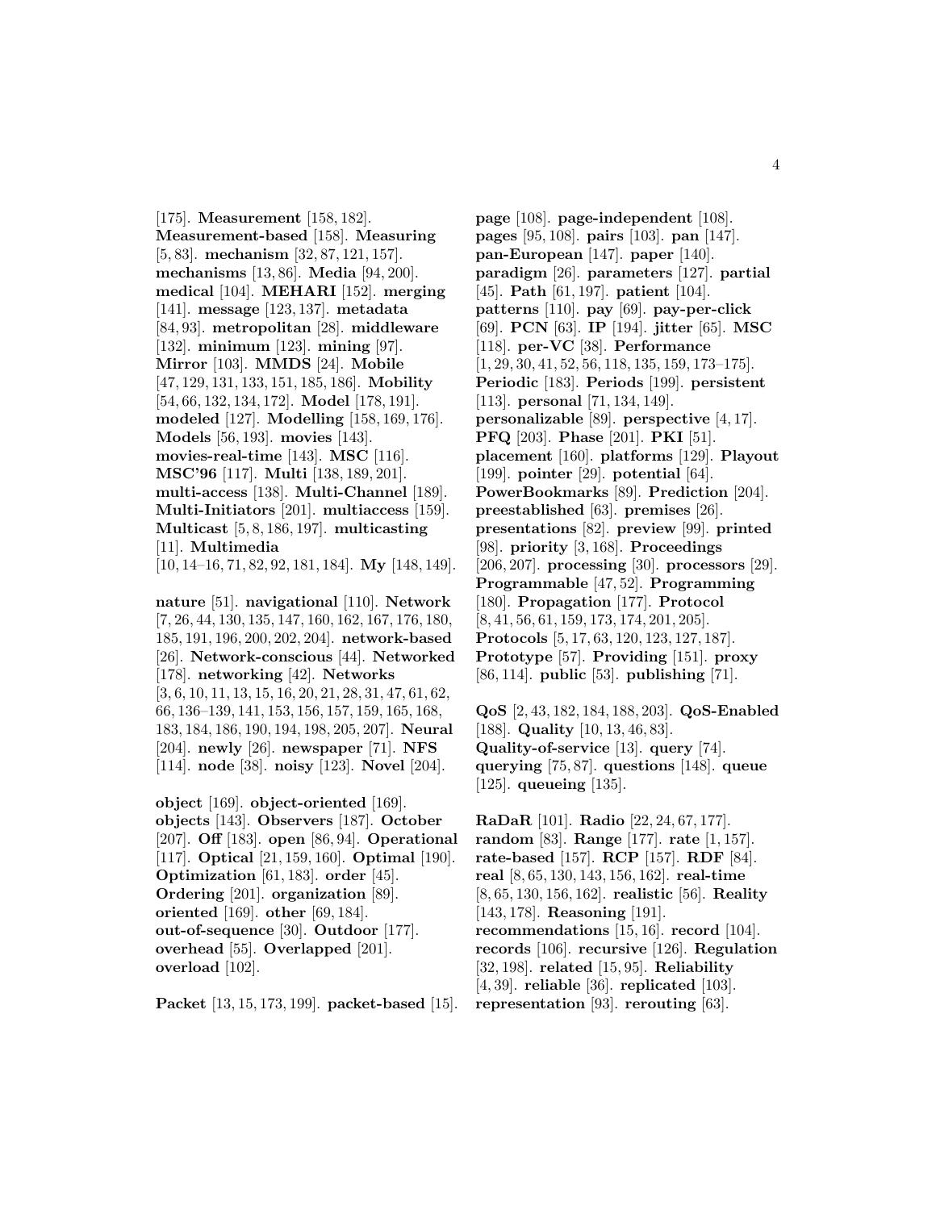[175]. **Measurement** [158, 182]. **Measurement-based** [158]. **Measuring** [5, 83]. **mechanism** [32, 87, 121, 157]. **mechanisms** [13, 86]. **Media** [94, 200]. **medical** [104]. **MEHARI** [152]. **merging** [141]. **message** [123, 137]. **metadata** [84, 93]. **metropolitan** [28]. **middleware** [132]. **minimum** [123]. **mining** [97]. **Mirror** [103]. **MMDS** [24]. **Mobile** [47, 129, 131, 133, 151, 185, 186]. **Mobility** [54, 66, 132, 134, 172]. **Model** [178, 191]. **modeled** [127]. **Modelling** [158, 169, 176]. **Models** [56, 193]. **movies** [143]. **movies-real-time** [143]. **MSC** [116]. **MSC'96** [117]. **Multi** [138, 189, 201]. **multi-access** [138]. **Multi-Channel** [189]. **Multi-Initiators** [201]. **multiaccess** [159]. **Multicast** [5, 8, 186, 197]. **multicasting** [11]. **Multimedia** [10, 14–16, 71, 82, 92, 181, 184]. **My** [148, 149].

**nature** [51]. **navigational** [110]. **Network** [7, 26, 44, 130, 135, 147, 160, 162, 167, 176, 180, 185, 191, 196, 200, 202, 204]. **network-based** [26]. **Network-conscious** [44]. **Networked** [178]. **networking** [42]. **Networks** [3, 6, 10, 11, 13, 15, 16, 20, 21, 28, 31, 47, 61, 62, 66, 136–139, 141, 153, 156, 157, 159, 165, 168, 183, 184, 186, 190, 194, 198, 205, 207]. **Neural** [204]. **newly** [26]. **newspaper** [71]. **NFS** [114]. **node** [38]. **noisy** [123]. **Novel** [204].

**object** [169]. **object-oriented** [169]. **objects** [143]. **Observers** [187]. **October** [207]. **Off** [183]. **open** [86, 94]. **Operational** [117]. **Optical** [21, 159, 160]. **Optimal** [190]. **Optimization** [61, 183]. **order** [45]. **Ordering** [201]. **organization** [89]. **oriented** [169]. **other** [69, 184]. **out-of-sequence** [30]. **Outdoor** [177]. **overhead** [55]. **Overlapped** [201]. **overload** [102].

**Packet** [13, 15, 173, 199]. **packet-based** [15]. **page** [108]. **page-independent** [108]. **pages** [95, 108]. **pairs** [103]. **pan** [147]. **pan-European** [147]. **paper** [140]. **paradigm** [26]. **parameters** [127]. **partial** [45]. **Path** [61, 197]. **patient** [104]. **patterns** [110]. **pay** [69]. **pay-per-click** [69]. **PCN** [63]. **IP** [194]. **jitter** [65]. **MSC** [118]. **per-VC** [38]. **Performance** [1, 29, 30, 41, 52, 56, 118, 135, 159, 173–175]. **Periodic** [183]. **Periods** [199]. **persistent** [113]. **personal** [71, 134, 149]. **personalizable** [89]. **perspective** [4, 17]. **PFQ** [203]. **Phase** [201]. **PKI** [51]. **placement** [160]. **platforms** [129]. **Playout** [199]. **pointer** [29]. **potential** [64]. **PowerBookmarks** [89]. **Prediction** [204]. **preestablished** [63]. **premises** [26]. **presentations** [82]. **preview** [99]. **printed** [98]. **priority** [3, 168]. **Proceedings** [206, 207]. **processing** [30]. **processors** [29]. **Programmable** [47, 52]. **Programming** [180]. **Propagation** [177]. **Protocol** [8, 41, 56, 61, 159, 173, 174, 201, 205]. **Protocols** [5, 17, 63, 120, 123, 127, 187]. **Prototype** [57]. **Providing** [151]. **proxy** [86, 114]. **public** [53]. **publishing** [71].

**QoS** [2, 43, 182, 184, 188, 203]. **QoS-Enabled** [188]. **Quality** [10, 13, 46, 83]. **Quality-of-service** [13]. **query** [74]. **querying** [75, 87]. **questions** [148]. **queue** [125]. **queueing** [135].

**RaDaR** [101]. **Radio** [22, 24, 67, 177]. **random** [83]. **Range** [177]. **rate** [1, 157]. **rate-based** [157]. **RCP** [157]. **RDF** [84]. **real** [8, 65, 130, 143, 156, 162]. **real-time** [8, 65, 130, 156, 162]. **realistic** [56]. **Reality** [143, 178]. **Reasoning** [191]. **recommendations** [15, 16]. **record** [104]. **records** [106]. **recursive** [126]. **Regulation** [32, 198]. **related** [15, 95]. **Reliability** [4, 39]. **reliable** [36]. **replicated** [103]. **representation** [93]. **rerouting** [63].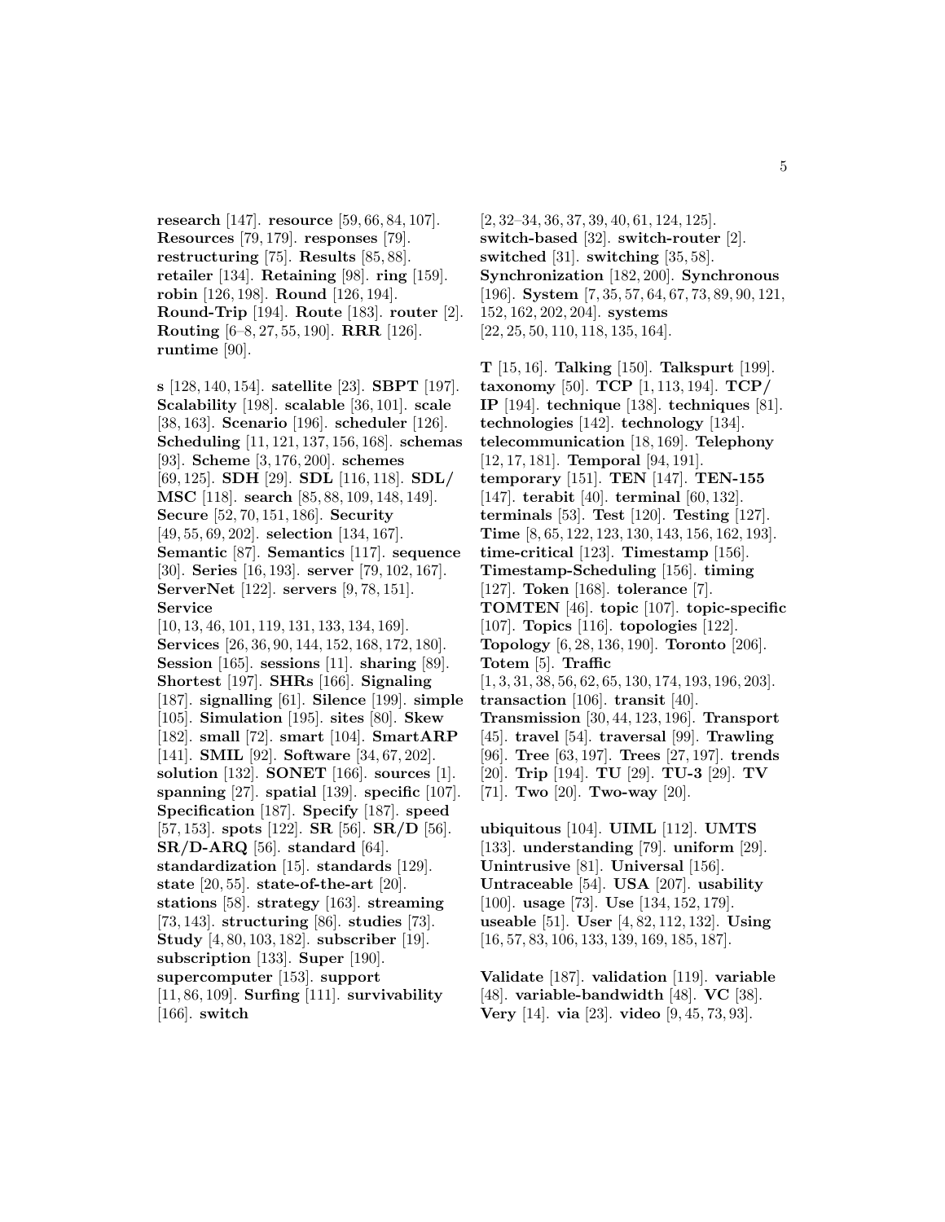**research** [147]. **resource** [59, 66, 84, 107]. **Resources** [79, 179]. **responses** [79]. **restructuring** [75]. **Results** [85, 88]. **retailer** [134]. **Retaining** [98]. **ring** [159]. **robin** [126, 198]. **Round** [126, 194]. **Round-Trip** [194]. **Route** [183]. **router** [2]. **Routing** [6–8, 27, 55, 190]. **RRR** [126]. **runtime** [90].

**s** [128, 140, 154]. **satellite** [23]. **SBPT** [197]. **Scalability** [198]. **scalable** [36, 101]. **scale** [38, 163]. **Scenario** [196]. **scheduler** [126]. **Scheduling** [11, 121, 137, 156, 168]. **schemas** [93]. **Scheme** [3, 176, 200]. **schemes** [69, 125]. **SDH** [29]. **SDL** [116, 118]. **SDL/MSC** [118]. **search** [85, 88, 109, 148, 149]. **Secure** [52, 70, 151, 186]. **Security** [49, 55, 69, 202]. **selection** [134, 167]. **Semantic** [87]. **Semantics** [117]. **sequence** [30]. **Series** [16, 193]. **server** [79, 102, 167]. **ServerNet** [122]. **servers** [9, 78, 151]. **Service** [10, 13, 46, 101, 119, 131, 133, 134, 169]. **Services** [26, 36, 90, 144, 152, 168, 172, 180]. **Session** [165]. **sessions** [11]. **sharing** [89]. **Shortest** [197]. **SHRs** [166]. **Signaling** [187]. **signalling** [61]. **Silence** [199]. **simple** [105]. **Simulation** [195]. **sites** [80]. **Skew** [182]. **small** [72]. **smart** [104]. **SmartARP** [141]. **SMIL** [92]. **Software** [34, 67, 202]. **solution** [132]. **SONET** [166]. **sources** [1]. **spanning** [27]. **spatial** [139]. **specific** [107]. **Specification** [187]. **Specify** [187]. **speed** [57, 153]. **spots** [122]. **SR** [56]. **SR/D** [56]. **SR/D-ARQ** [56]. **standard** [64]. **standardization** [15]. **standards** [129]. **state** [20, 55]. **state-of-the-art** [20]. **stations** [58]. **strategy** [163]. **streaming** [73, 143]. **structuring** [86]. **studies** [73]. **Study** [4, 80, 103, 182]. **subscriber** [19]. **subscription** [133]. **Super** [190]. **supercomputer** [153]. **support** [11, 86, 109]. **Surfing** [111]. **survivability** [166]. **switch** [2, 32–34, 36, 37, 39, 40, 61, 124, 125]. **switch-based** [32]. **switch-router** [2]. **switched** [31]. **switching** [35, 58]. **Synchronization** [182, 200]. **Synchronous** [196]. **System** [7, 35, 57, 64, 67, 73, 89, 90, 121, 152, 162, 202, 204]. **systems** [22, 25, 50, 110, 118, 135, 164].

**T** [15, 16]. **Talking** [150]. **Talkspurt** [199]. **taxonomy** [50]. **TCP** [1, 113, 194]. **TCP/IP** [194]. **technique** [138]. **techniques** [81]. **technologies** [142]. **technology** [134]. **telecommunication** [18, 169]. **Telephony** [12, 17, 181]. **Temporal** [94, 191]. **temporary** [151]. **TEN** [147]. **TEN-155** [147]. **terabit** [40]. **terminal** [60, 132]. **terminals** [53]. **Test** [120]. **Testing** [127]. **Time** [8, 65, 122, 123, 130, 143, 156, 162, 193]. **time-critical** [123]. **Timestamp** [156]. **Timestamp-Scheduling** [156]. **timing** [127]. **Token** [168]. **tolerance** [7]. **TOMTEN** [46]. **topic** [107]. **topic-specific** [107]. **Topics** [116]. **topologies** [122]. **Topology** [6, 28, 136, 190]. **Toronto** [206]. **Totem** [5]. **Traffic** [1, 3, 31, 38, 56, 62, 65, 130, 174, 193, 196, 203]. **transaction** [106]. **transit** [40]. **Transmission** [30, 44, 123, 196]. **Transport** [45]. **travel** [54]. **traversal** [99]. **Trawling** [96]. **Tree** [63, 197]. **Trees** [27, 197]. **trends** [20]. **Trip** [194]. **TU** [29]. **TU-3** [29]. **TV** [71]. **Two** [20]. **Two-way** [20].

**ubiquitous** [104]. **UIML** [112]. **UMTS** [133]. **understanding** [79]. **uniform** [29]. **Unintrusive** [81]. **Universal** [156]. **Untraceable** [54]. **USA** [207]. **usability** [100]. **usage** [73]. **Use** [134, 152, 179]. **useable** [51]. **User** [4, 82, 112, 132]. **Using** [16, 57, 83, 106, 133, 139, 169, 185, 187].

**Validate** [187]. **validation** [119]. **variable** [48]. **variable-bandwidth** [48]. **VC** [38]. **Very** [14]. **via** [23]. **video** [9, 45, 73, 93].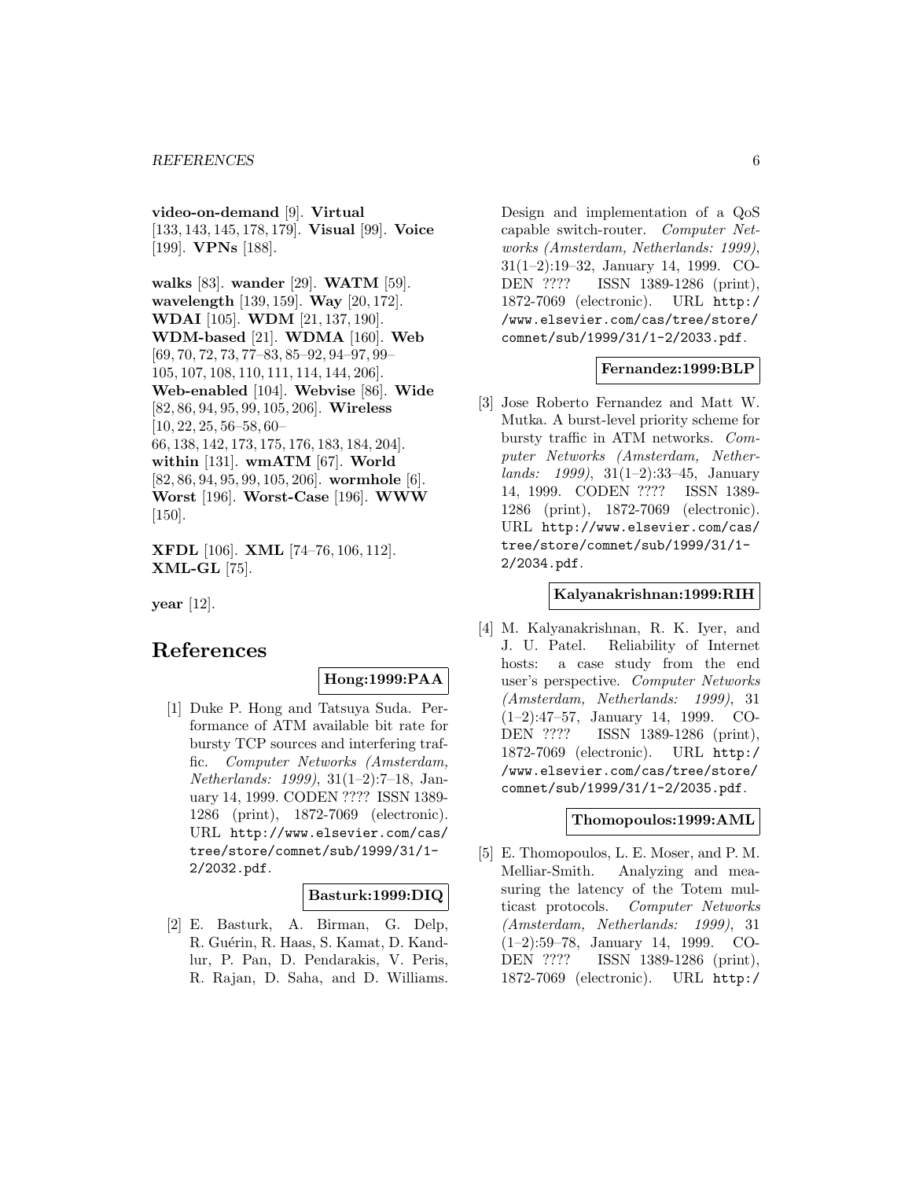**video-on-demand** [9]. **Virtual** [133, 143, 145, 178, 179]. **Visual** [99]. **Voice** [199]. **VPNs** [188].

**walks** [83]. **wander** [29]. **WATM** [59]. **wavelength** [139, 159]. **Way** [20, 172]. **WDAI** [105]. **WDM** [21, 137, 190]. **WDM-based** [21]. **WDMA** [160]. **Web** [69, 70, 72, 73, 77–83, 85–92, 94–97, 99–105, 107, 108, 110, 111, 114, 144, 206]. **Web-enabled** [104]. **Webvise** [86]. **Wide** [82, 86, 94, 95, 99, 105, 206]. **Wireless** [10, 22, 25, 56–58, 60–66, 138, 142, 173, 175, 176, 183, 184, 204]. **within** [131]. **wmATM** [67]. **World** [82, 86, 94, 95, 99, 105, 206]. **wormhole** [6]. **Worst** [196]. **Worst-Case** [196]. **WWW** [150].

**XFDL** [106]. **XML** [74–76, 106, 112]. **XML-GL** [75].

**year** [12].

# References

**Hong:1999:PAA**

[1] Duke P. Hong and Tatsuya Suda. Performance of ATM available bit rate for bursty TCP sources and interfering traffic. *Computer Networks (Amsterdam, Netherlands: 1999)*, 31(1–2):7–18, January 14, 1999. CODEN ???? ISSN 1389-1286 (print), 1872-7069 (electronic). URL http://www.elsevier.com/cas/tree/store/comnet/sub/1999/31/1-2/2032.pdf.

**Basturk:1999:DIQ**

[2] E. Basturk, A. Birman, G. Delp, R. Guérin, R. Haas, S. Kamat, D. Kandlur, P. Pan, D. Pendarakis, V. Peris, R. Rajan, D. Saha, and D. Williams. Design and implementation of a QoS capable switch-router. *Computer Networks (Amsterdam, Netherlands: 1999)*, 31(1–2):19–32, January 14, 1999. CODEN ???? ISSN 1389-1286 (print), 1872-7069 (electronic). URL http://www.elsevier.com/cas/tree/store/comnet/sub/1999/31/1-2/2033.pdf.

**Fernandez:1999:BLP**

[3] Jose Roberto Fernandez and Matt W. Mutka. A burst-level priority scheme for bursty traffic in ATM networks. *Computer Networks (Amsterdam, Netherlands: 1999)*, 31(1–2):33–45, January 14, 1999. CODEN ???? ISSN 1389-1286 (print), 1872-7069 (electronic). URL http://www.elsevier.com/cas/tree/store/comnet/sub/1999/31/1-2/2034.pdf.

**Kalyanakrishnan:1999:RIH**

[4] M. Kalyanakrishnan, R. K. Iyer, and J. U. Patel. Reliability of Internet hosts: a case study from the end user's perspective. *Computer Networks (Amsterdam, Netherlands: 1999)*, 31(1–2):47–57, January 14, 1999. CODEN ???? ISSN 1389-1286 (print), 1872-7069 (electronic). URL http://www.elsevier.com/cas/tree/store/comnet/sub/1999/31/1-2/2035.pdf.

**Thomopoulos:1999:AML**

[5] E. Thomopoulos, L. E. Moser, and P. M. Melliar-Smith. Analyzing and measuring the latency of the Totem multicast protocols. *Computer Networks (Amsterdam, Netherlands: 1999)*, 31(1–2):59–78, January 14, 1999. CODEN ???? ISSN 1389-1286 (print), 1872-7069 (electronic). URL http:/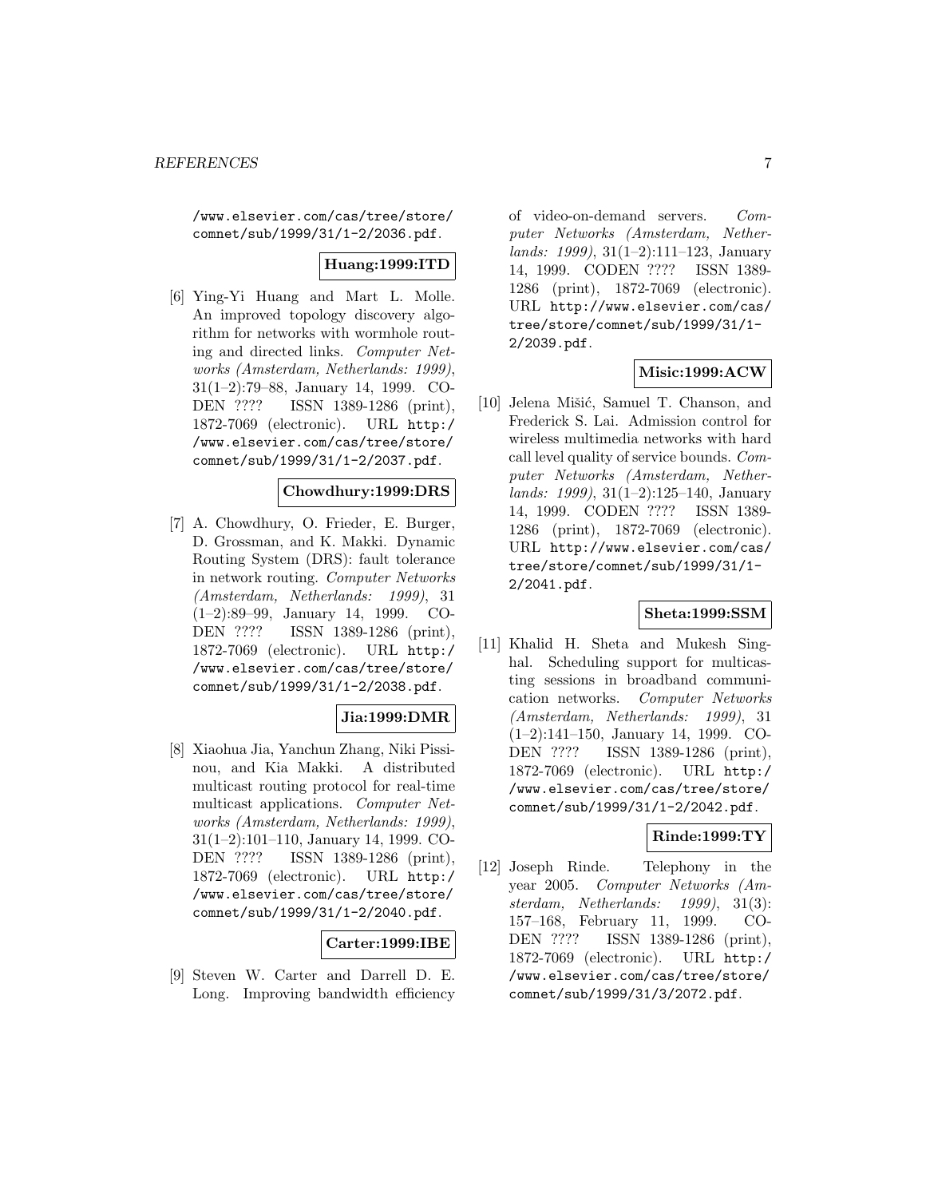/www.elsevier.com/cas/tree/store/comnet/sub/1999/31/1-2/2036.pdf.

**Huang:1999:ITD**

[6] Ying-Yi Huang and Mart L. Molle. An improved topology discovery algorithm for networks with wormhole routing and directed links. *Computer Networks (Amsterdam, Netherlands: 1999)*, 31(1–2):79–88, January 14, 1999. CODEN ???? ISSN 1389-1286 (print), 1872-7069 (electronic). URL http://www.elsevier.com/cas/tree/store/comnet/sub/1999/31/1-2/2037.pdf.

**Chowdhury:1999:DRS**

[7] A. Chowdhury, O. Frieder, E. Burger, D. Grossman, and K. Makki. Dynamic Routing System (DRS): fault tolerance in network routing. *Computer Networks (Amsterdam, Netherlands: 1999)*, 31 (1–2):89–99, January 14, 1999. CODEN ???? ISSN 1389-1286 (print), 1872-7069 (electronic). URL http://www.elsevier.com/cas/tree/store/comnet/sub/1999/31/1-2/2038.pdf.

**Jia:1999:DMR**

[8] Xiaohua Jia, Yanchun Zhang, Niki Pissinou, and Kia Makki. A distributed multicast routing protocol for real-time multicast applications. *Computer Networks (Amsterdam, Netherlands: 1999)*, 31(1–2):101–110, January 14, 1999. CODEN ???? ISSN 1389-1286 (print), 1872-7069 (electronic). URL http://www.elsevier.com/cas/tree/store/comnet/sub/1999/31/1-2/2040.pdf.

**Carter:1999:IBE**

[9] Steven W. Carter and Darrell D. E. Long. Improving bandwidth efficiency of video-on-demand servers. *Computer Networks (Amsterdam, Netherlands: 1999)*, 31(1–2):111–123, January 14, 1999. CODEN ???? ISSN 1389-1286 (print), 1872-7069 (electronic). URL http://www.elsevier.com/cas/tree/store/comnet/sub/1999/31/1-2/2039.pdf.

**Misic:1999:ACW**

[10] Jelena Mišić, Samuel T. Chanson, and Frederick S. Lai. Admission control for wireless multimedia networks with hard call level quality of service bounds. *Computer Networks (Amsterdam, Netherlands: 1999)*, 31(1–2):125–140, January 14, 1999. CODEN ???? ISSN 1389-1286 (print), 1872-7069 (electronic). URL http://www.elsevier.com/cas/tree/store/comnet/sub/1999/31/1-2/2041.pdf.

**Sheta:1999:SSM**

[11] Khalid H. Sheta and Mukesh Singhal. Scheduling support for multicasting sessions in broadband communication networks. *Computer Networks (Amsterdam, Netherlands: 1999)*, 31 (1–2):141–150, January 14, 1999. CODEN ???? ISSN 1389-1286 (print), 1872-7069 (electronic). URL http://www.elsevier.com/cas/tree/store/comnet/sub/1999/31/1-2/2042.pdf.

**Rinde:1999:TY**

[12] Joseph Rinde. Telephony in the year 2005. *Computer Networks (Amsterdam, Netherlands: 1999)*, 31(3): 157–168, February 11, 1999. CODEN ???? ISSN 1389-1286 (print), 1872-7069 (electronic). URL http://www.elsevier.com/cas/tree/store/comnet/sub/1999/31/3/2072.pdf.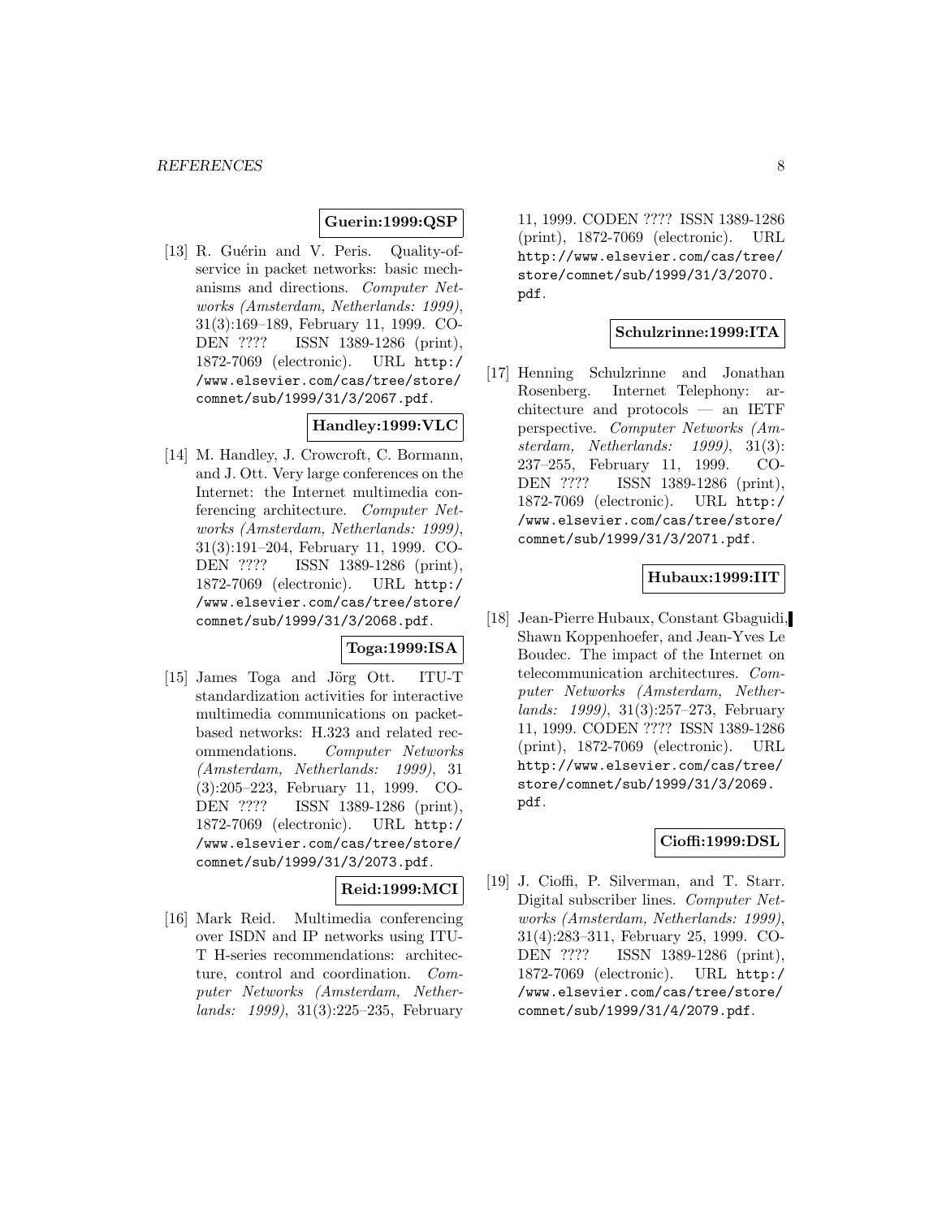**Guerin:1999:QSP**

[13] R. Guérin and V. Peris. Quality-of-service in packet networks: basic mechanisms and directions. *Computer Networks (Amsterdam, Netherlands: 1999)*, 31(3):169–189, February 11, 1999. CODEN ???? ISSN 1389-1286 (print), 1872-7069 (electronic). URL `http://www.elsevier.com/cas/tree/store/comnet/sub/1999/31/3/2067.pdf`.

**Handley:1999:VLC**

[14] M. Handley, J. Crowcroft, C. Bormann, and J. Ott. Very large conferences on the Internet: the Internet multimedia conferencing architecture. *Computer Networks (Amsterdam, Netherlands: 1999)*, 31(3):191–204, February 11, 1999. CODEN ???? ISSN 1389-1286 (print), 1872-7069 (electronic). URL `http://www.elsevier.com/cas/tree/store/comnet/sub/1999/31/3/2068.pdf`.

**Toga:1999:ISA**

[15] James Toga and Jörg Ott. ITU-T standardization activities for interactive multimedia communications on packet-based networks: H.323 and related recommendations. *Computer Networks (Amsterdam, Netherlands: 1999)*, 31 (3):205–223, February 11, 1999. CODEN ???? ISSN 1389-1286 (print), 1872-7069 (electronic). URL `http://www.elsevier.com/cas/tree/store/comnet/sub/1999/31/3/2073.pdf`.

**Reid:1999:MCI**

[16] Mark Reid. Multimedia conferencing over ISDN and IP networks using ITU-T H-series recommendations: architecture, control and coordination. *Computer Networks (Amsterdam, Netherlands: 1999)*, 31(3):225–235, February 11, 1999. CODEN ???? ISSN 1389-1286 (print), 1872-7069 (electronic). URL `http://www.elsevier.com/cas/tree/store/comnet/sub/1999/31/3/2070.pdf`.

**Schulzrinne:1999:ITA**

[17] Henning Schulzrinne and Jonathan Rosenberg. Internet Telephony: architecture and protocols — an IETF perspective. *Computer Networks (Amsterdam, Netherlands: 1999)*, 31(3): 237–255, February 11, 1999. CODEN ???? ISSN 1389-1286 (print), 1872-7069 (electronic). URL `http://www.elsevier.com/cas/tree/store/comnet/sub/1999/31/3/2071.pdf`.

**Hubaux:1999:IIT**

[18] Jean-Pierre Hubaux, Constant Gbaguidi, Shawn Koppenhoefer, and Jean-Yves Le Boudec. The impact of the Internet on telecommunication architectures. *Computer Networks (Amsterdam, Netherlands: 1999)*, 31(3):257–273, February 11, 1999. CODEN ???? ISSN 1389-1286 (print), 1872-7069 (electronic). URL `http://www.elsevier.com/cas/tree/store/comnet/sub/1999/31/3/2069.pdf`.

**Cioffi:1999:DSL**

[19] J. Cioffi, P. Silverman, and T. Starr. Digital subscriber lines. *Computer Networks (Amsterdam, Netherlands: 1999)*, 31(4):283–311, February 25, 1999. CODEN ???? ISSN 1389-1286 (print), 1872-7069 (electronic). URL `http://www.elsevier.com/cas/tree/store/comnet/sub/1999/31/4/2079.pdf`.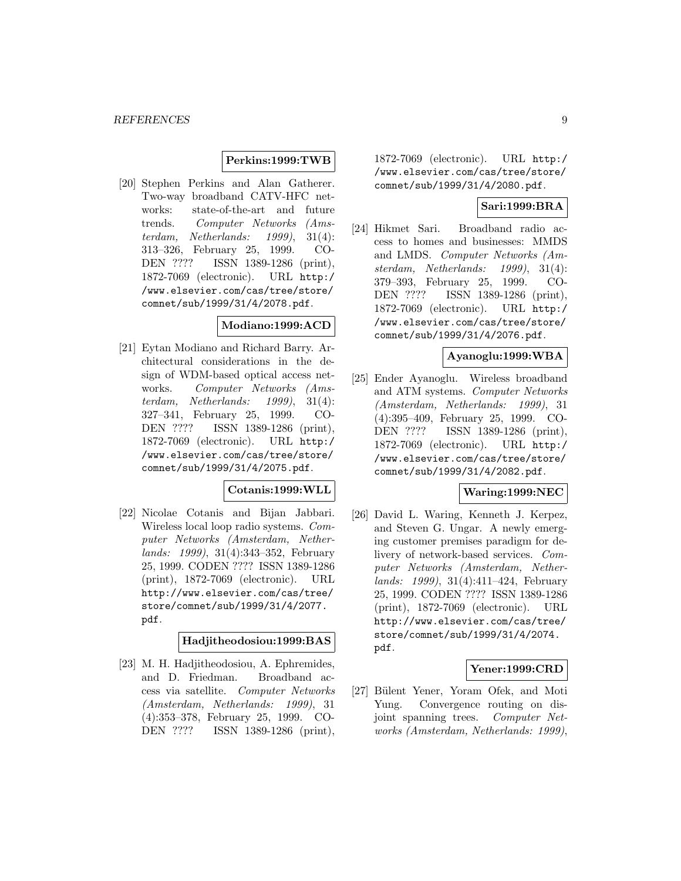**Perkins:1999:TWB**

[20] Stephen Perkins and Alan Gatherer. Two-way broadband CATV-HFC networks: state-of-the-art and future trends. *Computer Networks (Amsterdam, Netherlands: 1999)*, 31(4): 313–326, February 25, 1999. CODEN ???? ISSN 1389-1286 (print), 1872-7069 (electronic). URL `http://www.elsevier.com/cas/tree/store/comnet/sub/1999/31/4/2078.pdf`.

**Modiano:1999:ACD**

[21] Eytan Modiano and Richard Barry. Architectural considerations in the design of WDM-based optical access networks. *Computer Networks (Amsterdam, Netherlands: 1999)*, 31(4): 327–341, February 25, 1999. CODEN ???? ISSN 1389-1286 (print), 1872-7069 (electronic). URL `http://www.elsevier.com/cas/tree/store/comnet/sub/1999/31/4/2075.pdf`.

**Cotanis:1999:WLL**

[22] Nicolae Cotanis and Bijan Jabbari. Wireless local loop radio systems. *Computer Networks (Amsterdam, Netherlands: 1999)*, 31(4):343–352, February 25, 1999. CODEN ???? ISSN 1389-1286 (print), 1872-7069 (electronic). URL `http://www.elsevier.com/cas/tree/store/comnet/sub/1999/31/4/2077.pdf`.

**Hadjitheodosiou:1999:BAS**

[23] M. H. Hadjitheodosiou, A. Ephremides, and D. Friedman. Broadband access via satellite. *Computer Networks (Amsterdam, Netherlands: 1999)*, 31 (4):353–378, February 25, 1999. CODEN ???? ISSN 1389-1286 (print), 1872-7069 (electronic). URL `http://www.elsevier.com/cas/tree/store/comnet/sub/1999/31/4/2080.pdf`.

**Sari:1999:BRA**

[24] Hikmet Sari. Broadband radio access to homes and businesses: MMDS and LMDS. *Computer Networks (Amsterdam, Netherlands: 1999)*, 31(4): 379–393, February 25, 1999. CODEN ???? ISSN 1389-1286 (print), 1872-7069 (electronic). URL `http://www.elsevier.com/cas/tree/store/comnet/sub/1999/31/4/2076.pdf`.

**Ayanoglu:1999:WBA**

[25] Ender Ayanoglu. Wireless broadband and ATM systems. *Computer Networks (Amsterdam, Netherlands: 1999)*, 31 (4):395–409, February 25, 1999. CODEN ???? ISSN 1389-1286 (print), 1872-7069 (electronic). URL `http://www.elsevier.com/cas/tree/store/comnet/sub/1999/31/4/2082.pdf`.

**Waring:1999:NEC**

[26] David L. Waring, Kenneth J. Kerpez, and Steven G. Ungar. A newly emerging customer premises paradigm for delivery of network-based services. *Computer Networks (Amsterdam, Netherlands: 1999)*, 31(4):411–424, February 25, 1999. CODEN ???? ISSN 1389-1286 (print), 1872-7069 (electronic). URL `http://www.elsevier.com/cas/tree/store/comnet/sub/1999/31/4/2074.pdf`.

**Yener:1999:CRD**

[27] Bülent Yener, Yoram Ofek, and Moti Yung. Convergence routing on disjoint spanning trees. *Computer Networks (Amsterdam, Netherlands: 1999)*,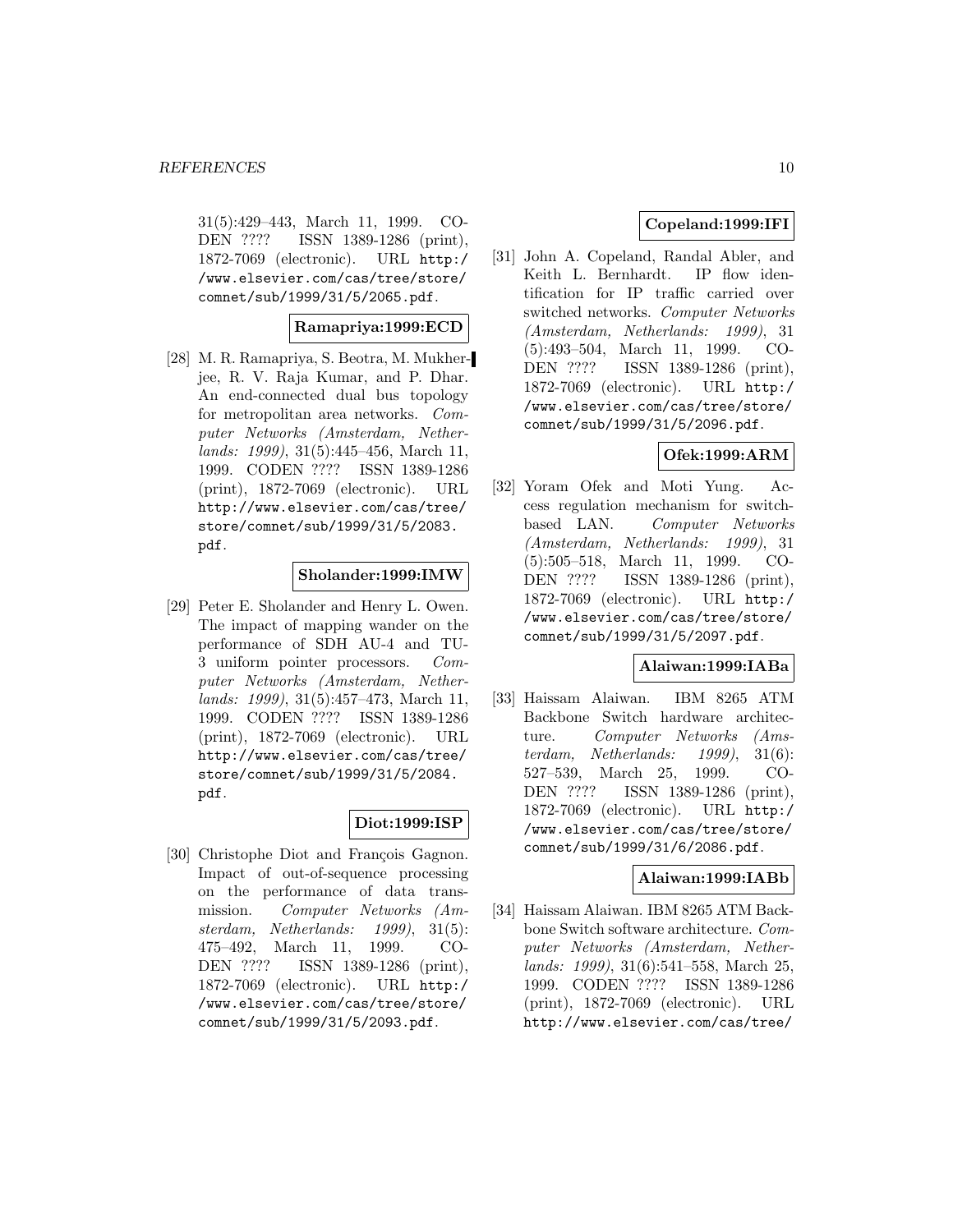31(5):429–443, March 11, 1999. CODEN ???? ISSN 1389-1286 (print), 1872-7069 (electronic). URL http://www.elsevier.com/cas/tree/store/comnet/sub/1999/31/5/2065.pdf.

**Ramapriya:1999:ECD**

[28] M. R. Ramapriya, S. Beotra, M. Mukherjee, R. V. Raja Kumar, and P. Dhar. An end-connected dual bus topology for metropolitan area networks. *Computer Networks (Amsterdam, Netherlands: 1999)*, 31(5):445–456, March 11, 1999. CODEN ???? ISSN 1389-1286 (print), 1872-7069 (electronic). URL http://www.elsevier.com/cas/tree/store/comnet/sub/1999/31/5/2083.pdf.

**Sholander:1999:IMW**

[29] Peter E. Sholander and Henry L. Owen. The impact of mapping wander on the performance of SDH AU-4 and TU-3 uniform pointer processors. *Computer Networks (Amsterdam, Netherlands: 1999)*, 31(5):457–473, March 11, 1999. CODEN ???? ISSN 1389-1286 (print), 1872-7069 (electronic). URL http://www.elsevier.com/cas/tree/store/comnet/sub/1999/31/5/2084.pdf.

**Diot:1999:ISP**

[30] Christophe Diot and François Gagnon. Impact of out-of-sequence processing on the performance of data transmission. *Computer Networks (Amsterdam, Netherlands: 1999)*, 31(5):475–492, March 11, 1999. CODEN ???? ISSN 1389-1286 (print), 1872-7069 (electronic). URL http://www.elsevier.com/cas/tree/store/comnet/sub/1999/31/5/2093.pdf.

**Copeland:1999:IFI**

[31] John A. Copeland, Randal Abler, and Keith L. Bernhardt. IP flow identification for IP traffic carried over switched networks. *Computer Networks (Amsterdam, Netherlands: 1999)*, 31(5):493–504, March 11, 1999. CODEN ???? ISSN 1389-1286 (print), 1872-7069 (electronic). URL http://www.elsevier.com/cas/tree/store/comnet/sub/1999/31/5/2096.pdf.

**Ofek:1999:ARM**

[32] Yoram Ofek and Moti Yung. Access regulation mechanism for switch-based LAN. *Computer Networks (Amsterdam, Netherlands: 1999)*, 31(5):505–518, March 11, 1999. CODEN ???? ISSN 1389-1286 (print), 1872-7069 (electronic). URL http://www.elsevier.com/cas/tree/store/comnet/sub/1999/31/5/2097.pdf.

**Alaiwan:1999:IABa**

[33] Haissam Alaiwan. IBM 8265 ATM Backbone Switch hardware architecture. *Computer Networks (Amsterdam, Netherlands: 1999)*, 31(6):527–539, March 25, 1999. CODEN ???? ISSN 1389-1286 (print), 1872-7069 (electronic). URL http://www.elsevier.com/cas/tree/store/comnet/sub/1999/31/6/2086.pdf.

**Alaiwan:1999:IABb**

[34] Haissam Alaiwan. IBM 8265 ATM Backbone Switch software architecture. *Computer Networks (Amsterdam, Netherlands: 1999)*, 31(6):541–558, March 25, 1999. CODEN ???? ISSN 1389-1286 (print), 1872-7069 (electronic). URL http://www.elsevier.com/cas/tree/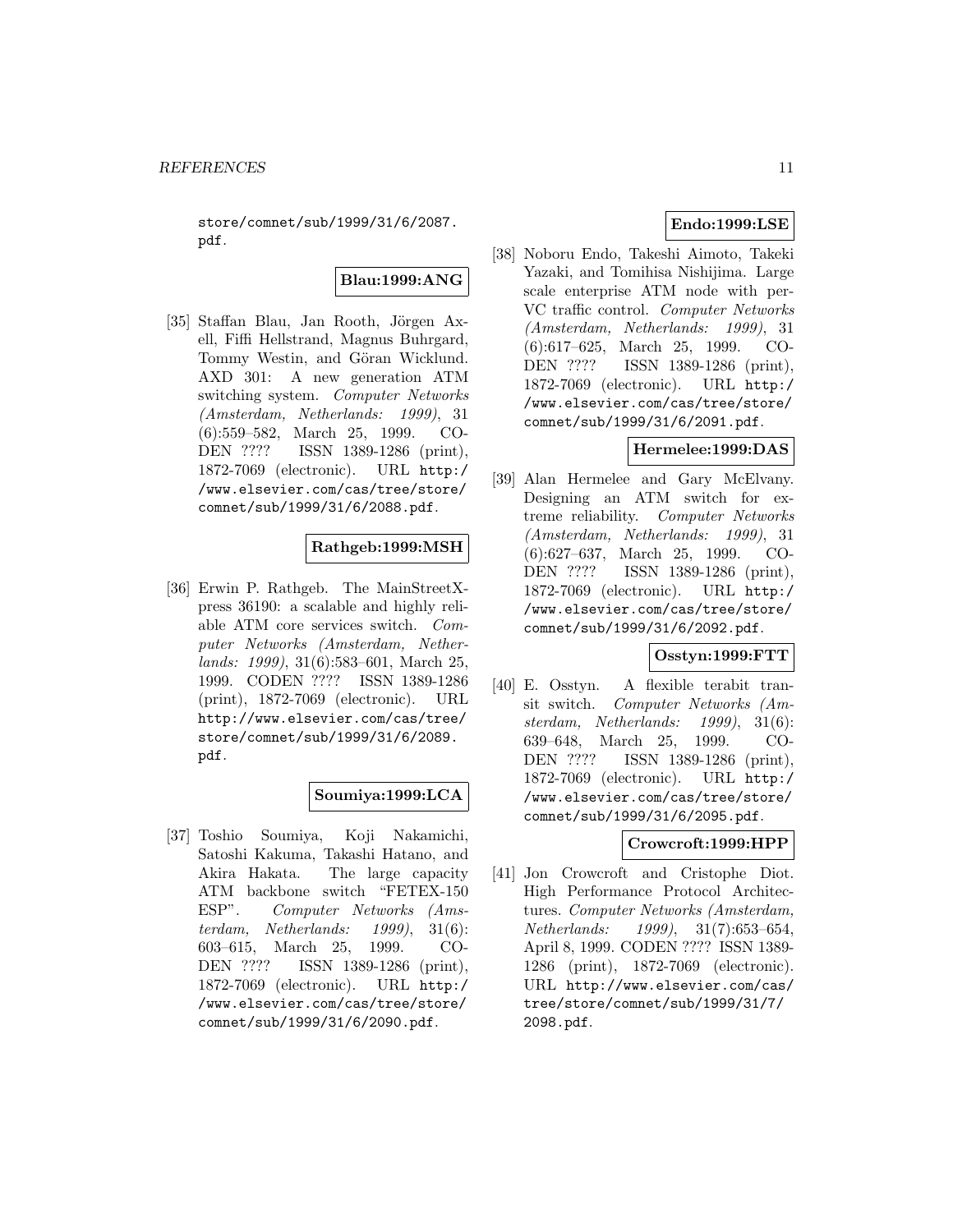store/comnet/sub/1999/31/6/2087.pdf.

**Blau:1999:ANG**

[35] Staffan Blau, Jan Rooth, Jörgen Axell, Fiffi Hellstrand, Magnus Buhrgard, Tommy Westin, and Göran Wicklund. AXD 301: A new generation ATM switching system. *Computer Networks (Amsterdam, Netherlands: 1999)*, 31 (6):559–582, March 25, 1999. CODEN ???? ISSN 1389-1286 (print), 1872-7069 (electronic). URL http://www.elsevier.com/cas/tree/store/comnet/sub/1999/31/6/2088.pdf.

**Rathgeb:1999:MSH**

[36] Erwin P. Rathgeb. The MainStreetXpress 36190: a scalable and highly reliable ATM core services switch. *Computer Networks (Amsterdam, Netherlands: 1999)*, 31(6):583–601, March 25, 1999. CODEN ???? ISSN 1389-1286 (print), 1872-7069 (electronic). URL http://www.elsevier.com/cas/tree/store/comnet/sub/1999/31/6/2089.pdf.

**Soumiya:1999:LCA**

[37] Toshio Soumiya, Koji Nakamichi, Satoshi Kakuma, Takashi Hatano, and Akira Hakata. The large capacity ATM backbone switch "FETEX-150 ESP". *Computer Networks (Amsterdam, Netherlands: 1999)*, 31(6): 603–615, March 25, 1999. CODEN ???? ISSN 1389-1286 (print), 1872-7069 (electronic). URL http://www.elsevier.com/cas/tree/store/comnet/sub/1999/31/6/2090.pdf.

**Endo:1999:LSE**

[38] Noboru Endo, Takeshi Aimoto, Takeki Yazaki, and Tomihisa Nishijima. Large scale enterprise ATM node with per-VC traffic control. *Computer Networks (Amsterdam, Netherlands: 1999)*, 31 (6):617–625, March 25, 1999. CODEN ???? ISSN 1389-1286 (print), 1872-7069 (electronic). URL http://www.elsevier.com/cas/tree/store/comnet/sub/1999/31/6/2091.pdf.

**Hermelee:1999:DAS**

[39] Alan Hermelee and Gary McElvany. Designing an ATM switch for extreme reliability. *Computer Networks (Amsterdam, Netherlands: 1999)*, 31 (6):627–637, March 25, 1999. CODEN ???? ISSN 1389-1286 (print), 1872-7069 (electronic). URL http://www.elsevier.com/cas/tree/store/comnet/sub/1999/31/6/2092.pdf.

**Osstyn:1999:FTT**

[40] E. Osstyn. A flexible terabit transit switch. *Computer Networks (Amsterdam, Netherlands: 1999)*, 31(6): 639–648, March 25, 1999. CODEN ???? ISSN 1389-1286 (print), 1872-7069 (electronic). URL http://www.elsevier.com/cas/tree/store/comnet/sub/1999/31/6/2095.pdf.

**Crowcroft:1999:HPP**

[41] Jon Crowcroft and Cristophe Diot. High Performance Protocol Architectures. *Computer Networks (Amsterdam, Netherlands: 1999)*, 31(7):653–654, April 8, 1999. CODEN ???? ISSN 1389-1286 (print), 1872-7069 (electronic). URL http://www.elsevier.com/cas/tree/store/comnet/sub/1999/31/7/2098.pdf.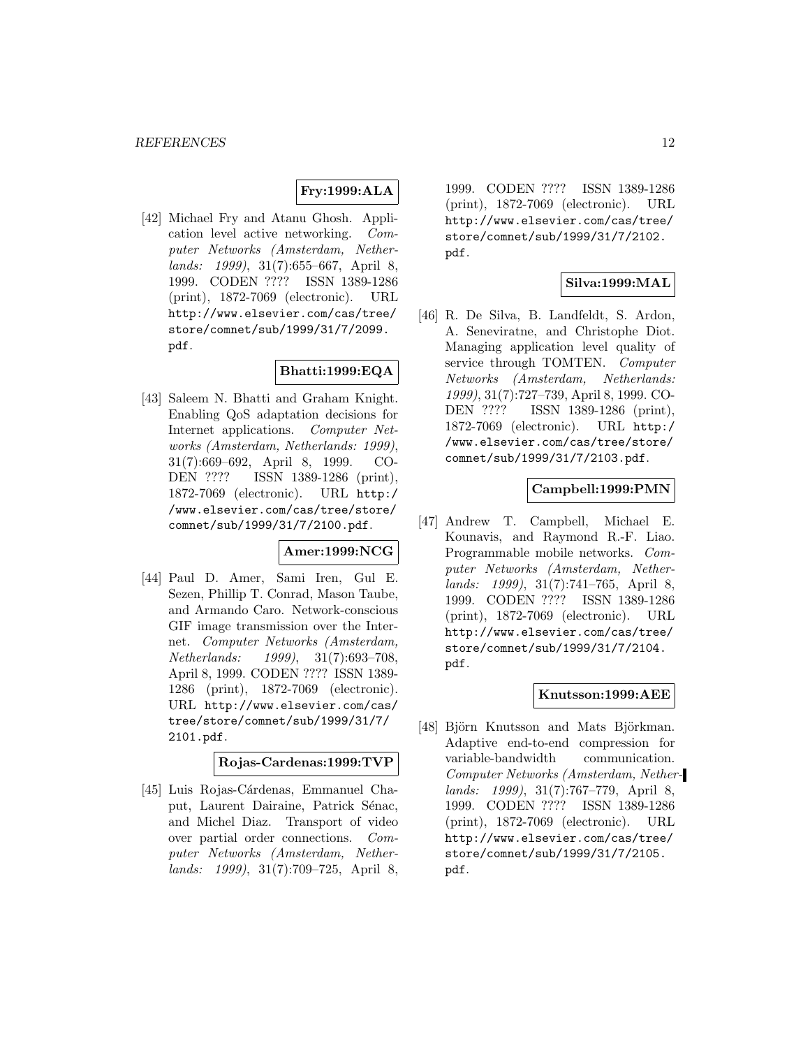**Fry:1999:ALA**

[42] Michael Fry and Atanu Ghosh. Application level active networking. *Computer Networks (Amsterdam, Netherlands: 1999)*, 31(7):655–667, April 8, 1999. CODEN ???? ISSN 1389-1286 (print), 1872-7069 (electronic). URL http://www.elsevier.com/cas/tree/store/comnet/sub/1999/31/7/2099.pdf.

**Bhatti:1999:EQA**

[43] Saleem N. Bhatti and Graham Knight. Enabling QoS adaptation decisions for Internet applications. *Computer Networks (Amsterdam, Netherlands: 1999)*, 31(7):669–692, April 8, 1999. CODEN ???? ISSN 1389-1286 (print), 1872-7069 (electronic). URL http://www.elsevier.com/cas/tree/store/comnet/sub/1999/31/7/2100.pdf.

**Amer:1999:NCG**

[44] Paul D. Amer, Sami Iren, Gul E. Sezen, Phillip T. Conrad, Mason Taube, and Armando Caro. Network-conscious GIF image transmission over the Internet. *Computer Networks (Amsterdam, Netherlands: 1999)*, 31(7):693–708, April 8, 1999. CODEN ???? ISSN 1389-1286 (print), 1872-7069 (electronic). URL http://www.elsevier.com/cas/tree/store/comnet/sub/1999/31/7/2101.pdf.

**Rojas-Cardenas:1999:TVP**

[45] Luis Rojas-Cárdenas, Emmanuel Chaput, Laurent Dairaine, Patrick Sénac, and Michel Diaz. Transport of video over partial order connections. *Computer Networks (Amsterdam, Netherlands: 1999)*, 31(7):709–725, April 8, 1999. CODEN ???? ISSN 1389-1286 (print), 1872-7069 (electronic). URL http://www.elsevier.com/cas/tree/store/comnet/sub/1999/31/7/2102.pdf.

**Silva:1999:MAL**

[46] R. De Silva, B. Landfeldt, S. Ardon, A. Seneviratne, and Christophe Diot. Managing application level quality of service through TOMTEN. *Computer Networks (Amsterdam, Netherlands: 1999)*, 31(7):727–739, April 8, 1999. CODEN ???? ISSN 1389-1286 (print), 1872-7069 (electronic). URL http://www.elsevier.com/cas/tree/store/comnet/sub/1999/31/7/2103.pdf.

**Campbell:1999:PMN**

[47] Andrew T. Campbell, Michael E. Kounavis, and Raymond R.-F. Liao. Programmable mobile networks. *Computer Networks (Amsterdam, Netherlands: 1999)*, 31(7):741–765, April 8, 1999. CODEN ???? ISSN 1389-1286 (print), 1872-7069 (electronic). URL http://www.elsevier.com/cas/tree/store/comnet/sub/1999/31/7/2104.pdf.

**Knutsson:1999:AEE**

[48] Björn Knutsson and Mats Björkman. Adaptive end-to-end compression for variable-bandwidth communication. *Computer Networks (Amsterdam, Netherlands: 1999)*, 31(7):767–779, April 8, 1999. CODEN ???? ISSN 1389-1286 (print), 1872-7069 (electronic). URL http://www.elsevier.com/cas/tree/store/comnet/sub/1999/31/7/2105.pdf.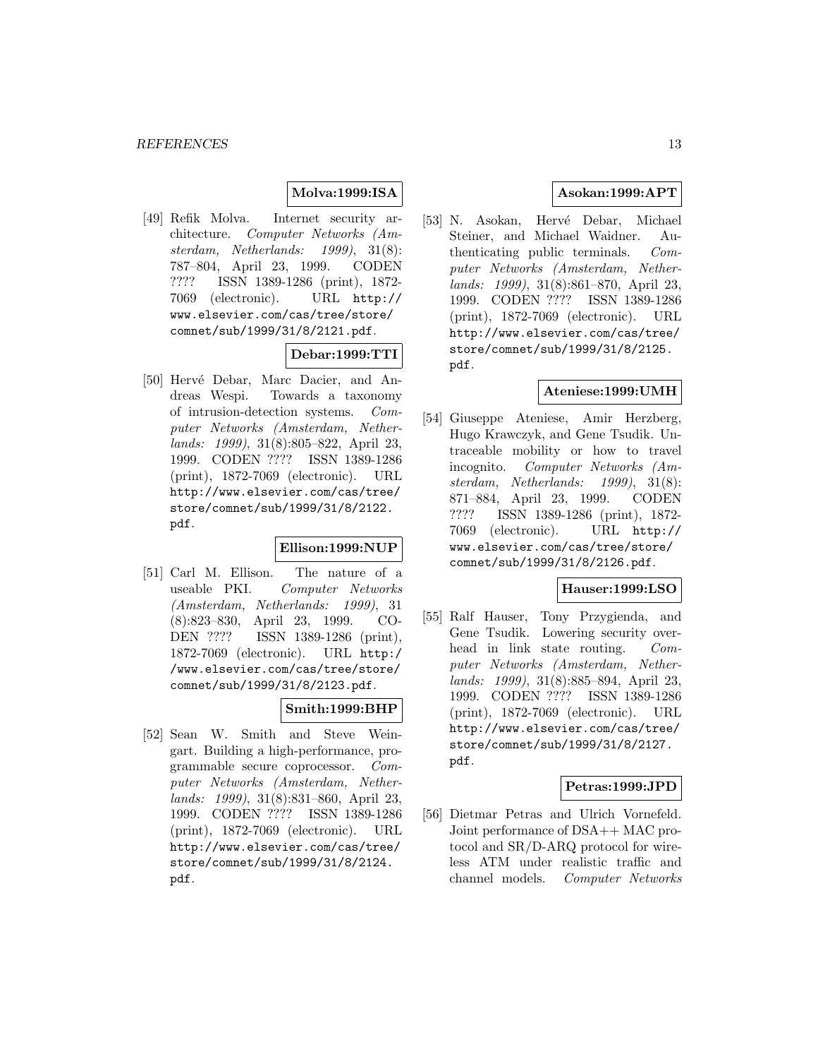**Molva:1999:ISA**

[49] Refik Molva. Internet security architecture. *Computer Networks (Amsterdam, Netherlands: 1999)*, 31(8): 787–804, April 23, 1999. CODEN ???? ISSN 1389-1286 (print), 1872-7069 (electronic). URL http://www.elsevier.com/cas/tree/store/comnet/sub/1999/31/8/2121.pdf.

**Debar:1999:TTI**

[50] Hervé Debar, Marc Dacier, and Andreas Wespi. Towards a taxonomy of intrusion-detection systems. *Computer Networks (Amsterdam, Netherlands: 1999)*, 31(8):805–822, April 23, 1999. CODEN ???? ISSN 1389-1286 (print), 1872-7069 (electronic). URL http://www.elsevier.com/cas/tree/store/comnet/sub/1999/31/8/2122.pdf.

**Ellison:1999:NUP**

[51] Carl M. Ellison. The nature of a useable PKI. *Computer Networks (Amsterdam, Netherlands: 1999)*, 31 (8):823–830, April 23, 1999. CODEN ???? ISSN 1389-1286 (print), 1872-7069 (electronic). URL http://www.elsevier.com/cas/tree/store/comnet/sub/1999/31/8/2123.pdf.

**Smith:1999:BHP**

[52] Sean W. Smith and Steve Weingart. Building a high-performance, programmable secure coprocessor. *Computer Networks (Amsterdam, Netherlands: 1999)*, 31(8):831–860, April 23, 1999. CODEN ???? ISSN 1389-1286 (print), 1872-7069 (electronic). URL http://www.elsevier.com/cas/tree/store/comnet/sub/1999/31/8/2124.pdf.

**Asokan:1999:APT**

[53] N. Asokan, Hervé Debar, Michael Steiner, and Michael Waidner. Authenticating public terminals. *Computer Networks (Amsterdam, Netherlands: 1999)*, 31(8):861–870, April 23, 1999. CODEN ???? ISSN 1389-1286 (print), 1872-7069 (electronic). URL http://www.elsevier.com/cas/tree/store/comnet/sub/1999/31/8/2125.pdf.

**Ateniese:1999:UMH**

[54] Giuseppe Ateniese, Amir Herzberg, Hugo Krawczyk, and Gene Tsudik. Untraceable mobility or how to travel incognito. *Computer Networks (Amsterdam, Netherlands: 1999)*, 31(8): 871–884, April 23, 1999. CODEN ???? ISSN 1389-1286 (print), 1872-7069 (electronic). URL http://www.elsevier.com/cas/tree/store/comnet/sub/1999/31/8/2126.pdf.

**Hauser:1999:LSO**

[55] Ralf Hauser, Tony Przygienda, and Gene Tsudik. Lowering security overhead in link state routing. *Computer Networks (Amsterdam, Netherlands: 1999)*, 31(8):885–894, April 23, 1999. CODEN ???? ISSN 1389-1286 (print), 1872-7069 (electronic). URL http://www.elsevier.com/cas/tree/store/comnet/sub/1999/31/8/2127.pdf.

**Petras:1999:JPD**

[56] Dietmar Petras and Ulrich Vornefeld. Joint performance of DSA++ MAC protocol and SR/D-ARQ protocol for wireless ATM under realistic traffic and channel models. *Computer Networks*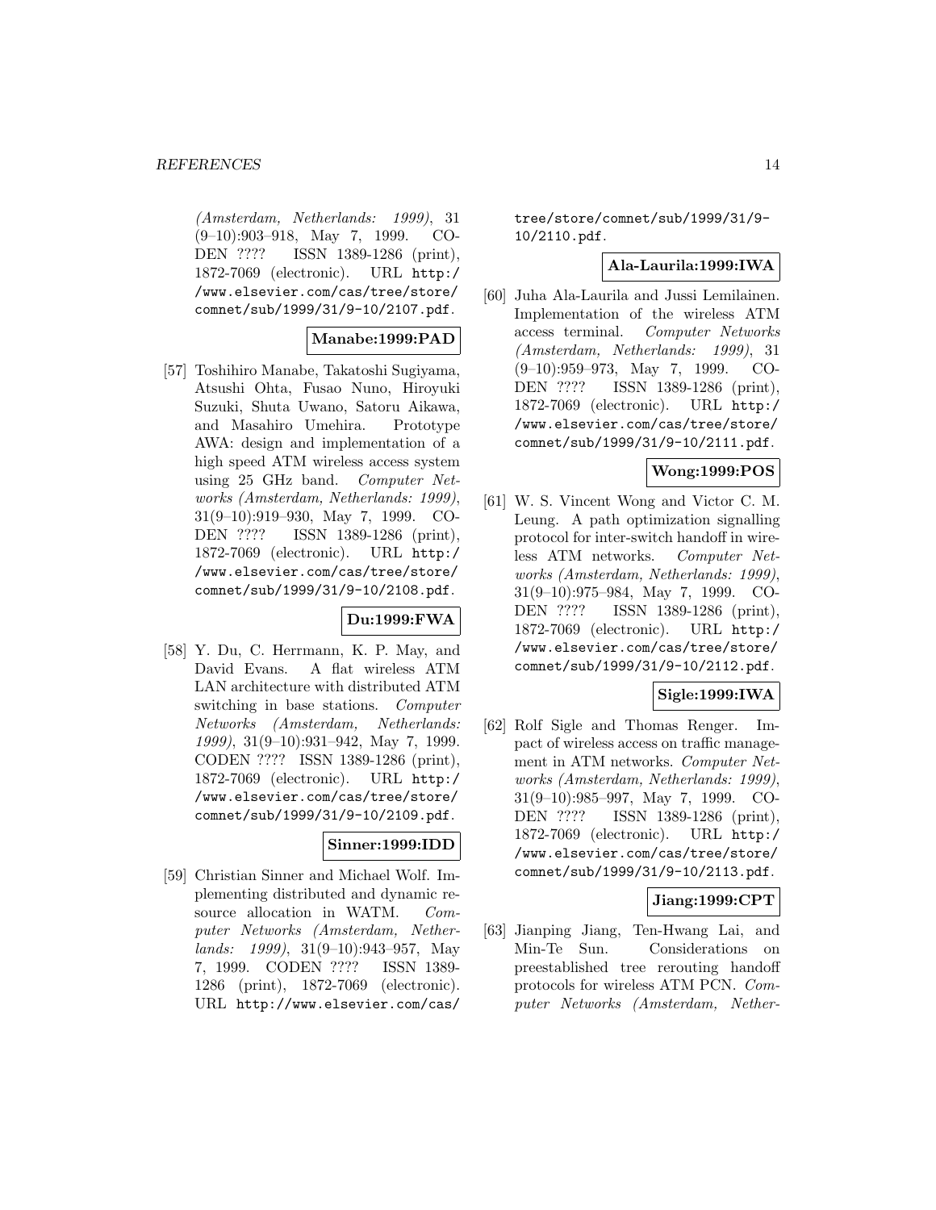*(Amsterdam, Netherlands: 1999)*, 31 (9–10):903–918, May 7, 1999. CODEN ???? ISSN 1389-1286 (print), 1872-7069 (electronic). URL `http://www.elsevier.com/cas/tree/store/comnet/sub/1999/31/9-10/2107.pdf`.

**Manabe:1999:PAD**

[57] Toshihiro Manabe, Takatoshi Sugiyama, Atsushi Ohta, Fusao Nuno, Hiroyuki Suzuki, Shuta Uwano, Satoru Aikawa, and Masahiro Umehira. Prototype AWA: design and implementation of a high speed ATM wireless access system using 25 GHz band. *Computer Networks (Amsterdam, Netherlands: 1999)*, 31(9–10):919–930, May 7, 1999. CODEN ???? ISSN 1389-1286 (print), 1872-7069 (electronic). URL `http://www.elsevier.com/cas/tree/store/comnet/sub/1999/31/9-10/2108.pdf`.

**Du:1999:FWA**

[58] Y. Du, C. Herrmann, K. P. May, and David Evans. A flat wireless ATM LAN architecture with distributed ATM switching in base stations. *Computer Networks (Amsterdam, Netherlands: 1999)*, 31(9–10):931–942, May 7, 1999. CODEN ???? ISSN 1389-1286 (print), 1872-7069 (electronic). URL `http://www.elsevier.com/cas/tree/store/comnet/sub/1999/31/9-10/2109.pdf`.

**Sinner:1999:IDD**

[59] Christian Sinner and Michael Wolf. Implementing distributed and dynamic resource allocation in WATM. *Computer Networks (Amsterdam, Netherlands: 1999)*, 31(9–10):943–957, May 7, 1999. CODEN ???? ISSN 1389-1286 (print), 1872-7069 (electronic). URL `http://www.elsevier.com/cas/tree/store/comnet/sub/1999/31/9-10/2110.pdf`.

**Ala-Laurila:1999:IWA**

[60] Juha Ala-Laurila and Jussi Lemilainen. Implementation of the wireless ATM access terminal. *Computer Networks (Amsterdam, Netherlands: 1999)*, 31 (9–10):959–973, May 7, 1999. CODEN ???? ISSN 1389-1286 (print), 1872-7069 (electronic). URL `http://www.elsevier.com/cas/tree/store/comnet/sub/1999/31/9-10/2111.pdf`.

**Wong:1999:POS**

[61] W. S. Vincent Wong and Victor C. M. Leung. A path optimization signalling protocol for inter-switch handoff in wireless ATM networks. *Computer Networks (Amsterdam, Netherlands: 1999)*, 31(9–10):975–984, May 7, 1999. CODEN ???? ISSN 1389-1286 (print), 1872-7069 (electronic). URL `http://www.elsevier.com/cas/tree/store/comnet/sub/1999/31/9-10/2112.pdf`.

**Sigle:1999:IWA**

[62] Rolf Sigle and Thomas Renger. Impact of wireless access on traffic management in ATM networks. *Computer Networks (Amsterdam, Netherlands: 1999)*, 31(9–10):985–997, May 7, 1999. CODEN ???? ISSN 1389-1286 (print), 1872-7069 (electronic). URL `http://www.elsevier.com/cas/tree/store/comnet/sub/1999/31/9-10/2113.pdf`.

**Jiang:1999:CPT**

[63] Jianping Jiang, Ten-Hwang Lai, and Min-Te Sun. Considerations on preestablished tree rerouting handoff protocols for wireless ATM PCN. *Computer Networks (Amsterdam, Nether-*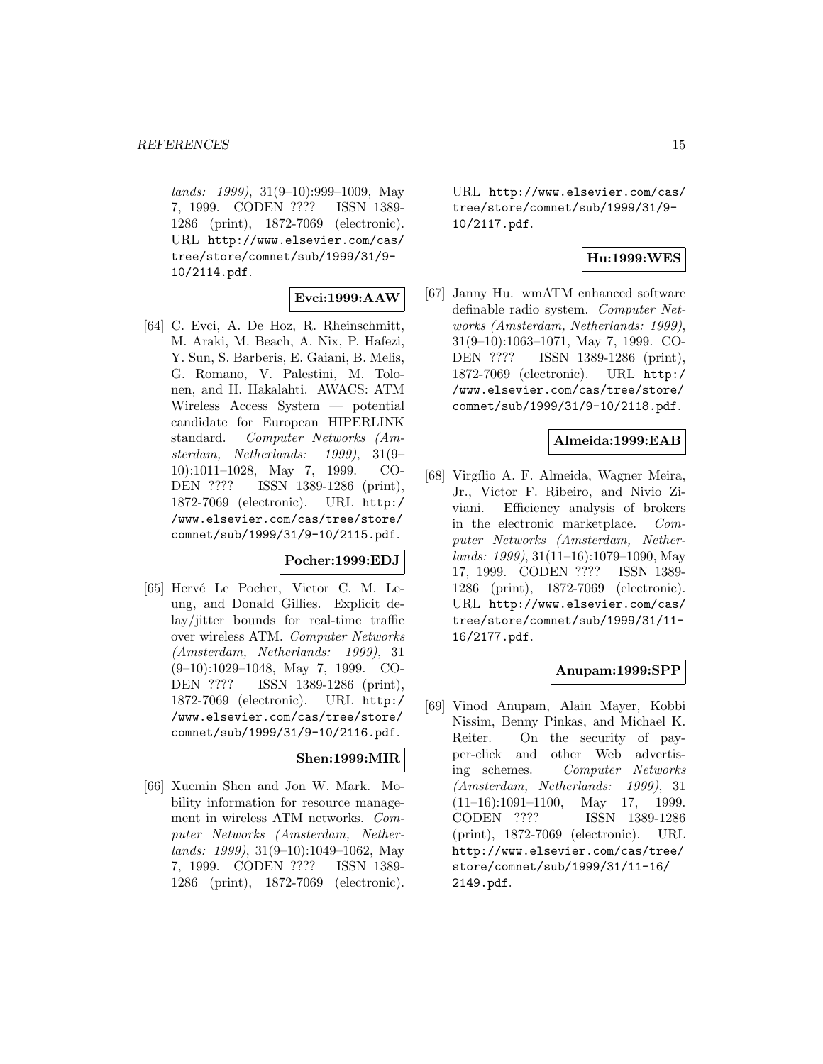*lands: 1999)*, 31(9–10):999–1009, May 7, 1999. CODEN ???? ISSN 1389-1286 (print), 1872-7069 (electronic). URL http://www.elsevier.com/cas/tree/store/comnet/sub/1999/31/9-10/2114.pdf.

**Evci:1999:AAW**

[64] C. Evci, A. De Hoz, R. Rheinschmitt, M. Araki, M. Beach, A. Nix, P. Hafezi, Y. Sun, S. Barberis, E. Gaiani, B. Melis, G. Romano, V. Palestini, M. Tolonen, and H. Hakalahti. AWACS: ATM Wireless Access System — potential candidate for European HIPERLINK standard. *Computer Networks (Amsterdam, Netherlands: 1999)*, 31(9–10):1011–1028, May 7, 1999. CODEN ???? ISSN 1389-1286 (print), 1872-7069 (electronic). URL http://www.elsevier.com/cas/tree/store/comnet/sub/1999/31/9-10/2115.pdf.

**Pocher:1999:EDJ**

[65] Hervé Le Pocher, Victor C. M. Leung, and Donald Gillies. Explicit delay/jitter bounds for real-time traffic over wireless ATM. *Computer Networks (Amsterdam, Netherlands: 1999)*, 31 (9–10):1029–1048, May 7, 1999. CODEN ???? ISSN 1389-1286 (print), 1872-7069 (electronic). URL http://www.elsevier.com/cas/tree/store/comnet/sub/1999/31/9-10/2116.pdf.

**Shen:1999:MIR**

[66] Xuemin Shen and Jon W. Mark. Mobility information for resource management in wireless ATM networks. *Computer Networks (Amsterdam, Netherlands: 1999)*, 31(9–10):1049–1062, May 7, 1999. CODEN ???? ISSN 1389-1286 (print), 1872-7069 (electronic). URL http://www.elsevier.com/cas/tree/store/comnet/sub/1999/31/9-10/2117.pdf.

**Hu:1999:WES**

[67] Janny Hu. wmATM enhanced software definable radio system. *Computer Networks (Amsterdam, Netherlands: 1999)*, 31(9–10):1063–1071, May 7, 1999. CODEN ???? ISSN 1389-1286 (print), 1872-7069 (electronic). URL http://www.elsevier.com/cas/tree/store/comnet/sub/1999/31/9-10/2118.pdf.

**Almeida:1999:EAB**

[68] Virgílio A. F. Almeida, Wagner Meira, Jr., Victor F. Ribeiro, and Nivio Ziviani. Efficiency analysis of brokers in the electronic marketplace. *Computer Networks (Amsterdam, Netherlands: 1999)*, 31(11–16):1079–1090, May 17, 1999. CODEN ???? ISSN 1389-1286 (print), 1872-7069 (electronic). URL http://www.elsevier.com/cas/tree/store/comnet/sub/1999/31/11-16/2177.pdf.

**Anupam:1999:SPP**

[69] Vinod Anupam, Alain Mayer, Kobbi Nissim, Benny Pinkas, and Michael K. Reiter. On the security of pay-per-click and other Web advertising schemes. *Computer Networks (Amsterdam, Netherlands: 1999)*, 31 (11–16):1091–1100, May 17, 1999. CODEN ???? ISSN 1389-1286 (print), 1872-7069 (electronic). URL http://www.elsevier.com/cas/tree/store/comnet/sub/1999/31/11-16/2149.pdf.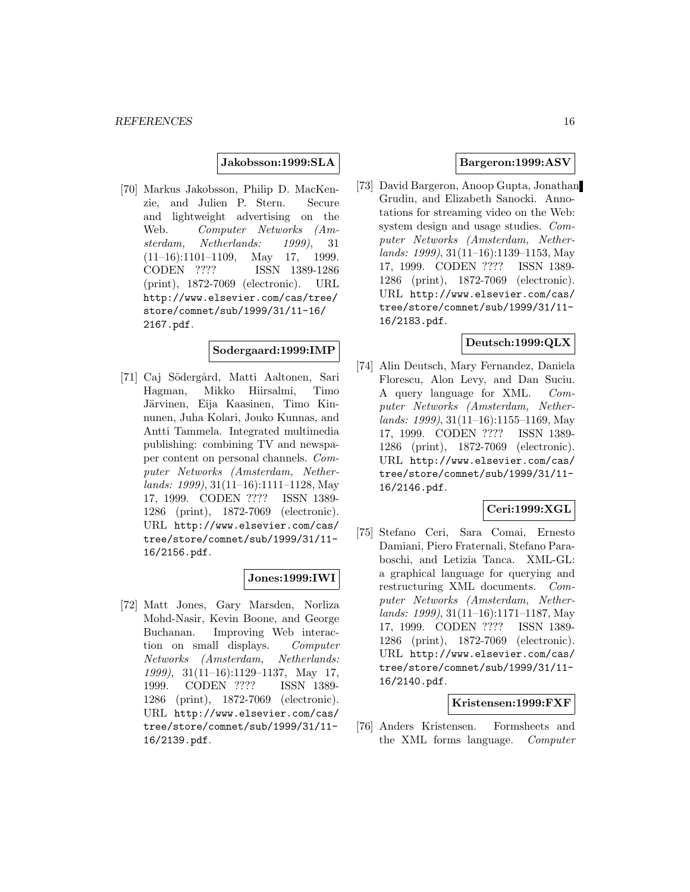**Jakobsson:1999:SLA**

[70] Markus Jakobsson, Philip D. MacKenzie, and Julien P. Stern. Secure and lightweight advertising on the Web. *Computer Networks (Amsterdam, Netherlands: 1999)*, 31 (11–16):1101–1109, May 17, 1999. CODEN ???? ISSN 1389-1286 (print), 1872-7069 (electronic). URL http://www.elsevier.com/cas/tree/store/comnet/sub/1999/31/11-16/2167.pdf.

**Sodergaard:1999:IMP**

[71] Caj Södergård, Matti Aaltonen, Sari Hagman, Mikko Hiirsalmi, Timo Järvinen, Eija Kaasinen, Timo Kinnunen, Juha Kolari, Jouko Kunnas, and Antti Tammela. Integrated multimedia publishing: combining TV and newspaper content on personal channels. *Computer Networks (Amsterdam, Netherlands: 1999)*, 31(11–16):1111–1128, May 17, 1999. CODEN ???? ISSN 1389-1286 (print), 1872-7069 (electronic). URL http://www.elsevier.com/cas/tree/store/comnet/sub/1999/31/11-16/2156.pdf.

**Jones:1999:IWI**

[72] Matt Jones, Gary Marsden, Norliza Mohd-Nasir, Kevin Boone, and George Buchanan. Improving Web interaction on small displays. *Computer Networks (Amsterdam, Netherlands: 1999)*, 31(11–16):1129–1137, May 17, 1999. CODEN ???? ISSN 1389-1286 (print), 1872-7069 (electronic). URL http://www.elsevier.com/cas/tree/store/comnet/sub/1999/31/11-16/2139.pdf.

**Bargeron:1999:ASV**

[73] David Bargeron, Anoop Gupta, Jonathan Grudin, and Elizabeth Sanocki. Annotations for streaming video on the Web: system design and usage studies. *Computer Networks (Amsterdam, Netherlands: 1999)*, 31(11–16):1139–1153, May 17, 1999. CODEN ???? ISSN 1389-1286 (print), 1872-7069 (electronic). URL http://www.elsevier.com/cas/tree/store/comnet/sub/1999/31/11-16/2183.pdf.

**Deutsch:1999:QLX**

[74] Alin Deutsch, Mary Fernandez, Daniela Florescu, Alon Levy, and Dan Suciu. A query language for XML. *Computer Networks (Amsterdam, Netherlands: 1999)*, 31(11–16):1155–1169, May 17, 1999. CODEN ???? ISSN 1389-1286 (print), 1872-7069 (electronic). URL http://www.elsevier.com/cas/tree/store/comnet/sub/1999/31/11-16/2146.pdf.

**Ceri:1999:XGL**

[75] Stefano Ceri, Sara Comai, Ernesto Damiani, Piero Fraternali, Stefano Paraboschi, and Letizia Tanca. XML-GL: a graphical language for querying and restructuring XML documents. *Computer Networks (Amsterdam, Netherlands: 1999)*, 31(11–16):1171–1187, May 17, 1999. CODEN ???? ISSN 1389-1286 (print), 1872-7069 (electronic). URL http://www.elsevier.com/cas/tree/store/comnet/sub/1999/31/11-16/2140.pdf.

**Kristensen:1999:FXF**

[76] Anders Kristensen. Formsheets and the XML forms language. *Computer*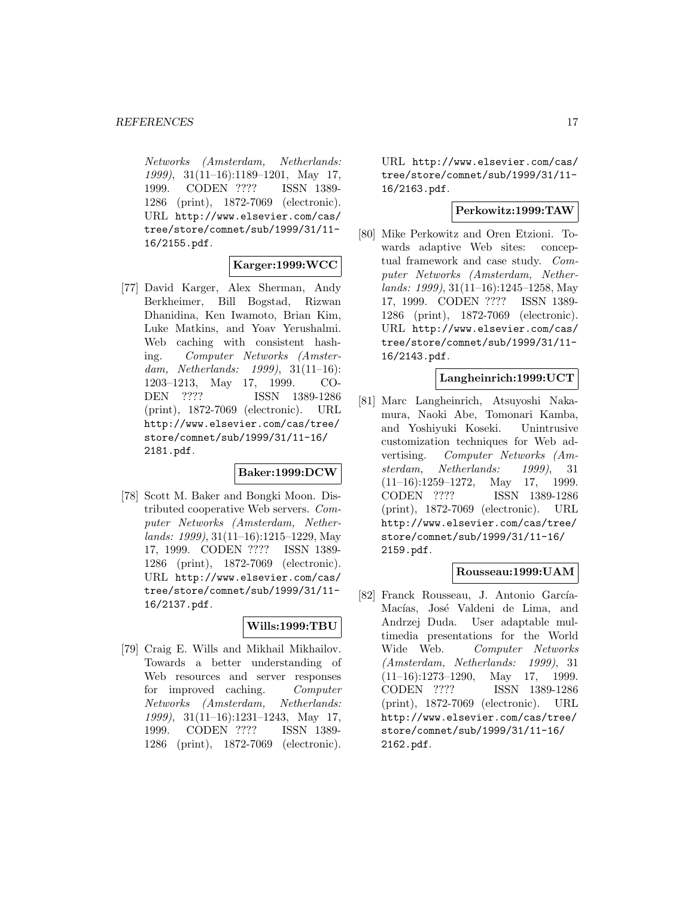*Networks (Amsterdam, Netherlands: 1999)*, 31(11–16):1189–1201, May 17, 1999. CODEN ???? ISSN 1389-1286 (print), 1872-7069 (electronic). URL http://www.elsevier.com/cas/tree/store/comnet/sub/1999/31/11-16/2155.pdf.

**Karger:1999:WCC**

[77] David Karger, Alex Sherman, Andy Berkheimer, Bill Bogstad, Rizwan Dhanidina, Ken Iwamoto, Brian Kim, Luke Matkins, and Yoav Yerushalmi. Web caching with consistent hashing. *Computer Networks (Amsterdam, Netherlands: 1999)*, 31(11–16): 1203–1213, May 17, 1999. CODEN ???? ISSN 1389-1286 (print), 1872-7069 (electronic). URL http://www.elsevier.com/cas/tree/store/comnet/sub/1999/31/11-16/2181.pdf.

**Baker:1999:DCW**

[78] Scott M. Baker and Bongki Moon. Distributed cooperative Web servers. *Computer Networks (Amsterdam, Netherlands: 1999)*, 31(11–16):1215–1229, May 17, 1999. CODEN ???? ISSN 1389-1286 (print), 1872-7069 (electronic). URL http://www.elsevier.com/cas/tree/store/comnet/sub/1999/31/11-16/2137.pdf.

**Wills:1999:TBU**

[79] Craig E. Wills and Mikhail Mikhailov. Towards a better understanding of Web resources and server responses for improved caching. *Computer Networks (Amsterdam, Netherlands: 1999)*, 31(11–16):1231–1243, May 17, 1999. CODEN ???? ISSN 1389-1286 (print), 1872-7069 (electronic). URL http://www.elsevier.com/cas/tree/store/comnet/sub/1999/31/11-16/2163.pdf.

**Perkowitz:1999:TAW**

[80] Mike Perkowitz and Oren Etzioni. Towards adaptive Web sites: conceptual framework and case study. *Computer Networks (Amsterdam, Netherlands: 1999)*, 31(11–16):1245–1258, May 17, 1999. CODEN ???? ISSN 1389-1286 (print), 1872-7069 (electronic). URL http://www.elsevier.com/cas/tree/store/comnet/sub/1999/31/11-16/2143.pdf.

**Langheinrich:1999:UCT**

[81] Marc Langheinrich, Atsuyoshi Nakamura, Naoki Abe, Tomonari Kamba, and Yoshiyuki Koseki. Unintrusive customization techniques for Web advertising. *Computer Networks (Amsterdam, Netherlands: 1999)*, 31 (11–16):1259–1272, May 17, 1999. CODEN ???? ISSN 1389-1286 (print), 1872-7069 (electronic). URL http://www.elsevier.com/cas/tree/store/comnet/sub/1999/31/11-16/2159.pdf.

**Rousseau:1999:UAM**

[82] Franck Rousseau, J. Antonio García-Macías, José Valdeni de Lima, and Andrzej Duda. User adaptable multimedia presentations for the World Wide Web. *Computer Networks (Amsterdam, Netherlands: 1999)*, 31 (11–16):1273–1290, May 17, 1999. CODEN ???? ISSN 1389-1286 (print), 1872-7069 (electronic). URL http://www.elsevier.com/cas/tree/store/comnet/sub/1999/31/11-16/2162.pdf.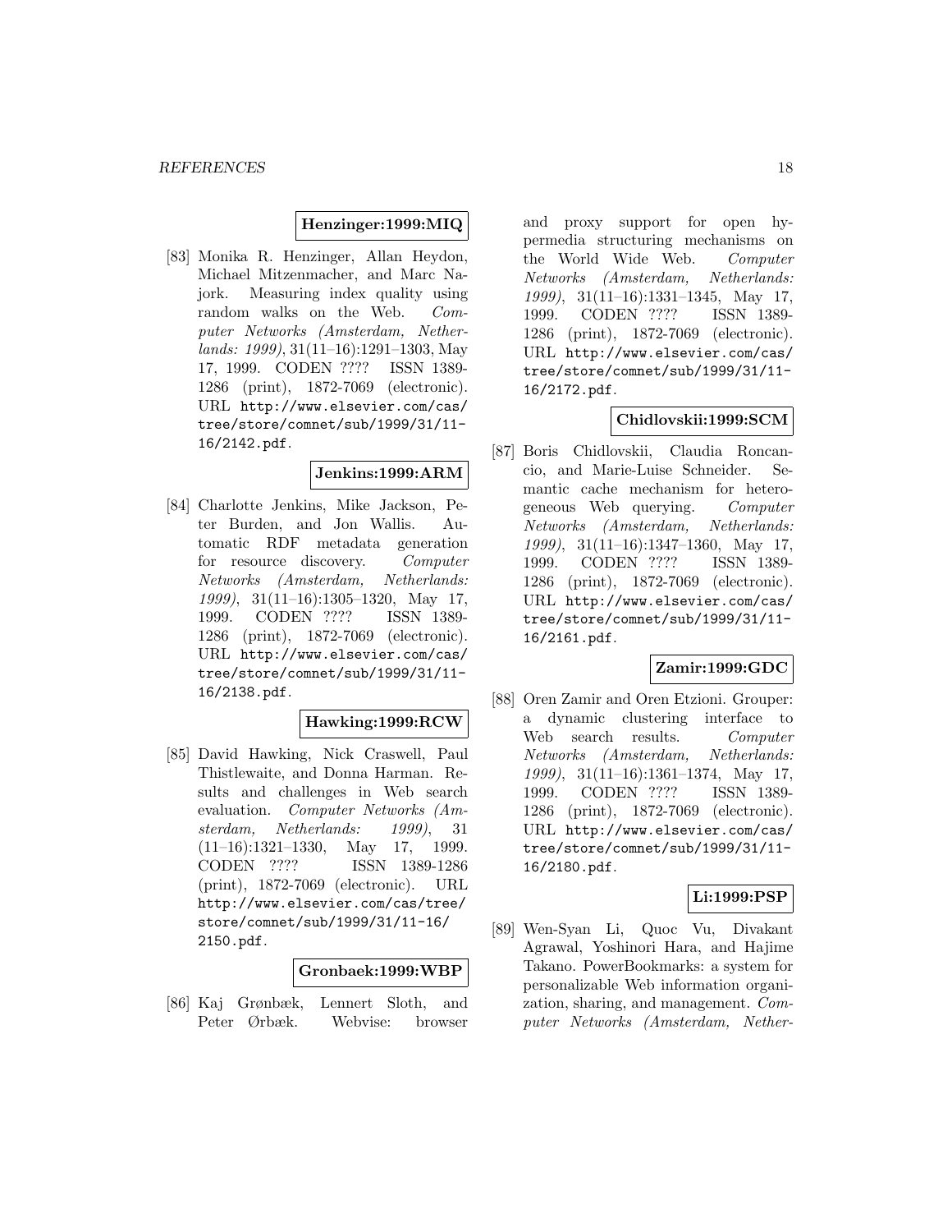**Henzinger:1999:MIQ**

[83] Monika R. Henzinger, Allan Heydon, Michael Mitzenmacher, and Marc Najork. Measuring index quality using random walks on the Web. *Computer Networks (Amsterdam, Netherlands: 1999)*, 31(11–16):1291–1303, May 17, 1999. CODEN ???? ISSN 1389-1286 (print), 1872-7069 (electronic). URL http://www.elsevier.com/cas/tree/store/comnet/sub/1999/31/11-16/2142.pdf.

**Jenkins:1999:ARM**

[84] Charlotte Jenkins, Mike Jackson, Peter Burden, and Jon Wallis. Automatic RDF metadata generation for resource discovery. *Computer Networks (Amsterdam, Netherlands: 1999)*, 31(11–16):1305–1320, May 17, 1999. CODEN ???? ISSN 1389-1286 (print), 1872-7069 (electronic). URL http://www.elsevier.com/cas/tree/store/comnet/sub/1999/31/11-16/2138.pdf.

**Hawking:1999:RCW**

[85] David Hawking, Nick Craswell, Paul Thistlewaite, and Donna Harman. Results and challenges in Web search evaluation. *Computer Networks (Amsterdam, Netherlands: 1999)*, 31(11–16):1321–1330, May 17, 1999. CODEN ???? ISSN 1389-1286 (print), 1872-7069 (electronic). URL http://www.elsevier.com/cas/tree/store/comnet/sub/1999/31/11-16/2150.pdf.

**Gronbaek:1999:WBP**

[86] Kaj Grønbæk, Lennert Sloth, and Peter Ørbæk. Webvise: browser and proxy support for open hypermedia structuring mechanisms on the World Wide Web. *Computer Networks (Amsterdam, Netherlands: 1999)*, 31(11–16):1331–1345, May 17, 1999. CODEN ???? ISSN 1389-1286 (print), 1872-7069 (electronic). URL http://www.elsevier.com/cas/tree/store/comnet/sub/1999/31/11-16/2172.pdf.

**Chidlovskii:1999:SCM**

[87] Boris Chidlovskii, Claudia Roncancio, and Marie-Luise Schneider. Semantic cache mechanism for heterogeneous Web querying. *Computer Networks (Amsterdam, Netherlands: 1999)*, 31(11–16):1347–1360, May 17, 1999. CODEN ???? ISSN 1389-1286 (print), 1872-7069 (electronic). URL http://www.elsevier.com/cas/tree/store/comnet/sub/1999/31/11-16/2161.pdf.

**Zamir:1999:GDC**

[88] Oren Zamir and Oren Etzioni. Grouper: a dynamic clustering interface to Web search results. *Computer Networks (Amsterdam, Netherlands: 1999)*, 31(11–16):1361–1374, May 17, 1999. CODEN ???? ISSN 1389-1286 (print), 1872-7069 (electronic). URL http://www.elsevier.com/cas/tree/store/comnet/sub/1999/31/11-16/2180.pdf.

**Li:1999:PSP**

[89] Wen-Syan Li, Quoc Vu, Divakant Agrawal, Yoshinori Hara, and Hajime Takano. PowerBookmarks: a system for personalizable Web information organization, sharing, and management. *Computer Networks (Amsterdam, Nether-*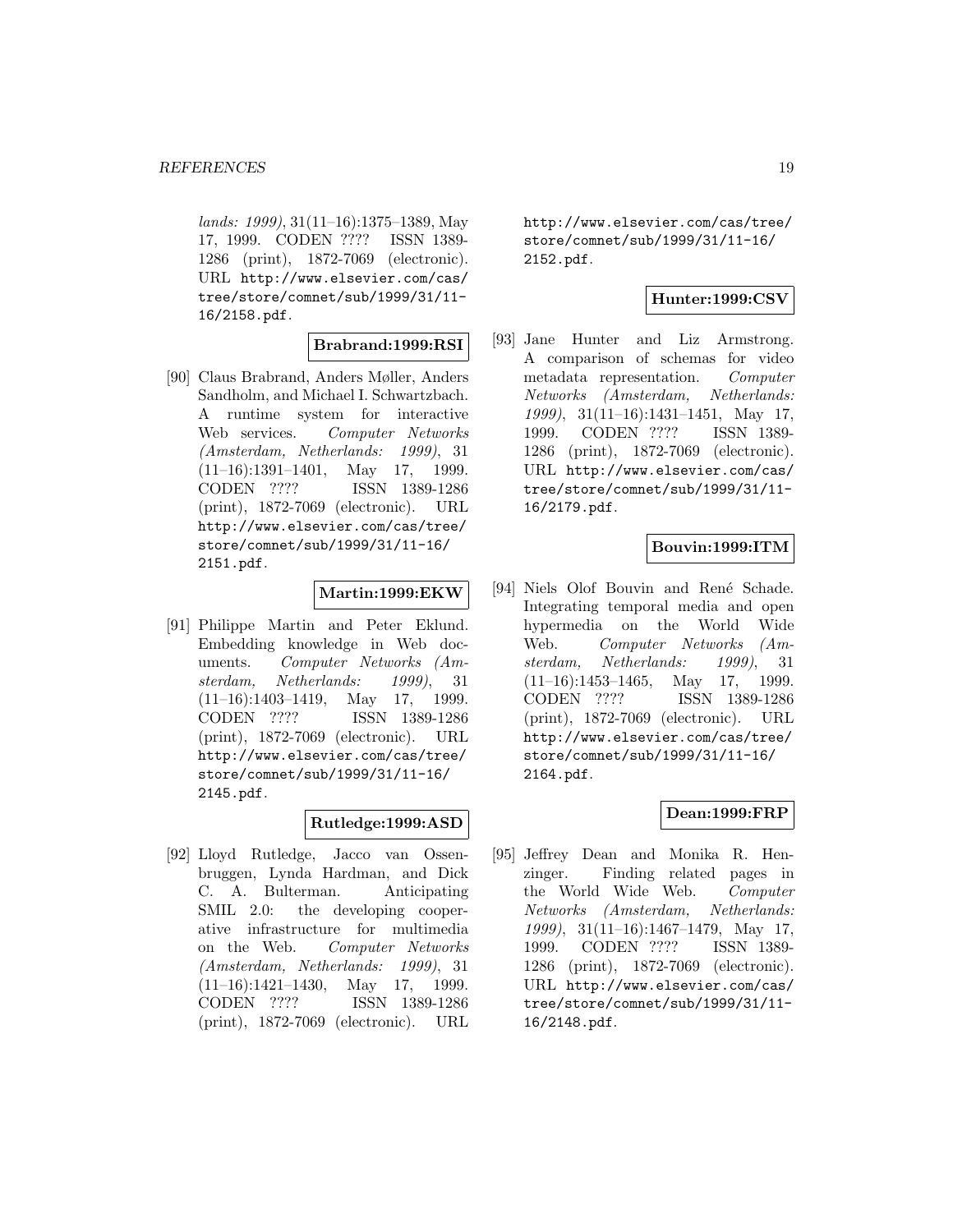*lands: 1999)*, 31(11–16):1375–1389, May 17, 1999. CODEN ???? ISSN 1389-1286 (print), 1872-7069 (electronic). URL http://www.elsevier.com/cas/tree/store/comnet/sub/1999/31/11-16/2158.pdf.

**Brabrand:1999:RSI**

[90] Claus Brabrand, Anders Møller, Anders Sandholm, and Michael I. Schwartzbach. A runtime system for interactive Web services. *Computer Networks (Amsterdam, Netherlands: 1999)*, 31 (11–16):1391–1401, May 17, 1999. CODEN ???? ISSN 1389-1286 (print), 1872-7069 (electronic). URL http://www.elsevier.com/cas/tree/store/comnet/sub/1999/31/11-16/2151.pdf.

**Martin:1999:EKW**

[91] Philippe Martin and Peter Eklund. Embedding knowledge in Web documents. *Computer Networks (Amsterdam, Netherlands: 1999)*, 31 (11–16):1403–1419, May 17, 1999. CODEN ???? ISSN 1389-1286 (print), 1872-7069 (electronic). URL http://www.elsevier.com/cas/tree/store/comnet/sub/1999/31/11-16/2145.pdf.

**Rutledge:1999:ASD**

[92] Lloyd Rutledge, Jacco van Ossenbruggen, Lynda Hardman, and Dick C. A. Bulterman. Anticipating SMIL 2.0: the developing cooperative infrastructure for multimedia on the Web. *Computer Networks (Amsterdam, Netherlands: 1999)*, 31 (11–16):1421–1430, May 17, 1999. CODEN ???? ISSN 1389-1286 (print), 1872-7069 (electronic). URL http://www.elsevier.com/cas/tree/store/comnet/sub/1999/31/11-16/2152.pdf.

**Hunter:1999:CSV**

[93] Jane Hunter and Liz Armstrong. A comparison of schemas for video metadata representation. *Computer Networks (Amsterdam, Netherlands: 1999)*, 31(11–16):1431–1451, May 17, 1999. CODEN ???? ISSN 1389-1286 (print), 1872-7069 (electronic). URL http://www.elsevier.com/cas/tree/store/comnet/sub/1999/31/11-16/2179.pdf.

**Bouvin:1999:ITM**

[94] Niels Olof Bouvin and René Schade. Integrating temporal media and open hypermedia on the World Wide Web. *Computer Networks (Amsterdam, Netherlands: 1999)*, 31 (11–16):1453–1465, May 17, 1999. CODEN ???? ISSN 1389-1286 (print), 1872-7069 (electronic). URL http://www.elsevier.com/cas/tree/store/comnet/sub/1999/31/11-16/2164.pdf.

**Dean:1999:FRP**

[95] Jeffrey Dean and Monika R. Henzinger. Finding related pages in the World Wide Web. *Computer Networks (Amsterdam, Netherlands: 1999)*, 31(11–16):1467–1479, May 17, 1999. CODEN ???? ISSN 1389-1286 (print), 1872-7069 (electronic). URL http://www.elsevier.com/cas/tree/store/comnet/sub/1999/31/11-16/2148.pdf.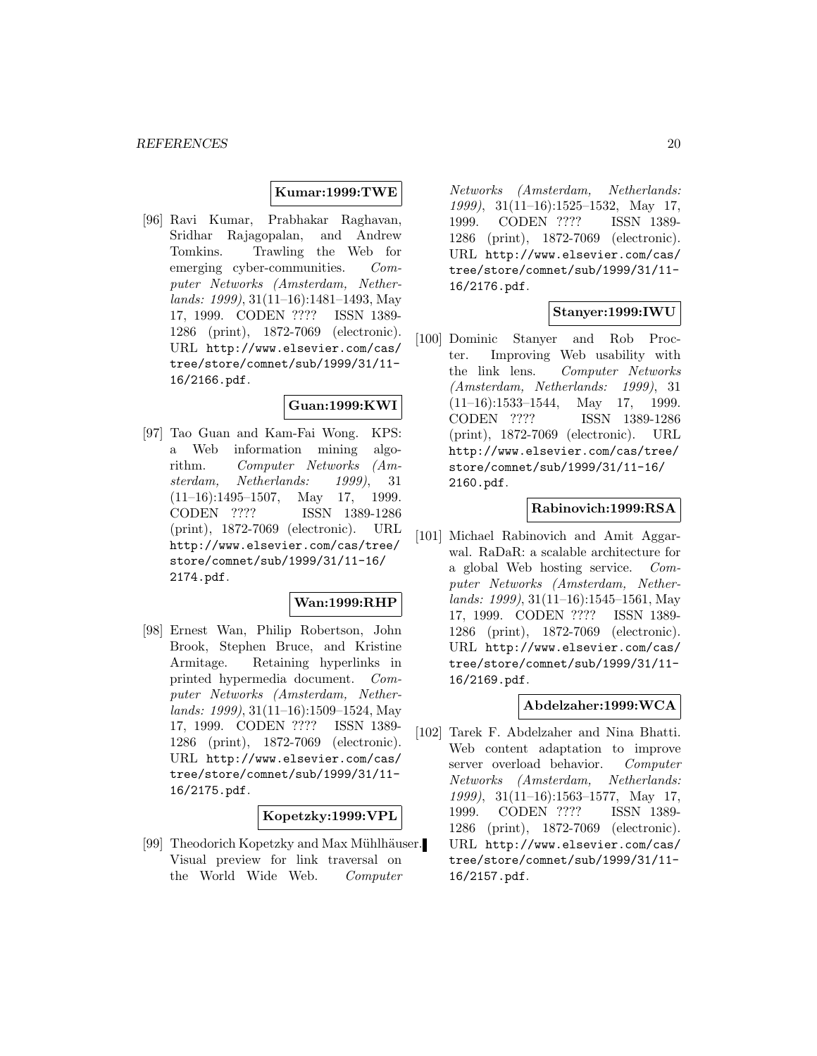**Kumar:1999:TWE**

[96] Ravi Kumar, Prabhakar Raghavan, Sridhar Rajagopalan, and Andrew Tomkins. Trawling the Web for emerging cyber-communities. *Computer Networks (Amsterdam, Netherlands: 1999)*, 31(11–16):1481–1493, May 17, 1999. CODEN ???? ISSN 1389-1286 (print), 1872-7069 (electronic). URL http://www.elsevier.com/cas/tree/store/comnet/sub/1999/31/11-16/2166.pdf.

**Guan:1999:KWI**

[97] Tao Guan and Kam-Fai Wong. KPS: a Web information mining algorithm. *Computer Networks (Amsterdam, Netherlands: 1999)*, 31 (11–16):1495–1507, May 17, 1999. CODEN ???? ISSN 1389-1286 (print), 1872-7069 (electronic). URL http://www.elsevier.com/cas/tree/store/comnet/sub/1999/31/11-16/2174.pdf.

**Wan:1999:RHP**

[98] Ernest Wan, Philip Robertson, John Brook, Stephen Bruce, and Kristine Armitage. Retaining hyperlinks in printed hypermedia document. *Computer Networks (Amsterdam, Netherlands: 1999)*, 31(11–16):1509–1524, May 17, 1999. CODEN ???? ISSN 1389-1286 (print), 1872-7069 (electronic). URL http://www.elsevier.com/cas/tree/store/comnet/sub/1999/31/11-16/2175.pdf.

**Kopetzky:1999:VPL**

[99] Theodorich Kopetzky and Max Mühlhäuser. Visual preview for link traversal on the World Wide Web. *Computer Networks (Amsterdam, Netherlands: 1999)*, 31(11–16):1525–1532, May 17, 1999. CODEN ???? ISSN 1389-1286 (print), 1872-7069 (electronic). URL http://www.elsevier.com/cas/tree/store/comnet/sub/1999/31/11-16/2176.pdf.

**Stanyer:1999:IWU**

[100] Dominic Stanyer and Rob Procter. Improving Web usability with the link lens. *Computer Networks (Amsterdam, Netherlands: 1999)*, 31 (11–16):1533–1544, May 17, 1999. CODEN ???? ISSN 1389-1286 (print), 1872-7069 (electronic). URL http://www.elsevier.com/cas/tree/store/comnet/sub/1999/31/11-16/2160.pdf.

**Rabinovich:1999:RSA**

[101] Michael Rabinovich and Amit Aggarwal. RaDaR: a scalable architecture for a global Web hosting service. *Computer Networks (Amsterdam, Netherlands: 1999)*, 31(11–16):1545–1561, May 17, 1999. CODEN ???? ISSN 1389-1286 (print), 1872-7069 (electronic). URL http://www.elsevier.com/cas/tree/store/comnet/sub/1999/31/11-16/2169.pdf.

**Abdelzaher:1999:WCA**

[102] Tarek F. Abdelzaher and Nina Bhatti. Web content adaptation to improve server overload behavior. *Computer Networks (Amsterdam, Netherlands: 1999)*, 31(11–16):1563–1577, May 17, 1999. CODEN ???? ISSN 1389-1286 (print), 1872-7069 (electronic). URL http://www.elsevier.com/cas/tree/store/comnet/sub/1999/31/11-16/2157.pdf.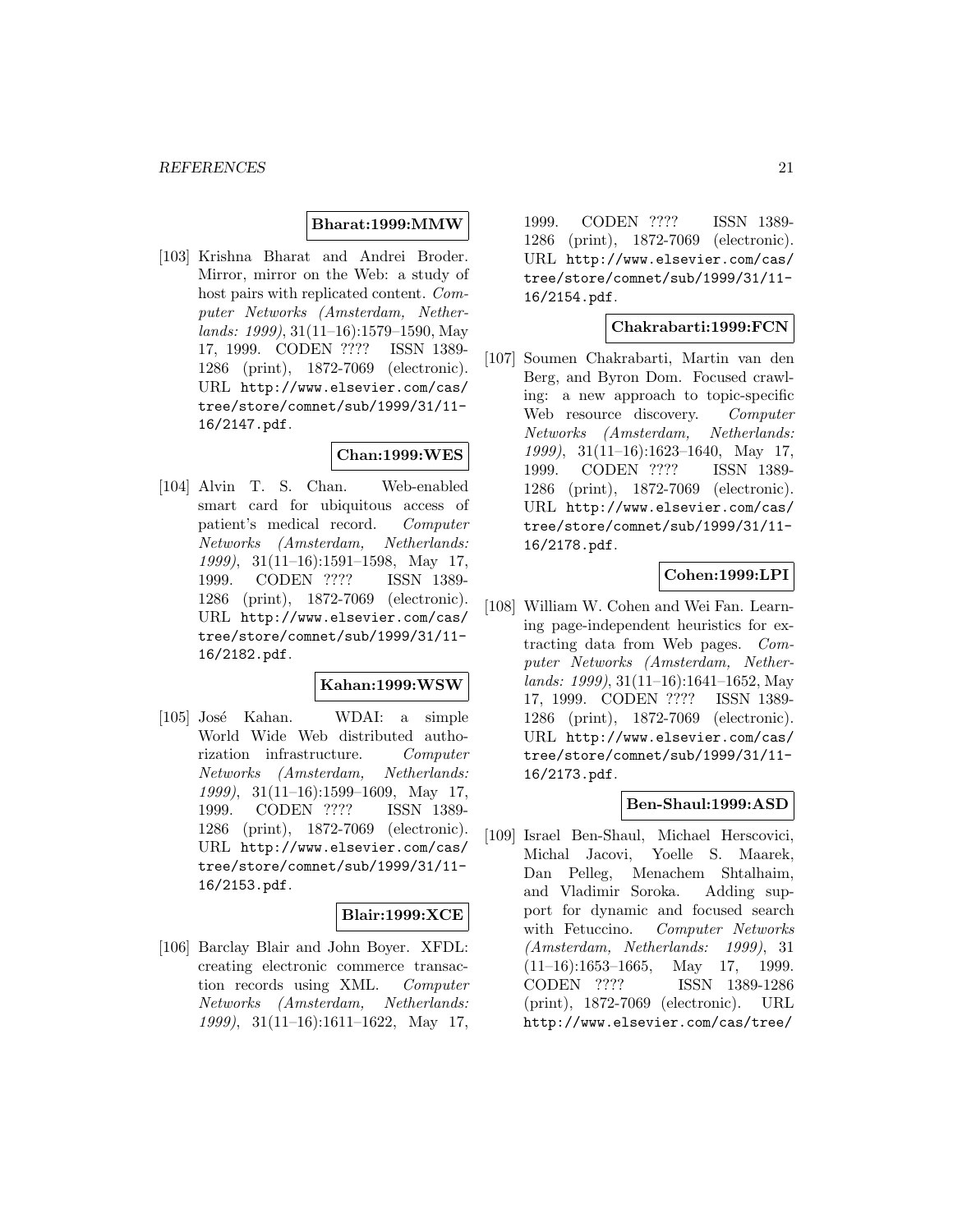**Bharat:1999:MMW**

[103] Krishna Bharat and Andrei Broder. Mirror, mirror on the Web: a study of host pairs with replicated content. *Computer Networks (Amsterdam, Netherlands: 1999)*, 31(11–16):1579–1590, May 17, 1999. CODEN ???? ISSN 1389-1286 (print), 1872-7069 (electronic). URL `http://www.elsevier.com/cas/tree/store/comnet/sub/1999/31/11-16/2147.pdf`.

**Chan:1999:WES**

[104] Alvin T. S. Chan. Web-enabled smart card for ubiquitous access of patient's medical record. *Computer Networks (Amsterdam, Netherlands: 1999)*, 31(11–16):1591–1598, May 17, 1999. CODEN ???? ISSN 1389-1286 (print), 1872-7069 (electronic). URL `http://www.elsevier.com/cas/tree/store/comnet/sub/1999/31/11-16/2182.pdf`.

**Kahan:1999:WSW**

[105] José Kahan. WDAI: a simple World Wide Web distributed authorization infrastructure. *Computer Networks (Amsterdam, Netherlands: 1999)*, 31(11–16):1599–1609, May 17, 1999. CODEN ???? ISSN 1389-1286 (print), 1872-7069 (electronic). URL `http://www.elsevier.com/cas/tree/store/comnet/sub/1999/31/11-16/2153.pdf`.

**Blair:1999:XCE**

[106] Barclay Blair and John Boyer. XFDL: creating electronic commerce transaction records using XML. *Computer Networks (Amsterdam, Netherlands: 1999)*, 31(11–16):1611–1622, May 17, 1999. CODEN ???? ISSN 1389-1286 (print), 1872-7069 (electronic). URL `http://www.elsevier.com/cas/tree/store/comnet/sub/1999/31/11-16/2154.pdf`.

**Chakrabarti:1999:FCN**

[107] Soumen Chakrabarti, Martin van den Berg, and Byron Dom. Focused crawling: a new approach to topic-specific Web resource discovery. *Computer Networks (Amsterdam, Netherlands: 1999)*, 31(11–16):1623–1640, May 17, 1999. CODEN ???? ISSN 1389-1286 (print), 1872-7069 (electronic). URL `http://www.elsevier.com/cas/tree/store/comnet/sub/1999/31/11-16/2178.pdf`.

**Cohen:1999:LPI**

[108] William W. Cohen and Wei Fan. Learning page-independent heuristics for extracting data from Web pages. *Computer Networks (Amsterdam, Netherlands: 1999)*, 31(11–16):1641–1652, May 17, 1999. CODEN ???? ISSN 1389-1286 (print), 1872-7069 (electronic). URL `http://www.elsevier.com/cas/tree/store/comnet/sub/1999/31/11-16/2173.pdf`.

**Ben-Shaul:1999:ASD**

[109] Israel Ben-Shaul, Michael Herscovici, Michal Jacovi, Yoelle S. Maarek, Dan Pelleg, Menachem Shtalhaim, and Vladimir Soroka. Adding support for dynamic and focused search with Fetuccino. *Computer Networks (Amsterdam, Netherlands: 1999)*, 31 (11–16):1653–1665, May 17, 1999. CODEN ???? ISSN 1389-1286 (print), 1872-7069 (electronic). URL `http://www.elsevier.com/cas/tree/`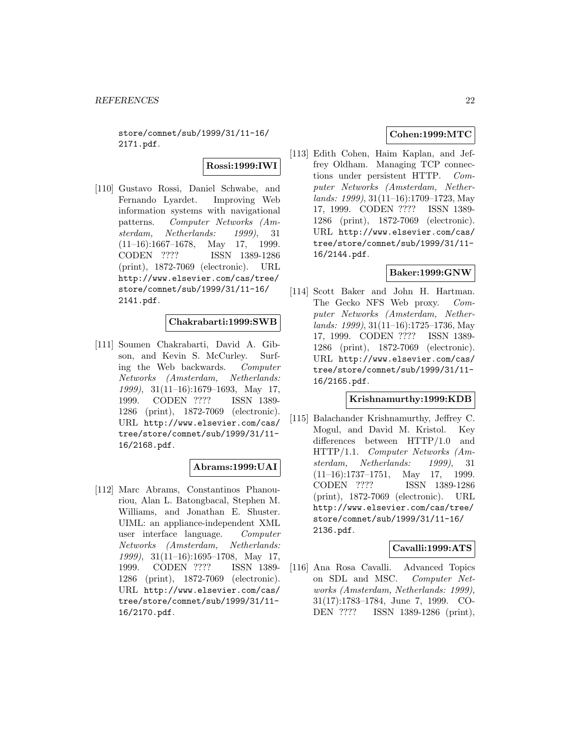store/comnet/sub/1999/31/11-16/2171.pdf.

**Rossi:1999:IWI**

[110] Gustavo Rossi, Daniel Schwabe, and Fernando Lyardet. Improving Web information systems with navigational patterns. *Computer Networks (Amsterdam, Netherlands: 1999)*, 31 (11–16):1667–1678, May 17, 1999. CODEN ???? ISSN 1389-1286 (print), 1872-7069 (electronic). URL http://www.elsevier.com/cas/tree/store/comnet/sub/1999/31/11-16/2141.pdf.

**Chakrabarti:1999:SWB**

[111] Soumen Chakrabarti, David A. Gibson, and Kevin S. McCurley. Surfing the Web backwards. *Computer Networks (Amsterdam, Netherlands: 1999)*, 31(11–16):1679–1693, May 17, 1999. CODEN ???? ISSN 1389-1286 (print), 1872-7069 (electronic). URL http://www.elsevier.com/cas/tree/store/comnet/sub/1999/31/11-16/2168.pdf.

**Abrams:1999:UAI**

[112] Marc Abrams, Constantinos Phanouriou, Alan L. Batongbacal, Stephen M. Williams, and Jonathan E. Shuster. UIML: an appliance-independent XML user interface language. *Computer Networks (Amsterdam, Netherlands: 1999)*, 31(11–16):1695–1708, May 17, 1999. CODEN ???? ISSN 1389-1286 (print), 1872-7069 (electronic). URL http://www.elsevier.com/cas/tree/store/comnet/sub/1999/31/11-16/2170.pdf.

**Cohen:1999:MTC**

[113] Edith Cohen, Haim Kaplan, and Jeffrey Oldham. Managing TCP connections under persistent HTTP. *Computer Networks (Amsterdam, Netherlands: 1999)*, 31(11–16):1709–1723, May 17, 1999. CODEN ???? ISSN 1389-1286 (print), 1872-7069 (electronic). URL http://www.elsevier.com/cas/tree/store/comnet/sub/1999/31/11-16/2144.pdf.

**Baker:1999:GNW**

[114] Scott Baker and John H. Hartman. The Gecko NFS Web proxy. *Computer Networks (Amsterdam, Netherlands: 1999)*, 31(11–16):1725–1736, May 17, 1999. CODEN ???? ISSN 1389-1286 (print), 1872-7069 (electronic). URL http://www.elsevier.com/cas/tree/store/comnet/sub/1999/31/11-16/2165.pdf.

**Krishnamurthy:1999:KDB**

[115] Balachander Krishnamurthy, Jeffrey C. Mogul, and David M. Kristol. Key differences between HTTP/1.0 and HTTP/1.1. *Computer Networks (Amsterdam, Netherlands: 1999)*, 31 (11–16):1737–1751, May 17, 1999. CODEN ???? ISSN 1389-1286 (print), 1872-7069 (electronic). URL http://www.elsevier.com/cas/tree/store/comnet/sub/1999/31/11-16/2136.pdf.

**Cavalli:1999:ATS**

[116] Ana Rosa Cavalli. Advanced Topics on SDL and MSC. *Computer Networks (Amsterdam, Netherlands: 1999)*, 31(17):1783–1784, June 7, 1999. CODEN ???? ISSN 1389-1286 (print),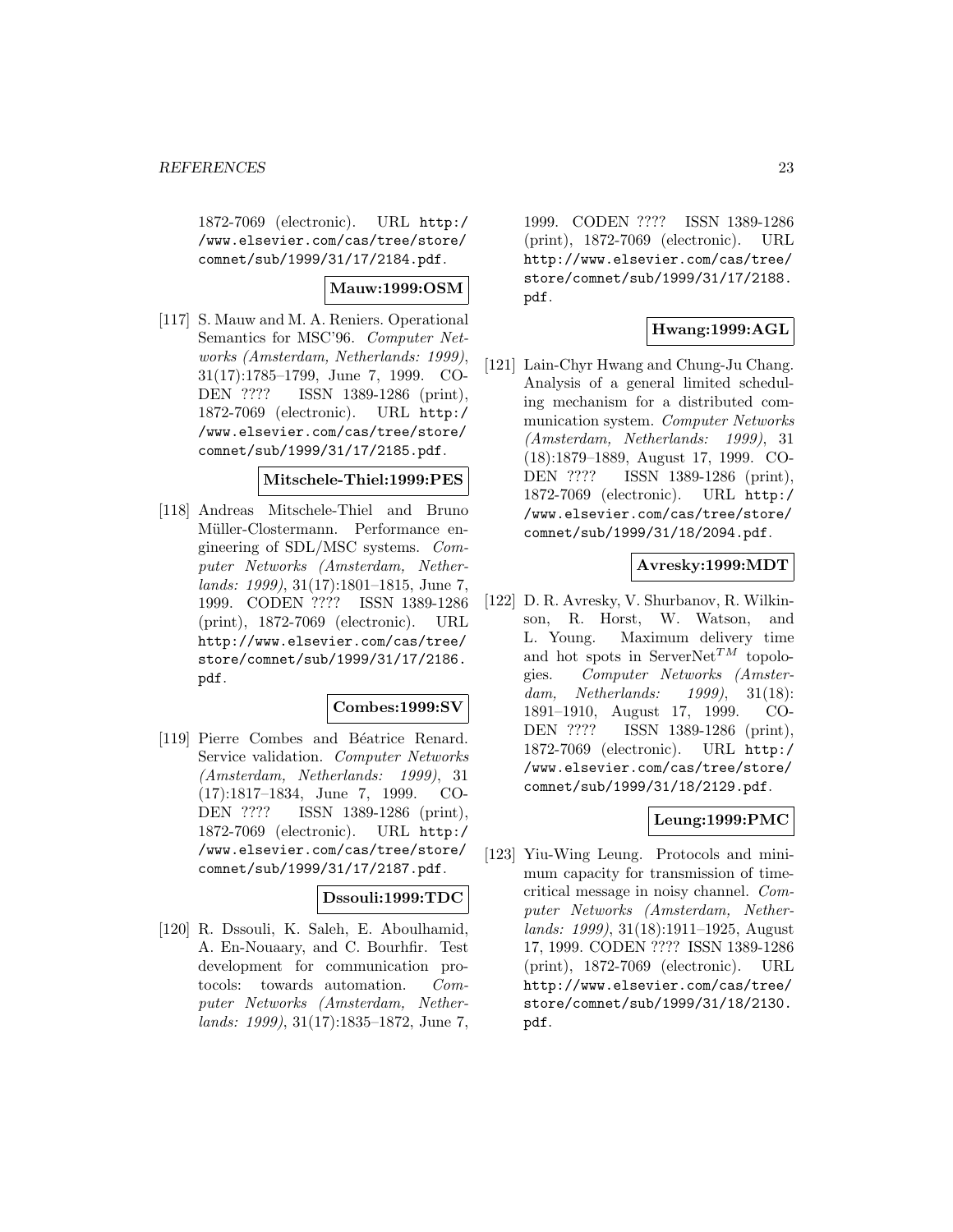1872-7069 (electronic). URL http://www.elsevier.com/cas/tree/store/comnet/sub/1999/31/17/2184.pdf.

**Mauw:1999:OSM**

[117] S. Mauw and M. A. Reniers. Operational Semantics for MSC'96. *Computer Networks (Amsterdam, Netherlands: 1999)*, 31(17):1785–1799, June 7, 1999. CODEN ???? ISSN 1389-1286 (print), 1872-7069 (electronic). URL http://www.elsevier.com/cas/tree/store/comnet/sub/1999/31/17/2185.pdf.

**Mitschele-Thiel:1999:PES**

[118] Andreas Mitschele-Thiel and Bruno Müller-Clostermann. Performance engineering of SDL/MSC systems. *Computer Networks (Amsterdam, Netherlands: 1999)*, 31(17):1801–1815, June 7, 1999. CODEN ???? ISSN 1389-1286 (print), 1872-7069 (electronic). URL http://www.elsevier.com/cas/tree/store/comnet/sub/1999/31/17/2186.pdf.

**Combes:1999:SV**

[119] Pierre Combes and Béatrice Renard. Service validation. *Computer Networks (Amsterdam, Netherlands: 1999)*, 31(17):1817–1834, June 7, 1999. CODEN ???? ISSN 1389-1286 (print), 1872-7069 (electronic). URL http://www.elsevier.com/cas/tree/store/comnet/sub/1999/31/17/2187.pdf.

**Dssouli:1999:TDC**

[120] R. Dssouli, K. Saleh, E. Aboulhamid, A. En-Nouaary, and C. Bourhfir. Test development for communication protocols: towards automation. *Computer Networks (Amsterdam, Netherlands: 1999)*, 31(17):1835–1872, June 7, 1999. CODEN ???? ISSN 1389-1286 (print), 1872-7069 (electronic). URL http://www.elsevier.com/cas/tree/store/comnet/sub/1999/31/17/2188.pdf.

**Hwang:1999:AGL**

[121] Lain-Chyr Hwang and Chung-Ju Chang. Analysis of a general limited scheduling mechanism for a distributed communication system. *Computer Networks (Amsterdam, Netherlands: 1999)*, 31(18):1879–1889, August 17, 1999. CODEN ???? ISSN 1389-1286 (print), 1872-7069 (electronic). URL http://www.elsevier.com/cas/tree/store/comnet/sub/1999/31/18/2094.pdf.

**Avresky:1999:MDT**

[122] D. R. Avresky, V. Shurbanov, R. Wilkinson, R. Horst, W. Watson, and L. Young. Maximum delivery time and hot spots in ServerNet$^{TM}$ topologies. *Computer Networks (Amsterdam, Netherlands: 1999)*, 31(18):1891–1910, August 17, 1999. CODEN ???? ISSN 1389-1286 (print), 1872-7069 (electronic). URL http://www.elsevier.com/cas/tree/store/comnet/sub/1999/31/18/2129.pdf.

**Leung:1999:PMC**

[123] Yiu-Wing Leung. Protocols and minimum capacity for transmission of time-critical message in noisy channel. *Computer Networks (Amsterdam, Netherlands: 1999)*, 31(18):1911–1925, August 17, 1999. CODEN ???? ISSN 1389-1286 (print), 1872-7069 (electronic). URL http://www.elsevier.com/cas/tree/store/comnet/sub/1999/31/18/2130.pdf.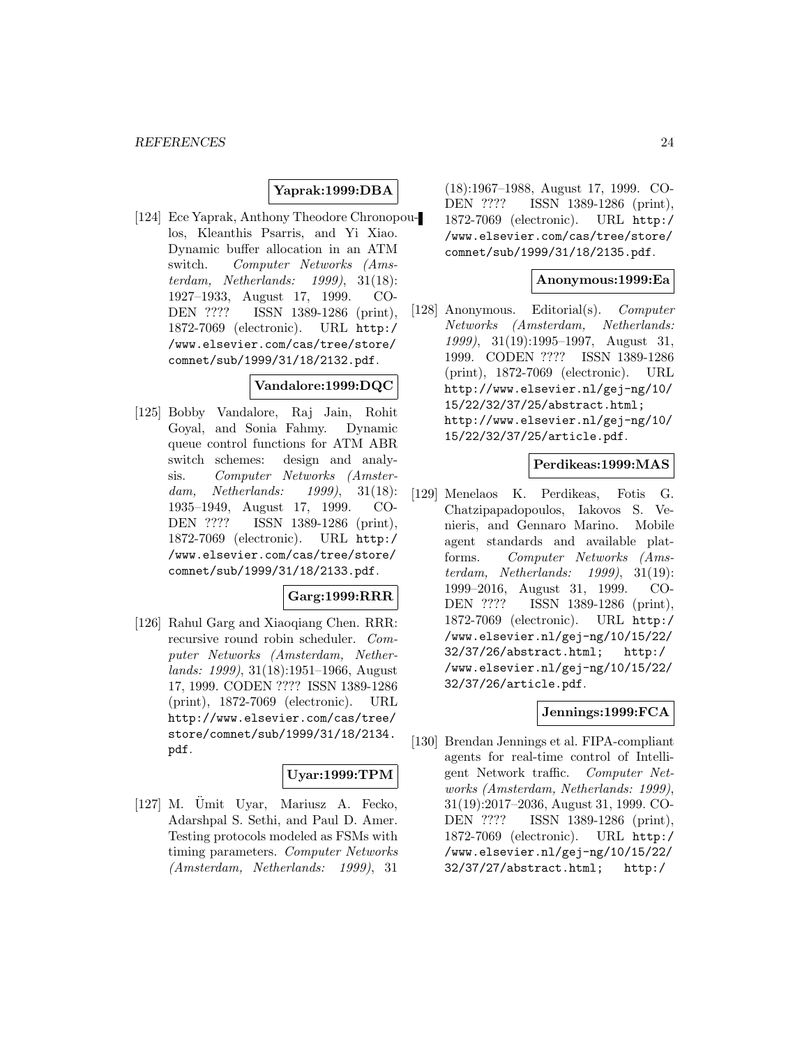**Yaprak:1999:DBA**

[124] Ece Yaprak, Anthony Theodore Chronopoulos, Kleanthis Psarris, and Yi Xiao. Dynamic buffer allocation in an ATM switch. *Computer Networks (Amsterdam, Netherlands: 1999)*, 31(18): 1927–1933, August 17, 1999. CODEN ???? ISSN 1389-1286 (print), 1872-7069 (electronic). URL http://www.elsevier.com/cas/tree/store/comnet/sub/1999/31/18/2132.pdf.

**Vandalore:1999:DQC**

[125] Bobby Vandalore, Raj Jain, Rohit Goyal, and Sonia Fahmy. Dynamic queue control functions for ATM ABR switch schemes: design and analysis. *Computer Networks (Amsterdam, Netherlands: 1999)*, 31(18): 1935–1949, August 17, 1999. CODEN ???? ISSN 1389-1286 (print), 1872-7069 (electronic). URL http://www.elsevier.com/cas/tree/store/comnet/sub/1999/31/18/2133.pdf.

**Garg:1999:RRR**

[126] Rahul Garg and Xiaoqiang Chen. RRR: recursive round robin scheduler. *Computer Networks (Amsterdam, Netherlands: 1999)*, 31(18):1951–1966, August 17, 1999. CODEN ???? ISSN 1389-1286 (print), 1872-7069 (electronic). URL http://www.elsevier.com/cas/tree/store/comnet/sub/1999/31/18/2134.pdf.

**Uyar:1999:TPM**

[127] M. Ümit Uyar, Mariusz A. Fecko, Adarshpal S. Sethi, and Paul D. Amer. Testing protocols modeled as FSMs with timing parameters. *Computer Networks (Amsterdam, Netherlands: 1999)*, 31 (18):1967–1988, August 17, 1999. CODEN ???? ISSN 1389-1286 (print), 1872-7069 (electronic). URL http://www.elsevier.com/cas/tree/store/comnet/sub/1999/31/18/2135.pdf.

**Anonymous:1999:Ea**

[128] Anonymous. Editorial(s). *Computer Networks (Amsterdam, Netherlands: 1999)*, 31(19):1995–1997, August 31, 1999. CODEN ???? ISSN 1389-1286 (print), 1872-7069 (electronic). URL http://www.elsevier.nl/gej-ng/10/15/22/32/37/25/abstract.html; http://www.elsevier.nl/gej-ng/10/15/22/32/37/25/article.pdf.

**Perdikeas:1999:MAS**

[129] Menelaos K. Perdikeas, Fotis G. Chatzipapadopoulos, Iakovos S. Venieris, and Gennaro Marino. Mobile agent standards and available platforms. *Computer Networks (Amsterdam, Netherlands: 1999)*, 31(19): 1999–2016, August 31, 1999. CODEN ???? ISSN 1389-1286 (print), 1872-7069 (electronic). URL http://www.elsevier.nl/gej-ng/10/15/22/32/37/26/abstract.html; http://www.elsevier.nl/gej-ng/10/15/22/32/37/26/article.pdf.

**Jennings:1999:FCA**

[130] Brendan Jennings et al. FIPA-compliant agents for real-time control of Intelligent Network traffic. *Computer Networks (Amsterdam, Netherlands: 1999)*, 31(19):2017–2036, August 31, 1999. CODEN ???? ISSN 1389-1286 (print), 1872-7069 (electronic). URL http://www.elsevier.nl/gej-ng/10/15/22/32/37/27/abstract.html; http:/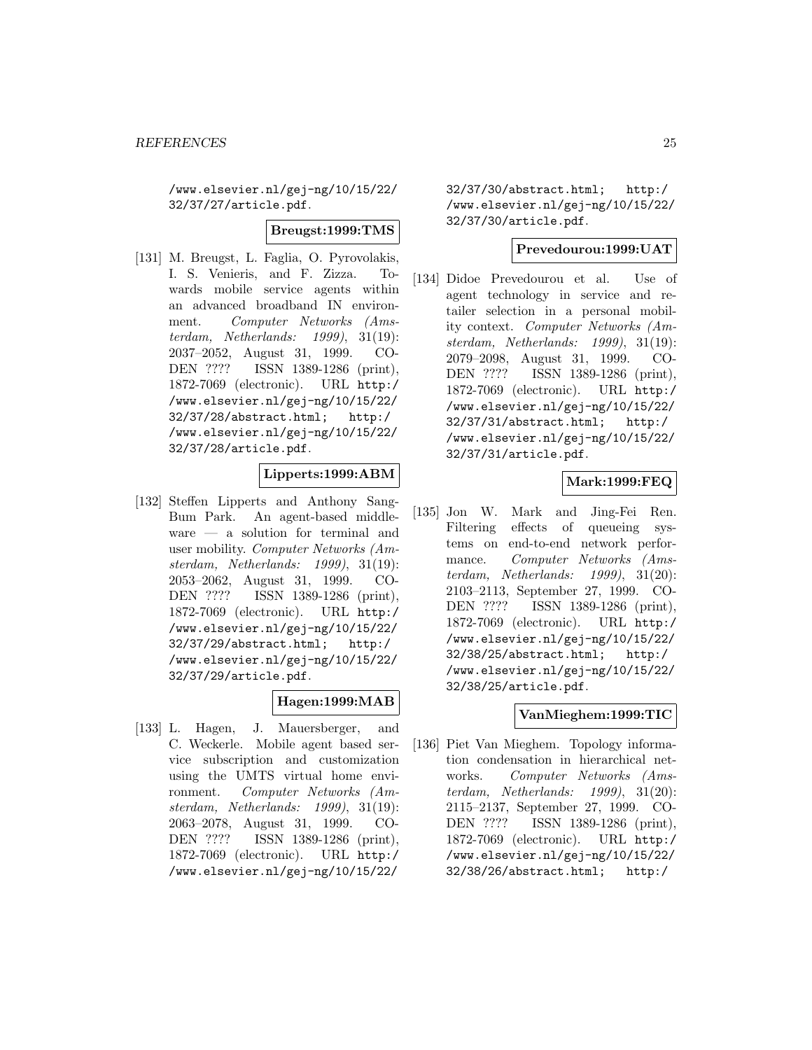/www.elsevier.nl/gej-ng/10/15/22/32/37/27/article.pdf.

**Breugst:1999:TMS**

[131] M. Breugst, L. Faglia, O. Pyrovolakis, I. S. Venieris, and F. Zizza. Towards mobile service agents within an advanced broadband IN environment. *Computer Networks (Amsterdam, Netherlands: 1999)*, 31(19): 2037–2052, August 31, 1999. CODEN ???? ISSN 1389-1286 (print), 1872-7069 (electronic). URL http://www.elsevier.nl/gej-ng/10/15/22/32/37/28/abstract.html; http://www.elsevier.nl/gej-ng/10/15/22/32/37/28/article.pdf.

**Lipperts:1999:ABM**

[132] Steffen Lipperts and Anthony Sang-Bum Park. An agent-based middleware — a solution for terminal and user mobility. *Computer Networks (Amsterdam, Netherlands: 1999)*, 31(19): 2053–2062, August 31, 1999. CODEN ???? ISSN 1389-1286 (print), 1872-7069 (electronic). URL http://www.elsevier.nl/gej-ng/10/15/22/32/37/29/abstract.html; http://www.elsevier.nl/gej-ng/10/15/22/32/37/29/article.pdf.

**Hagen:1999:MAB**

[133] L. Hagen, J. Mauersberger, and C. Weckerle. Mobile agent based service subscription and customization using the UMTS virtual home environment. *Computer Networks (Amsterdam, Netherlands: 1999)*, 31(19): 2063–2078, August 31, 1999. CODEN ???? ISSN 1389-1286 (print), 1872-7069 (electronic). URL http://www.elsevier.nl/gej-ng/10/15/22/32/37/30/abstract.html; http://www.elsevier.nl/gej-ng/10/15/22/32/37/30/article.pdf.

**Prevedourou:1999:UAT**

[134] Didoe Prevedourou et al. Use of agent technology in service and retailer selection in a personal mobility context. *Computer Networks (Amsterdam, Netherlands: 1999)*, 31(19): 2079–2098, August 31, 1999. CODEN ???? ISSN 1389-1286 (print), 1872-7069 (electronic). URL http://www.elsevier.nl/gej-ng/10/15/22/32/37/31/abstract.html; http://www.elsevier.nl/gej-ng/10/15/22/32/37/31/article.pdf.

**Mark:1999:FEQ**

[135] Jon W. Mark and Jing-Fei Ren. Filtering effects of queueing systems on end-to-end network performance. *Computer Networks (Amsterdam, Netherlands: 1999)*, 31(20): 2103–2113, September 27, 1999. CODEN ???? ISSN 1389-1286 (print), 1872-7069 (electronic). URL http://www.elsevier.nl/gej-ng/10/15/22/32/38/25/abstract.html; http://www.elsevier.nl/gej-ng/10/15/22/32/38/25/article.pdf.

**VanMieghem:1999:TIC**

[136] Piet Van Mieghem. Topology information condensation in hierarchical networks. *Computer Networks (Amsterdam, Netherlands: 1999)*, 31(20): 2115–2137, September 27, 1999. CODEN ???? ISSN 1389-1286 (print), 1872-7069 (electronic). URL http://www.elsevier.nl/gej-ng/10/15/22/32/38/26/abstract.html; http:/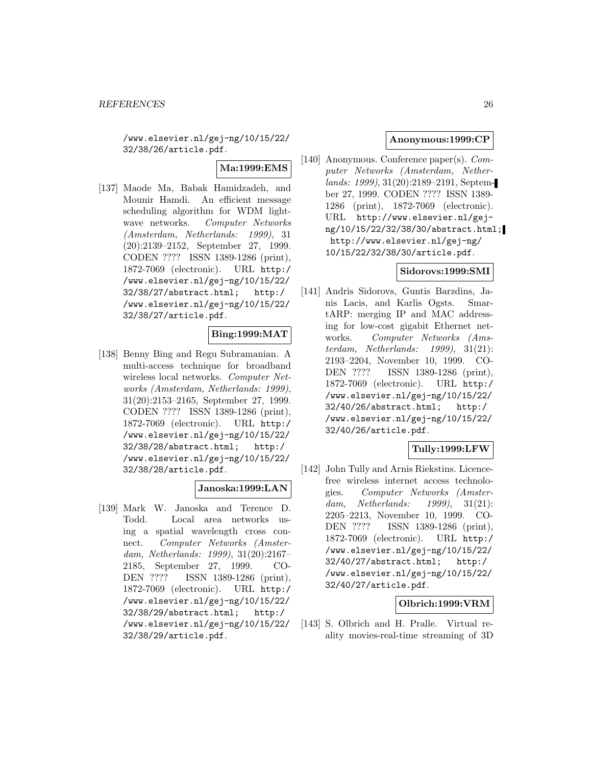/www.elsevier.nl/gej-ng/10/15/22/32/38/26/article.pdf.

**Ma:1999:EMS**

[137] Maode Ma, Babak Hamidzadeh, and Mounir Hamdi. An efficient message scheduling algorithm for WDM lightwave networks. *Computer Networks (Amsterdam, Netherlands: 1999)*, 31(20):2139–2152, September 27, 1999. CODEN ???? ISSN 1389-1286 (print), 1872-7069 (electronic). URL http://www.elsevier.nl/gej-ng/10/15/22/32/38/27/abstract.html; http://www.elsevier.nl/gej-ng/10/15/22/32/38/27/article.pdf.

**Bing:1999:MAT**

[138] Benny Bing and Regu Subramanian. A multi-access technique for broadband wireless local networks. *Computer Networks (Amsterdam, Netherlands: 1999)*, 31(20):2153–2165, September 27, 1999. CODEN ???? ISSN 1389-1286 (print), 1872-7069 (electronic). URL http://www.elsevier.nl/gej-ng/10/15/22/32/38/28/abstract.html; http://www.elsevier.nl/gej-ng/10/15/22/32/38/28/article.pdf.

**Janoska:1999:LAN**

[139] Mark W. Janoska and Terence D. Todd. Local area networks using a spatial wavelength cross connect. *Computer Networks (Amsterdam, Netherlands: 1999)*, 31(20):2167–2185, September 27, 1999. CODEN ???? ISSN 1389-1286 (print), 1872-7069 (electronic). URL http://www.elsevier.nl/gej-ng/10/15/22/32/38/29/abstract.html; http://www.elsevier.nl/gej-ng/10/15/22/32/38/29/article.pdf.

**Anonymous:1999:CP**

[140] Anonymous. Conference paper(s). *Computer Networks (Amsterdam, Netherlands: 1999)*, 31(20):2189–2191, September 27, 1999. CODEN ???? ISSN 1389-1286 (print), 1872-7069 (electronic). URL http://www.elsevier.nl/gej-ng/10/15/22/32/38/30/abstract.html; http://www.elsevier.nl/gej-ng/10/15/22/32/38/30/article.pdf.

**Sidorovs:1999:SMI**

[141] Andris Sidorovs, Guntis Barzdins, Janis Lacis, and Karlis Ogsts. SmartARP: merging IP and MAC addressing for low-cost gigabit Ethernet networks. *Computer Networks (Amsterdam, Netherlands: 1999)*, 31(21):2193–2204, November 10, 1999. CODEN ???? ISSN 1389-1286 (print), 1872-7069 (electronic). URL http://www.elsevier.nl/gej-ng/10/15/22/32/40/26/abstract.html; http://www.elsevier.nl/gej-ng/10/15/22/32/40/26/article.pdf.

**Tully:1999:LFW**

[142] John Tully and Arnis Riekstins. Licence-free wireless internet access technologies. *Computer Networks (Amsterdam, Netherlands: 1999)*, 31(21):2205–2213, November 10, 1999. CODEN ???? ISSN 1389-1286 (print), 1872-7069 (electronic). URL http://www.elsevier.nl/gej-ng/10/15/22/32/40/27/abstract.html; http://www.elsevier.nl/gej-ng/10/15/22/32/40/27/article.pdf.

**Olbrich:1999:VRM**

[143] S. Olbrich and H. Pralle. Virtual reality movies-real-time streaming of 3D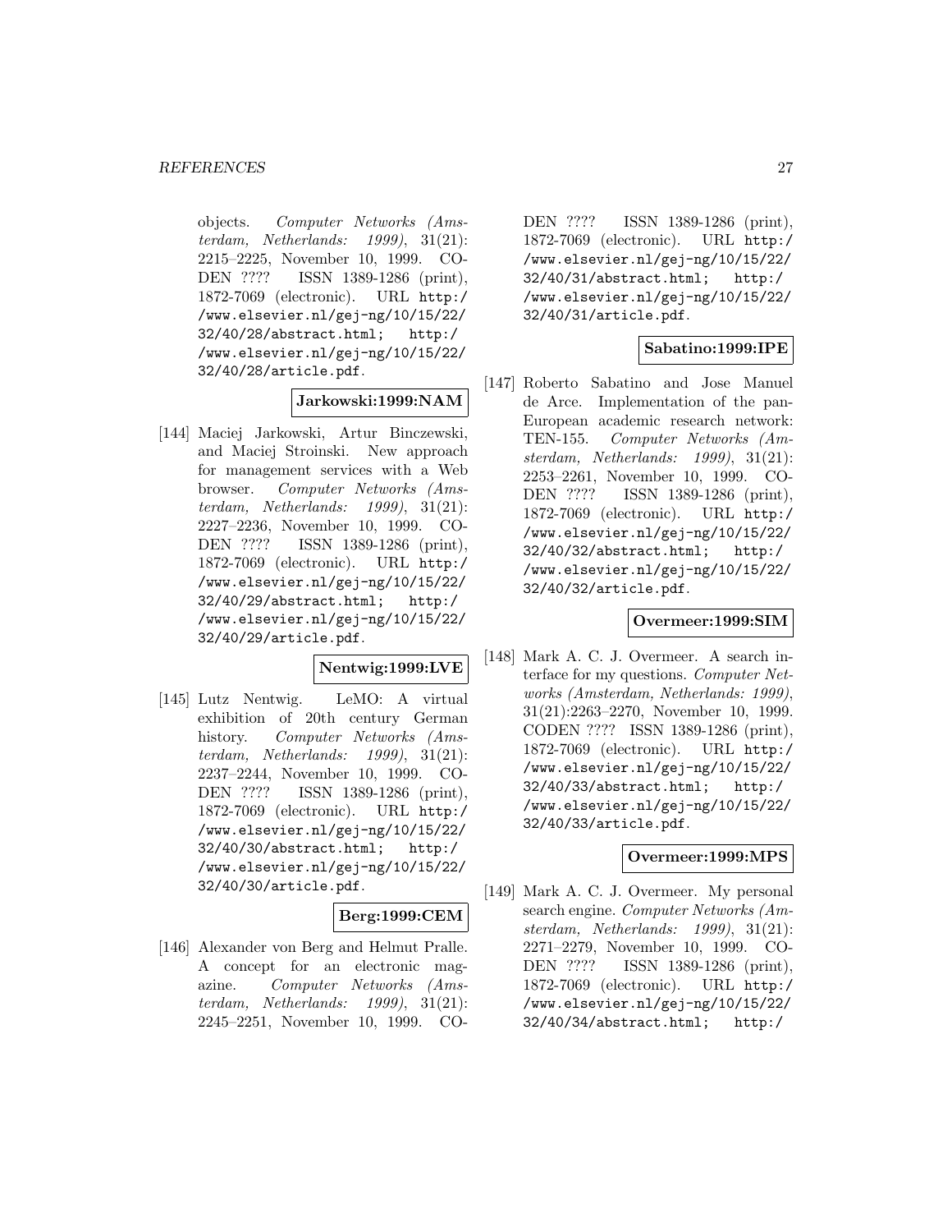objects. *Computer Networks (Amsterdam, Netherlands: 1999)*, 31(21): 2215–2225, November 10, 1999. CODEN ???? ISSN 1389-1286 (print), 1872-7069 (electronic). URL http://www.elsevier.nl/gej-ng/10/15/22/32/40/28/abstract.html; http://www.elsevier.nl/gej-ng/10/15/22/32/40/28/article.pdf.

**Jarkowski:1999:NAM**

[144] Maciej Jarkowski, Artur Binczewski, and Maciej Stroinski. New approach for management services with a Web browser. *Computer Networks (Amsterdam, Netherlands: 1999)*, 31(21): 2227–2236, November 10, 1999. CODEN ???? ISSN 1389-1286 (print), 1872-7069 (electronic). URL http://www.elsevier.nl/gej-ng/10/15/22/32/40/29/abstract.html; http://www.elsevier.nl/gej-ng/10/15/22/32/40/29/article.pdf.

**Nentwig:1999:LVE**

[145] Lutz Nentwig. LeMO: A virtual exhibition of 20th century German history. *Computer Networks (Amsterdam, Netherlands: 1999)*, 31(21): 2237–2244, November 10, 1999. CODEN ???? ISSN 1389-1286 (print), 1872-7069 (electronic). URL http://www.elsevier.nl/gej-ng/10/15/22/32/40/30/abstract.html; http://www.elsevier.nl/gej-ng/10/15/22/32/40/30/article.pdf.

**Berg:1999:CEM**

[146] Alexander von Berg and Helmut Pralle. A concept for an electronic magazine. *Computer Networks (Amsterdam, Netherlands: 1999)*, 31(21): 2245–2251, November 10, 1999. CODEN ???? ISSN 1389-1286 (print), 1872-7069 (electronic). URL http://www.elsevier.nl/gej-ng/10/15/22/32/40/31/abstract.html; http://www.elsevier.nl/gej-ng/10/15/22/32/40/31/article.pdf.

**Sabatino:1999:IPE**

[147] Roberto Sabatino and Jose Manuel de Arce. Implementation of the pan-European academic research network: TEN-155. *Computer Networks (Amsterdam, Netherlands: 1999)*, 31(21): 2253–2261, November 10, 1999. CODEN ???? ISSN 1389-1286 (print), 1872-7069 (electronic). URL http://www.elsevier.nl/gej-ng/10/15/22/32/40/32/abstract.html; http://www.elsevier.nl/gej-ng/10/15/22/32/40/32/article.pdf.

**Overmeer:1999:SIM**

[148] Mark A. C. J. Overmeer. A search interface for my questions. *Computer Networks (Amsterdam, Netherlands: 1999)*, 31(21):2263–2270, November 10, 1999. CODEN ???? ISSN 1389-1286 (print), 1872-7069 (electronic). URL http://www.elsevier.nl/gej-ng/10/15/22/32/40/33/abstract.html; http://www.elsevier.nl/gej-ng/10/15/22/32/40/33/article.pdf.

**Overmeer:1999:MPS**

[149] Mark A. C. J. Overmeer. My personal search engine. *Computer Networks (Amsterdam, Netherlands: 1999)*, 31(21): 2271–2279, November 10, 1999. CODEN ???? ISSN 1389-1286 (print), 1872-7069 (electronic). URL http://www.elsevier.nl/gej-ng/10/15/22/32/40/34/abstract.html; http:/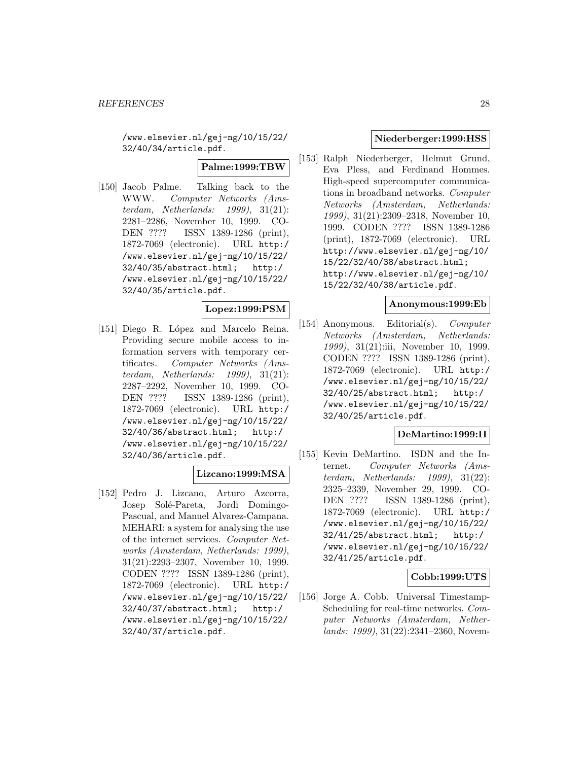/www.elsevier.nl/gej-ng/10/15/22/32/40/34/article.pdf.

**Palme:1999:TBW**

[150] Jacob Palme. Talking back to the WWW. *Computer Networks (Amsterdam, Netherlands: 1999)*, 31(21): 2281–2286, November 10, 1999. CODEN ???? ISSN 1389-1286 (print), 1872-7069 (electronic). URL http://www.elsevier.nl/gej-ng/10/15/22/32/40/35/abstract.html; http://www.elsevier.nl/gej-ng/10/15/22/32/40/35/article.pdf.

**Lopez:1999:PSM**

[151] Diego R. López and Marcelo Reina. Providing secure mobile access to information servers with temporary certificates. *Computer Networks (Amsterdam, Netherlands: 1999)*, 31(21): 2287–2292, November 10, 1999. CODEN ???? ISSN 1389-1286 (print), 1872-7069 (electronic). URL http://www.elsevier.nl/gej-ng/10/15/22/32/40/36/abstract.html; http://www.elsevier.nl/gej-ng/10/15/22/32/40/36/article.pdf.

**Lizcano:1999:MSA**

[152] Pedro J. Lizcano, Arturo Azcorra, Josep Solé-Pareta, Jordi Domingo-Pascual, and Manuel Alvarez-Campana. MEHARI: a system for analysing the use of the internet services. *Computer Networks (Amsterdam, Netherlands: 1999)*, 31(21):2293–2307, November 10, 1999. CODEN ???? ISSN 1389-1286 (print), 1872-7069 (electronic). URL http://www.elsevier.nl/gej-ng/10/15/22/32/40/37/abstract.html; http://www.elsevier.nl/gej-ng/10/15/22/32/40/37/article.pdf.

**Niederberger:1999:HSS**

[153] Ralph Niederberger, Helmut Grund, Eva Pless, and Ferdinand Hommes. High-speed supercomputer communications in broadband networks. *Computer Networks (Amsterdam, Netherlands: 1999)*, 31(21):2309–2318, November 10, 1999. CODEN ???? ISSN 1389-1286 (print), 1872-7069 (electronic). URL http://www.elsevier.nl/gej-ng/10/15/22/32/40/38/abstract.html; http://www.elsevier.nl/gej-ng/10/15/22/32/40/38/article.pdf.

**Anonymous:1999:Eb**

[154] Anonymous. Editorial(s). *Computer Networks (Amsterdam, Netherlands: 1999)*, 31(21):iii, November 10, 1999. CODEN ???? ISSN 1389-1286 (print), 1872-7069 (electronic). URL http://www.elsevier.nl/gej-ng/10/15/22/32/40/25/abstract.html; http://www.elsevier.nl/gej-ng/10/15/22/32/40/25/article.pdf.

**DeMartino:1999:II**

[155] Kevin DeMartino. ISDN and the Internet. *Computer Networks (Amsterdam, Netherlands: 1999)*, 31(22): 2325–2339, November 29, 1999. CODEN ???? ISSN 1389-1286 (print), 1872-7069 (electronic). URL http://www.elsevier.nl/gej-ng/10/15/22/32/41/25/abstract.html; http://www.elsevier.nl/gej-ng/10/15/22/32/41/25/article.pdf.

**Cobb:1999:UTS**

[156] Jorge A. Cobb. Universal Timestamp-Scheduling for real-time networks. *Computer Networks (Amsterdam, Netherlands: 1999)*, 31(22):2341–2360, Novem-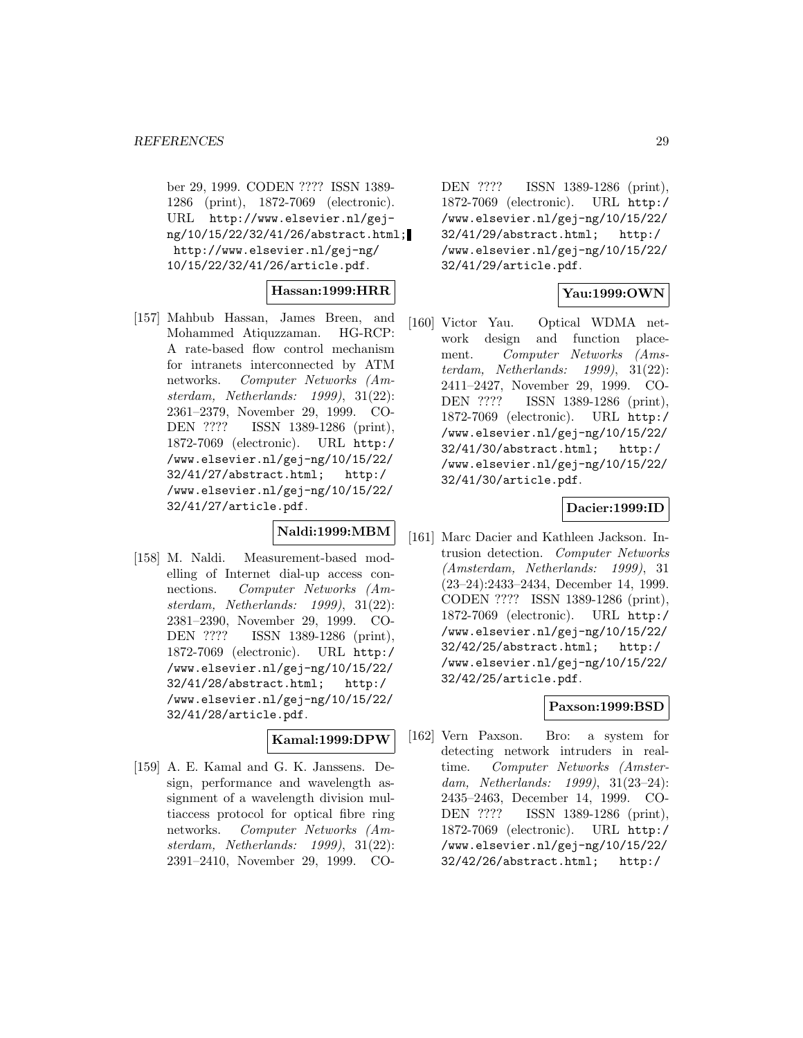ber 29, 1999. CODEN ???? ISSN 1389-1286 (print), 1872-7069 (electronic). URL http://www.elsevier.nl/gej-ng/10/15/22/32/41/26/abstract.html; http://www.elsevier.nl/gej-ng/10/15/22/32/41/26/article.pdf.

**Hassan:1999:HRR**

[157] Mahbub Hassan, James Breen, and Mohammed Atiquzzaman. HG-RCP: A rate-based flow control mechanism for intranets interconnected by ATM networks. *Computer Networks (Amsterdam, Netherlands: 1999)*, 31(22): 2361–2379, November 29, 1999. CODEN ???? ISSN 1389-1286 (print), 1872-7069 (electronic). URL http://www.elsevier.nl/gej-ng/10/15/22/32/41/27/abstract.html; http://www.elsevier.nl/gej-ng/10/15/22/32/41/27/article.pdf.

**Naldi:1999:MBM**

[158] M. Naldi. Measurement-based modelling of Internet dial-up access connections. *Computer Networks (Amsterdam, Netherlands: 1999)*, 31(22): 2381–2390, November 29, 1999. CODEN ???? ISSN 1389-1286 (print), 1872-7069 (electronic). URL http://www.elsevier.nl/gej-ng/10/15/22/32/41/28/abstract.html; http://www.elsevier.nl/gej-ng/10/15/22/32/41/28/article.pdf.

**Kamal:1999:DPW**

[159] A. E. Kamal and G. K. Janssens. Design, performance and wavelength assignment of a wavelength division multiaccess protocol for optical fibre ring networks. *Computer Networks (Amsterdam, Netherlands: 1999)*, 31(22): 2391–2410, November 29, 1999. CODEN ???? ISSN 1389-1286 (print), 1872-7069 (electronic). URL http://www.elsevier.nl/gej-ng/10/15/22/32/41/29/abstract.html; http://www.elsevier.nl/gej-ng/10/15/22/32/41/29/article.pdf.

**Yau:1999:OWN**

[160] Victor Yau. Optical WDMA network design and function placement. *Computer Networks (Amsterdam, Netherlands: 1999)*, 31(22): 2411–2427, November 29, 1999. CODEN ???? ISSN 1389-1286 (print), 1872-7069 (electronic). URL http://www.elsevier.nl/gej-ng/10/15/22/32/41/30/abstract.html; http://www.elsevier.nl/gej-ng/10/15/22/32/41/30/article.pdf.

**Dacier:1999:ID**

[161] Marc Dacier and Kathleen Jackson. Intrusion detection. *Computer Networks (Amsterdam, Netherlands: 1999)*, 31 (23–24):2433–2434, December 14, 1999. CODEN ???? ISSN 1389-1286 (print), 1872-7069 (electronic). URL http://www.elsevier.nl/gej-ng/10/15/22/32/42/25/abstract.html; http://www.elsevier.nl/gej-ng/10/15/22/32/42/25/article.pdf.

**Paxson:1999:BSD**

[162] Vern Paxson. Bro: a system for detecting network intruders in real-time. *Computer Networks (Amsterdam, Netherlands: 1999)*, 31(23–24): 2435–2463, December 14, 1999. CODEN ???? ISSN 1389-1286 (print), 1872-7069 (electronic). URL http://www.elsevier.nl/gej-ng/10/15/22/32/42/26/abstract.html; http:/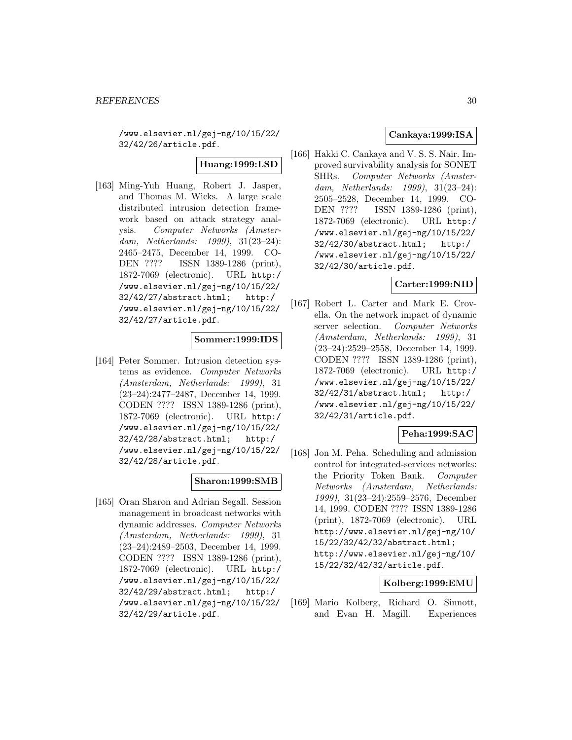/www.elsevier.nl/gej-ng/10/15/22/32/42/26/article.pdf.

**Huang:1999:LSD**

[163] Ming-Yuh Huang, Robert J. Jasper, and Thomas M. Wicks. A large scale distributed intrusion detection framework based on attack strategy analysis. *Computer Networks (Amsterdam, Netherlands: 1999)*, 31(23–24): 2465–2475, December 14, 1999. CODEN ???? ISSN 1389-1286 (print), 1872-7069 (electronic). URL http://www.elsevier.nl/gej-ng/10/15/22/32/42/27/abstract.html; http://www.elsevier.nl/gej-ng/10/15/22/32/42/27/article.pdf.

**Sommer:1999:IDS**

[164] Peter Sommer. Intrusion detection systems as evidence. *Computer Networks (Amsterdam, Netherlands: 1999)*, 31 (23–24):2477–2487, December 14, 1999. CODEN ???? ISSN 1389-1286 (print), 1872-7069 (electronic). URL http://www.elsevier.nl/gej-ng/10/15/22/32/42/28/abstract.html; http://www.elsevier.nl/gej-ng/10/15/22/32/42/28/article.pdf.

**Sharon:1999:SMB**

[165] Oran Sharon and Adrian Segall. Session management in broadcast networks with dynamic addresses. *Computer Networks (Amsterdam, Netherlands: 1999)*, 31 (23–24):2489–2503, December 14, 1999. CODEN ???? ISSN 1389-1286 (print), 1872-7069 (electronic). URL http://www.elsevier.nl/gej-ng/10/15/22/32/42/29/abstract.html; http://www.elsevier.nl/gej-ng/10/15/22/32/42/29/article.pdf.

**Cankaya:1999:ISA**

[166] Hakki C. Cankaya and V. S. S. Nair. Improved survivability analysis for SONET SHRs. *Computer Networks (Amsterdam, Netherlands: 1999)*, 31(23–24): 2505–2528, December 14, 1999. CODEN ???? ISSN 1389-1286 (print), 1872-7069 (electronic). URL http://www.elsevier.nl/gej-ng/10/15/22/32/42/30/abstract.html; http://www.elsevier.nl/gej-ng/10/15/22/32/42/30/article.pdf.

**Carter:1999:NID**

[167] Robert L. Carter and Mark E. Crovella. On the network impact of dynamic server selection. *Computer Networks (Amsterdam, Netherlands: 1999)*, 31 (23–24):2529–2558, December 14, 1999. CODEN ???? ISSN 1389-1286 (print), 1872-7069 (electronic). URL http://www.elsevier.nl/gej-ng/10/15/22/32/42/31/abstract.html; http://www.elsevier.nl/gej-ng/10/15/22/32/42/31/article.pdf.

**Peha:1999:SAC**

[168] Jon M. Peha. Scheduling and admission control for integrated-services networks: the Priority Token Bank. *Computer Networks (Amsterdam, Netherlands: 1999)*, 31(23–24):2559–2576, December 14, 1999. CODEN ???? ISSN 1389-1286 (print), 1872-7069 (electronic). URL http://www.elsevier.nl/gej-ng/10/15/22/32/42/32/abstract.html; http://www.elsevier.nl/gej-ng/10/15/22/32/42/32/article.pdf.

**Kolberg:1999:EMU**

[169] Mario Kolberg, Richard O. Sinnott, and Evan H. Magill. Experiences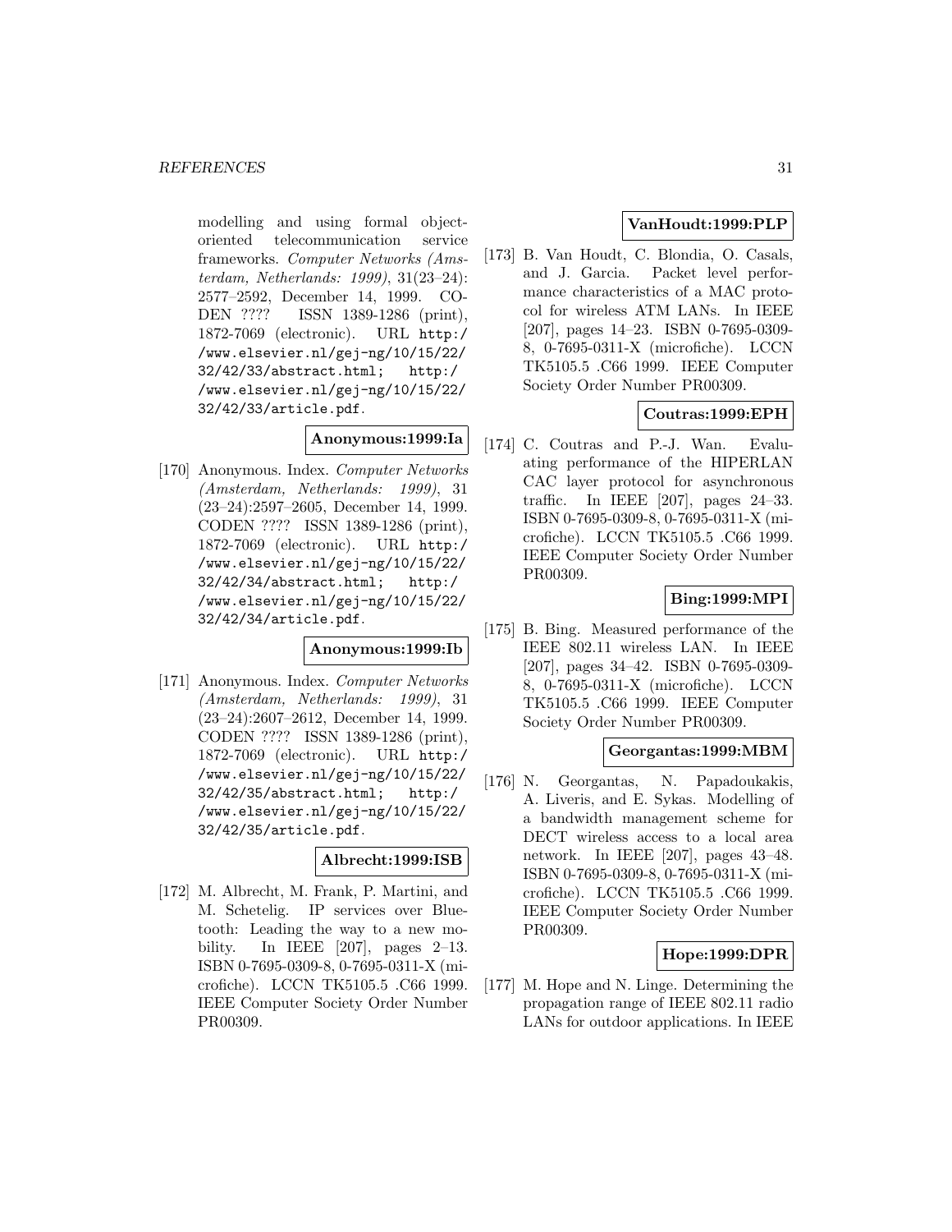modelling and using formal object-oriented telecommunication service frameworks. *Computer Networks (Amsterdam, Netherlands: 1999)*, 31(23–24): 2577–2592, December 14, 1999. CODEN ???? ISSN 1389-1286 (print), 1872-7069 (electronic). URL http://www.elsevier.nl/gej-ng/10/15/22/32/42/33/abstract.html; http://www.elsevier.nl/gej-ng/10/15/22/32/42/33/article.pdf.

**Anonymous:1999:Ia**

[170] Anonymous. Index. *Computer Networks (Amsterdam, Netherlands: 1999)*, 31 (23–24):2597–2605, December 14, 1999. CODEN ???? ISSN 1389-1286 (print), 1872-7069 (electronic). URL http://www.elsevier.nl/gej-ng/10/15/22/32/42/34/abstract.html; http://www.elsevier.nl/gej-ng/10/15/22/32/42/34/article.pdf.

**Anonymous:1999:Ib**

[171] Anonymous. Index. *Computer Networks (Amsterdam, Netherlands: 1999)*, 31 (23–24):2607–2612, December 14, 1999. CODEN ???? ISSN 1389-1286 (print), 1872-7069 (electronic). URL http://www.elsevier.nl/gej-ng/10/15/22/32/42/35/abstract.html; http://www.elsevier.nl/gej-ng/10/15/22/32/42/35/article.pdf.

**Albrecht:1999:ISB**

[172] M. Albrecht, M. Frank, P. Martini, and M. Schetelig. IP services over Bluetooth: Leading the way to a new mobility. In IEEE [207], pages 2–13. ISBN 0-7695-0309-8, 0-7695-0311-X (microfiche). LCCN TK5105.5 .C66 1999. IEEE Computer Society Order Number PR00309.

**VanHoudt:1999:PLP**

[173] B. Van Houdt, C. Blondia, O. Casals, and J. Garcia. Packet level performance characteristics of a MAC protocol for wireless ATM LANs. In IEEE [207], pages 14–23. ISBN 0-7695-0309-8, 0-7695-0311-X (microfiche). LCCN TK5105.5 .C66 1999. IEEE Computer Society Order Number PR00309.

**Coutras:1999:EPH**

[174] C. Coutras and P.-J. Wan. Evaluating performance of the HIPERLAN CAC layer protocol for asynchronous traffic. In IEEE [207], pages 24–33. ISBN 0-7695-0309-8, 0-7695-0311-X (microfiche). LCCN TK5105.5 .C66 1999. IEEE Computer Society Order Number PR00309.

**Bing:1999:MPI**

[175] B. Bing. Measured performance of the IEEE 802.11 wireless LAN. In IEEE [207], pages 34–42. ISBN 0-7695-0309-8, 0-7695-0311-X (microfiche). LCCN TK5105.5 .C66 1999. IEEE Computer Society Order Number PR00309.

**Georgantas:1999:MBM**

[176] N. Georgantas, N. Papadoukakis, A. Liveris, and E. Sykas. Modelling of a bandwidth management scheme for DECT wireless access to a local area network. In IEEE [207], pages 43–48. ISBN 0-7695-0309-8, 0-7695-0311-X (microfiche). LCCN TK5105.5 .C66 1999. IEEE Computer Society Order Number PR00309.

**Hope:1999:DPR**

[177] M. Hope and N. Linge. Determining the propagation range of IEEE 802.11 radio LANs for outdoor applications. In IEEE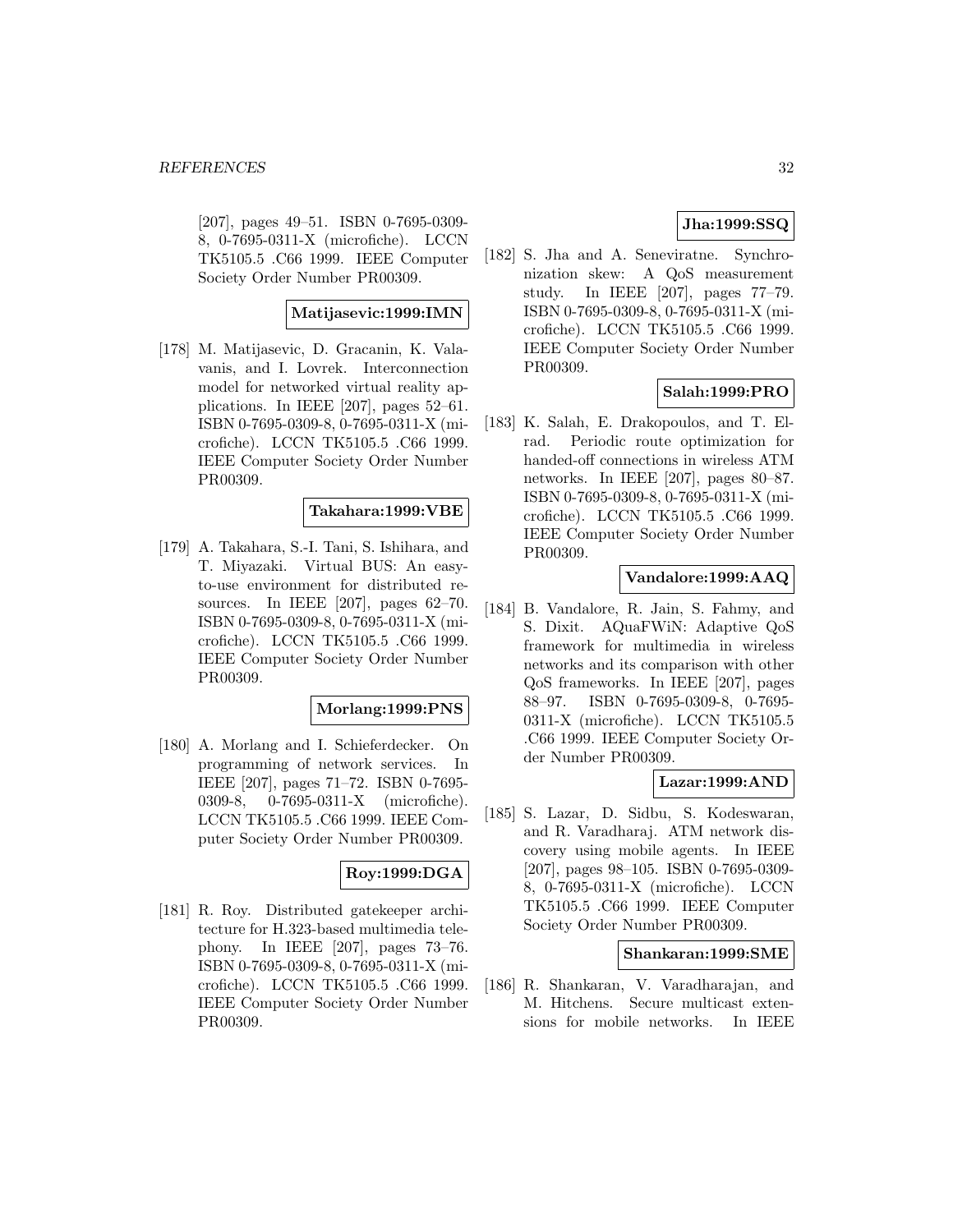[207], pages 49–51. ISBN 0-7695-0309-8, 0-7695-0311-X (microfiche). LCCN TK5105.5 .C66 1999. IEEE Computer Society Order Number PR00309.

**Matijasevic:1999:IMN**

[178] M. Matijasevic, D. Gracanin, K. Valavanis, and I. Lovrek. Interconnection model for networked virtual reality applications. In IEEE [207], pages 52–61. ISBN 0-7695-0309-8, 0-7695-0311-X (microfiche). LCCN TK5105.5 .C66 1999. IEEE Computer Society Order Number PR00309.

**Takahara:1999:VBE**

[179] A. Takahara, S.-I. Tani, S. Ishihara, and T. Miyazaki. Virtual BUS: An easy-to-use environment for distributed resources. In IEEE [207], pages 62–70. ISBN 0-7695-0309-8, 0-7695-0311-X (microfiche). LCCN TK5105.5 .C66 1999. IEEE Computer Society Order Number PR00309.

**Morlang:1999:PNS**

[180] A. Morlang and I. Schieferdecker. On programming of network services. In IEEE [207], pages 71–72. ISBN 0-7695-0309-8, 0-7695-0311-X (microfiche). LCCN TK5105.5 .C66 1999. IEEE Computer Society Order Number PR00309.

**Roy:1999:DGA**

[181] R. Roy. Distributed gatekeeper architecture for H.323-based multimedia telephony. In IEEE [207], pages 73–76. ISBN 0-7695-0309-8, 0-7695-0311-X (microfiche). LCCN TK5105.5 .C66 1999. IEEE Computer Society Order Number PR00309.

**Jha:1999:SSQ**

[182] S. Jha and A. Seneviratne. Synchronization skew: A QoS measurement study. In IEEE [207], pages 77–79. ISBN 0-7695-0309-8, 0-7695-0311-X (microfiche). LCCN TK5105.5 .C66 1999. IEEE Computer Society Order Number PR00309.

**Salah:1999:PRO**

[183] K. Salah, E. Drakopoulos, and T. Elrad. Periodic route optimization for handed-off connections in wireless ATM networks. In IEEE [207], pages 80–87. ISBN 0-7695-0309-8, 0-7695-0311-X (microfiche). LCCN TK5105.5 .C66 1999. IEEE Computer Society Order Number PR00309.

**Vandalore:1999:AAQ**

[184] B. Vandalore, R. Jain, S. Fahmy, and S. Dixit. AQuaFWiN: Adaptive QoS framework for multimedia in wireless networks and its comparison with other QoS frameworks. In IEEE [207], pages 88–97. ISBN 0-7695-0309-8, 0-7695-0311-X (microfiche). LCCN TK5105.5 .C66 1999. IEEE Computer Society Order Number PR00309.

**Lazar:1999:AND**

[185] S. Lazar, D. Sidbu, S. Kodeswaran, and R. Varadharaj. ATM network discovery using mobile agents. In IEEE [207], pages 98–105. ISBN 0-7695-0309-8, 0-7695-0311-X (microfiche). LCCN TK5105.5 .C66 1999. IEEE Computer Society Order Number PR00309.

**Shankaran:1999:SME**

[186] R. Shankaran, V. Varadharajan, and M. Hitchens. Secure multicast extensions for mobile networks. In IEEE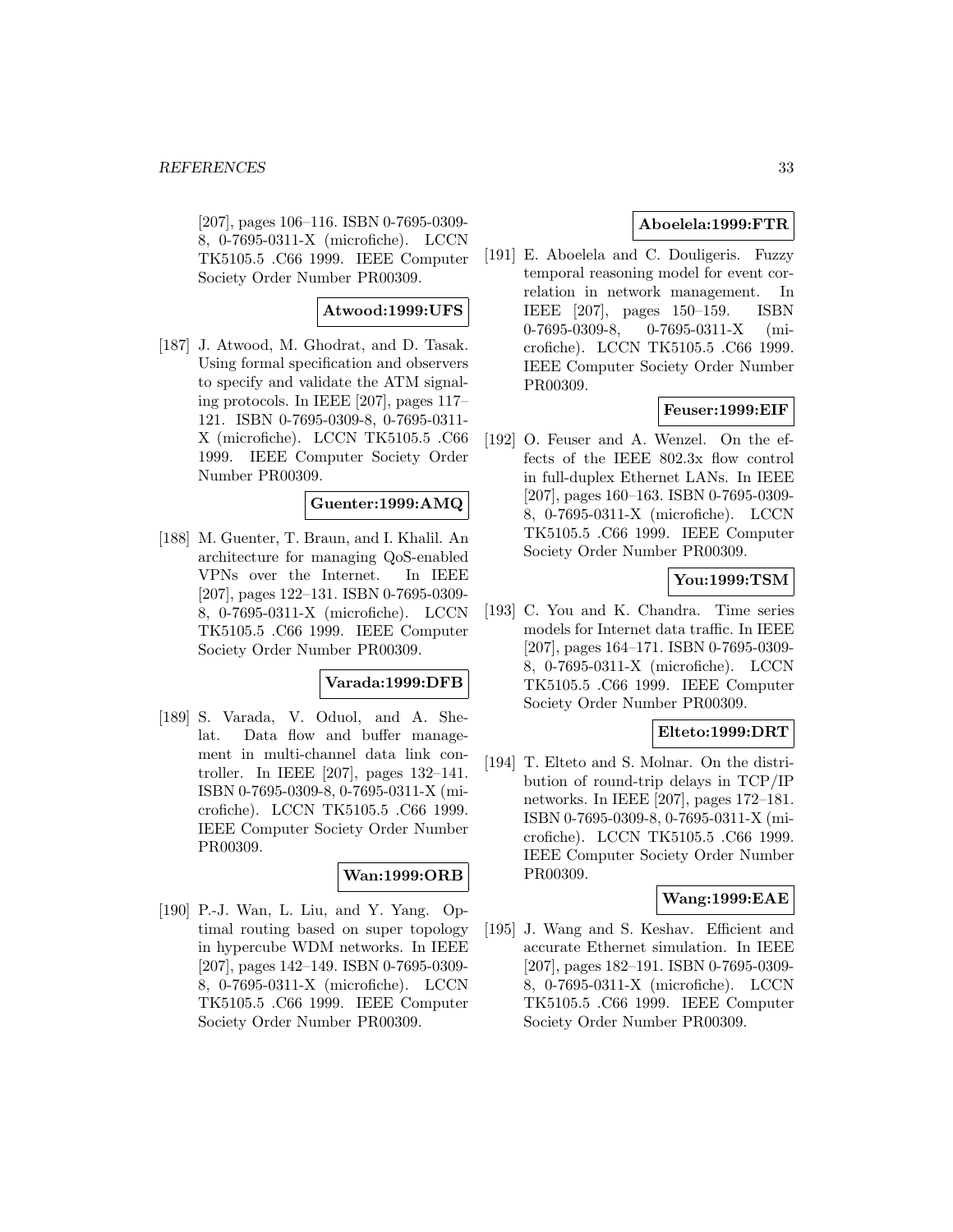[207], pages 106–116. ISBN 0-7695-0309-8, 0-7695-0311-X (microfiche). LCCN TK5105.5 .C66 1999. IEEE Computer Society Order Number PR00309.

**Atwood:1999:UFS**

[187] J. Atwood, M. Ghodrat, and D. Tasak. Using formal specification and observers to specify and validate the ATM signaling protocols. In IEEE [207], pages 117–121. ISBN 0-7695-0309-8, 0-7695-0311-X (microfiche). LCCN TK5105.5 .C66 1999. IEEE Computer Society Order Number PR00309.

**Guenter:1999:AMQ**

[188] M. Guenter, T. Braun, and I. Khalil. An architecture for managing QoS-enabled VPNs over the Internet. In IEEE [207], pages 122–131. ISBN 0-7695-0309-8, 0-7695-0311-X (microfiche). LCCN TK5105.5 .C66 1999. IEEE Computer Society Order Number PR00309.

**Varada:1999:DFB**

[189] S. Varada, V. Oduol, and A. Shelat. Data flow and buffer management in multi-channel data link controller. In IEEE [207], pages 132–141. ISBN 0-7695-0309-8, 0-7695-0311-X (microfiche). LCCN TK5105.5 .C66 1999. IEEE Computer Society Order Number PR00309.

**Wan:1999:ORB**

[190] P.-J. Wan, L. Liu, and Y. Yang. Optimal routing based on super topology in hypercube WDM networks. In IEEE [207], pages 142–149. ISBN 0-7695-0309-8, 0-7695-0311-X (microfiche). LCCN TK5105.5 .C66 1999. IEEE Computer Society Order Number PR00309.

**Aboelela:1999:FTR**

[191] E. Aboelela and C. Douligeris. Fuzzy temporal reasoning model for event correlation in network management. In IEEE [207], pages 150–159. ISBN 0-7695-0309-8, 0-7695-0311-X (microfiche). LCCN TK5105.5 .C66 1999. IEEE Computer Society Order Number PR00309.

**Feuser:1999:EIF**

[192] O. Feuser and A. Wenzel. On the effects of the IEEE 802.3x flow control in full-duplex Ethernet LANs. In IEEE [207], pages 160–163. ISBN 0-7695-0309-8, 0-7695-0311-X (microfiche). LCCN TK5105.5 .C66 1999. IEEE Computer Society Order Number PR00309.

**You:1999:TSM**

[193] C. You and K. Chandra. Time series models for Internet data traffic. In IEEE [207], pages 164–171. ISBN 0-7695-0309-8, 0-7695-0311-X (microfiche). LCCN TK5105.5 .C66 1999. IEEE Computer Society Order Number PR00309.

**Elteto:1999:DRT**

[194] T. Elteto and S. Molnar. On the distribution of round-trip delays in TCP/IP networks. In IEEE [207], pages 172–181. ISBN 0-7695-0309-8, 0-7695-0311-X (microfiche). LCCN TK5105.5 .C66 1999. IEEE Computer Society Order Number PR00309.

**Wang:1999:EAE**

[195] J. Wang and S. Keshav. Efficient and accurate Ethernet simulation. In IEEE [207], pages 182–191. ISBN 0-7695-0309-8, 0-7695-0311-X (microfiche). LCCN TK5105.5 .C66 1999. IEEE Computer Society Order Number PR00309.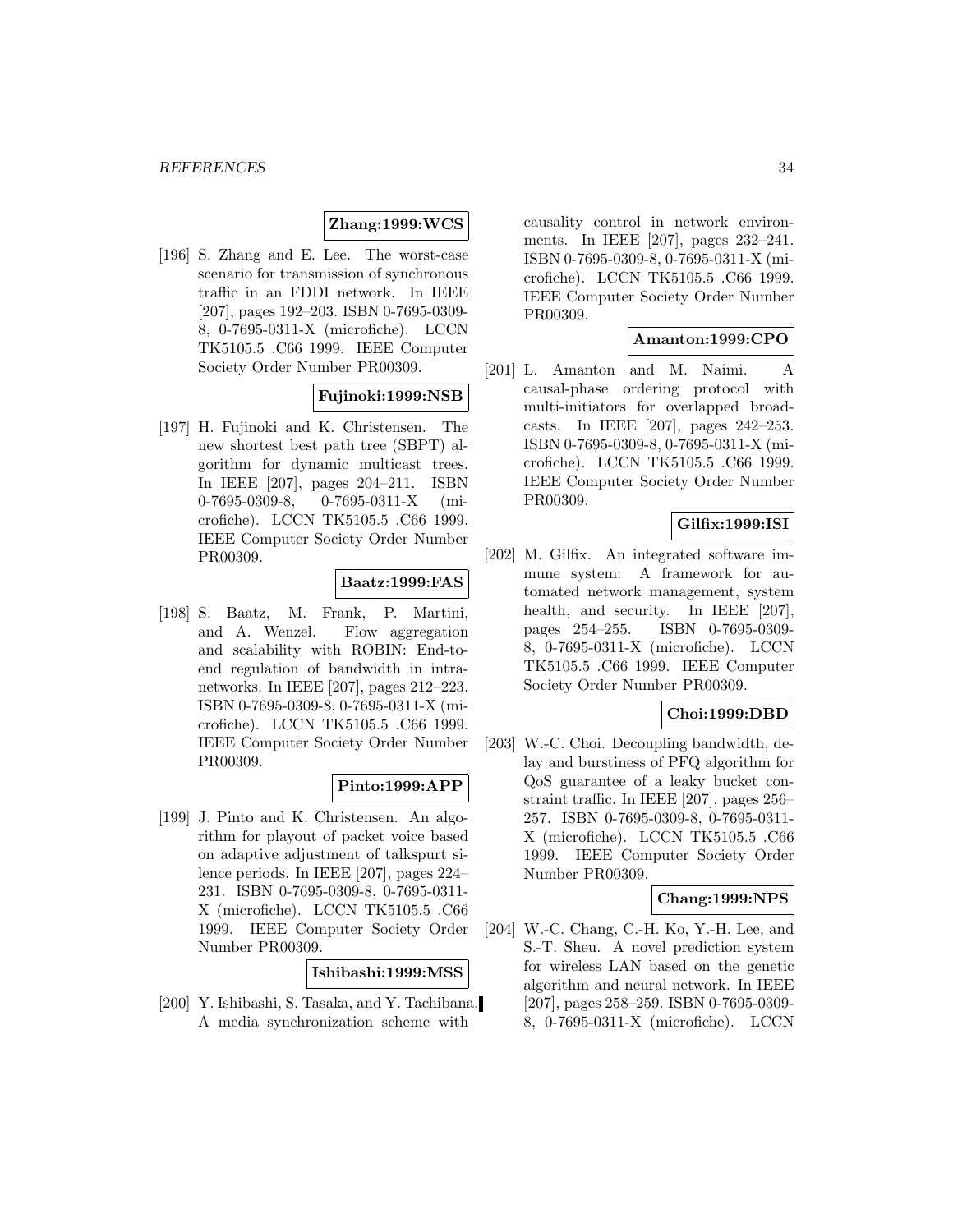**Zhang:1999:WCS**

[196] S. Zhang and E. Lee. The worst-case scenario for transmission of synchronous traffic in an FDDI network. In IEEE [207], pages 192–203. ISBN 0-7695-0309-8, 0-7695-0311-X (microfiche). LCCN TK5105.5 .C66 1999. IEEE Computer Society Order Number PR00309.

**Fujinoki:1999:NSB**

[197] H. Fujinoki and K. Christensen. The new shortest best path tree (SBPT) algorithm for dynamic multicast trees. In IEEE [207], pages 204–211. ISBN 0-7695-0309-8, 0-7695-0311-X (microfiche). LCCN TK5105.5 .C66 1999. IEEE Computer Society Order Number PR00309.

**Baatz:1999:FAS**

[198] S. Baatz, M. Frank, P. Martini, and A. Wenzel. Flow aggregation and scalability with ROBIN: End-to-end regulation of bandwidth in intranetworks. In IEEE [207], pages 212–223. ISBN 0-7695-0309-8, 0-7695-0311-X (microfiche). LCCN TK5105.5 .C66 1999. IEEE Computer Society Order Number PR00309.

**Pinto:1999:APP**

[199] J. Pinto and K. Christensen. An algorithm for playout of packet voice based on adaptive adjustment of talkspurt silence periods. In IEEE [207], pages 224–231. ISBN 0-7695-0309-8, 0-7695-0311-X (microfiche). LCCN TK5105.5 .C66 1999. IEEE Computer Society Order Number PR00309.

**Ishibashi:1999:MSS**

[200] Y. Ishibashi, S. Tasaka, and Y. Tachibana. A media synchronization scheme with causality control in network environments. In IEEE [207], pages 232–241. ISBN 0-7695-0309-8, 0-7695-0311-X (microfiche). LCCN TK5105.5 .C66 1999. IEEE Computer Society Order Number PR00309.

**Amanton:1999:CPO**

[201] L. Amanton and M. Naimi. A causal-phase ordering protocol with multi-initiators for overlapped broadcasts. In IEEE [207], pages 242–253. ISBN 0-7695-0309-8, 0-7695-0311-X (microfiche). LCCN TK5105.5 .C66 1999. IEEE Computer Society Order Number PR00309.

**Gilfix:1999:ISI**

[202] M. Gilfix. An integrated software immune system: A framework for automated network management, system health, and security. In IEEE [207], pages 254–255. ISBN 0-7695-0309-8, 0-7695-0311-X (microfiche). LCCN TK5105.5 .C66 1999. IEEE Computer Society Order Number PR00309.

**Choi:1999:DBD**

[203] W.-C. Choi. Decoupling bandwidth, delay and burstiness of PFQ algorithm for QoS guarantee of a leaky bucket constraint traffic. In IEEE [207], pages 256–257. ISBN 0-7695-0309-8, 0-7695-0311-X (microfiche). LCCN TK5105.5 .C66 1999. IEEE Computer Society Order Number PR00309.

**Chang:1999:NPS**

[204] W.-C. Chang, C.-H. Ko, Y.-H. Lee, and S.-T. Sheu. A novel prediction system for wireless LAN based on the genetic algorithm and neural network. In IEEE [207], pages 258–259. ISBN 0-7695-0309-8, 0-7695-0311-X (microfiche). LCCN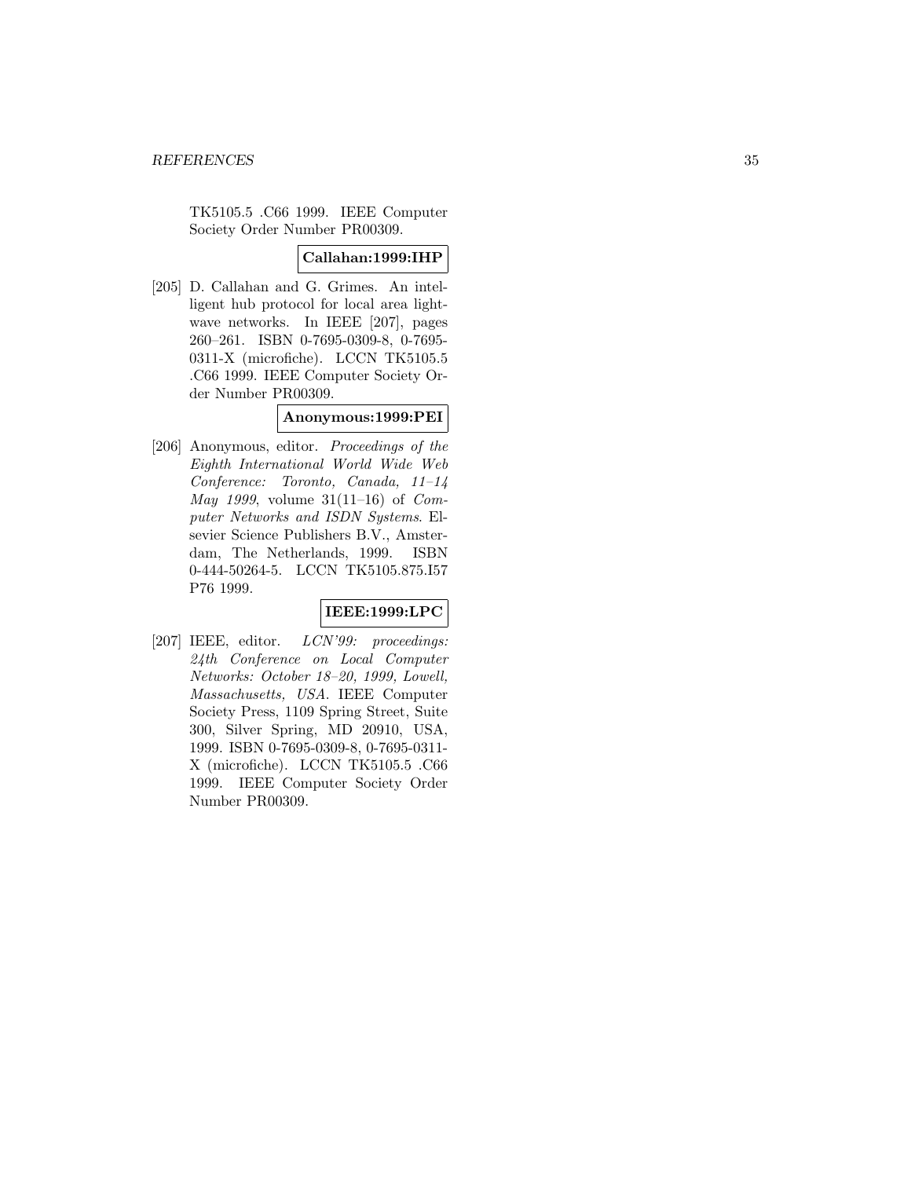TK5105.5 .C66 1999. IEEE Computer Society Order Number PR00309.

**Callahan:1999:IHP**

[205] D. Callahan and G. Grimes. An intelligent hub protocol for local area lightwave networks. In IEEE [207], pages 260–261. ISBN 0-7695-0309-8, 0-7695-0311-X (microfiche). LCCN TK5105.5 .C66 1999. IEEE Computer Society Order Number PR00309.

**Anonymous:1999:PEI**

[206] Anonymous, editor. *Proceedings of the Eighth International World Wide Web Conference: Toronto, Canada, 11–14 May 1999*, volume 31(11–16) of *Computer Networks and ISDN Systems*. Elsevier Science Publishers B.V., Amsterdam, The Netherlands, 1999. ISBN 0-444-50264-5. LCCN TK5105.875.I57 P76 1999.

**IEEE:1999:LPC**

[207] IEEE, editor. *LCN'99: proceedings: 24th Conference on Local Computer Networks: October 18–20, 1999, Lowell, Massachusetts, USA*. IEEE Computer Society Press, 1109 Spring Street, Suite 300, Silver Spring, MD 20910, USA, 1999. ISBN 0-7695-0309-8, 0-7695-0311-X (microfiche). LCCN TK5105.5 .C66 1999. IEEE Computer Society Order Number PR00309.